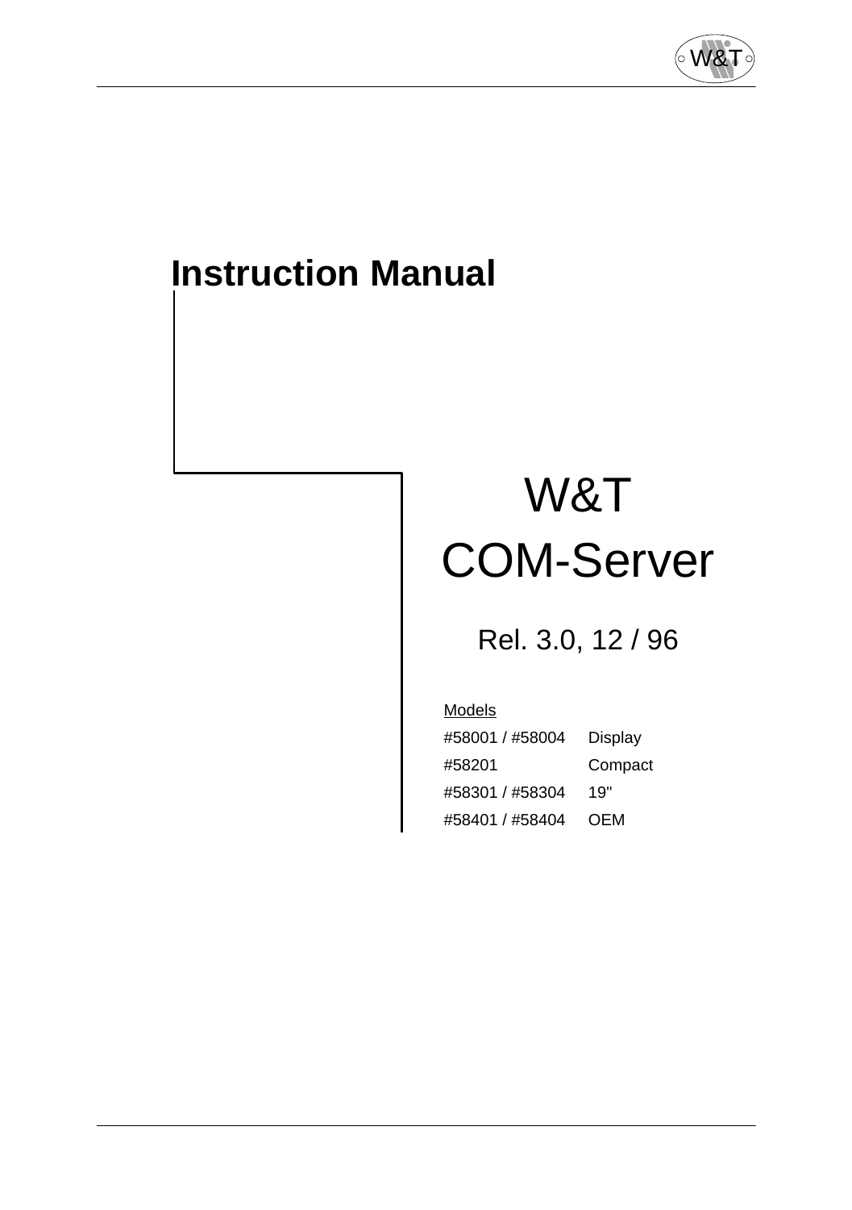# Instruction Manual

# W&T COM-Server

Rel. 3.0, 12 / 96

Models

| | |
|---|---|
| #58001 / #58004 | Display |
| #58201 | Compact |
| #58301 / #58304 | 19" |
| #58401 / #58404 | OEM |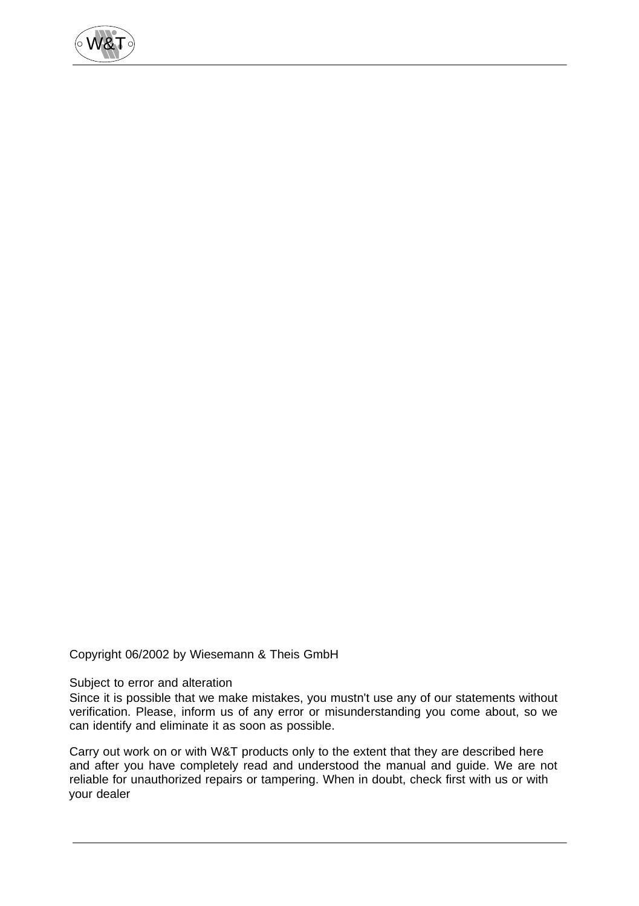Copyright 06/2002 by Wiesemann & Theis GmbH

Subject to error and alteration

Since it is possible that we make mistakes, you mustn't use any of our statements without verification. Please, inform us of any error or misunderstanding you come about, so we can identify and eliminate it as soon as possible.

Carry out work on or with W&T products only to the extent that they are described here and after you have completely read and understood the manual and guide. We are not reliable for unauthorized repairs or tampering. When in doubt, check first with us or with your dealer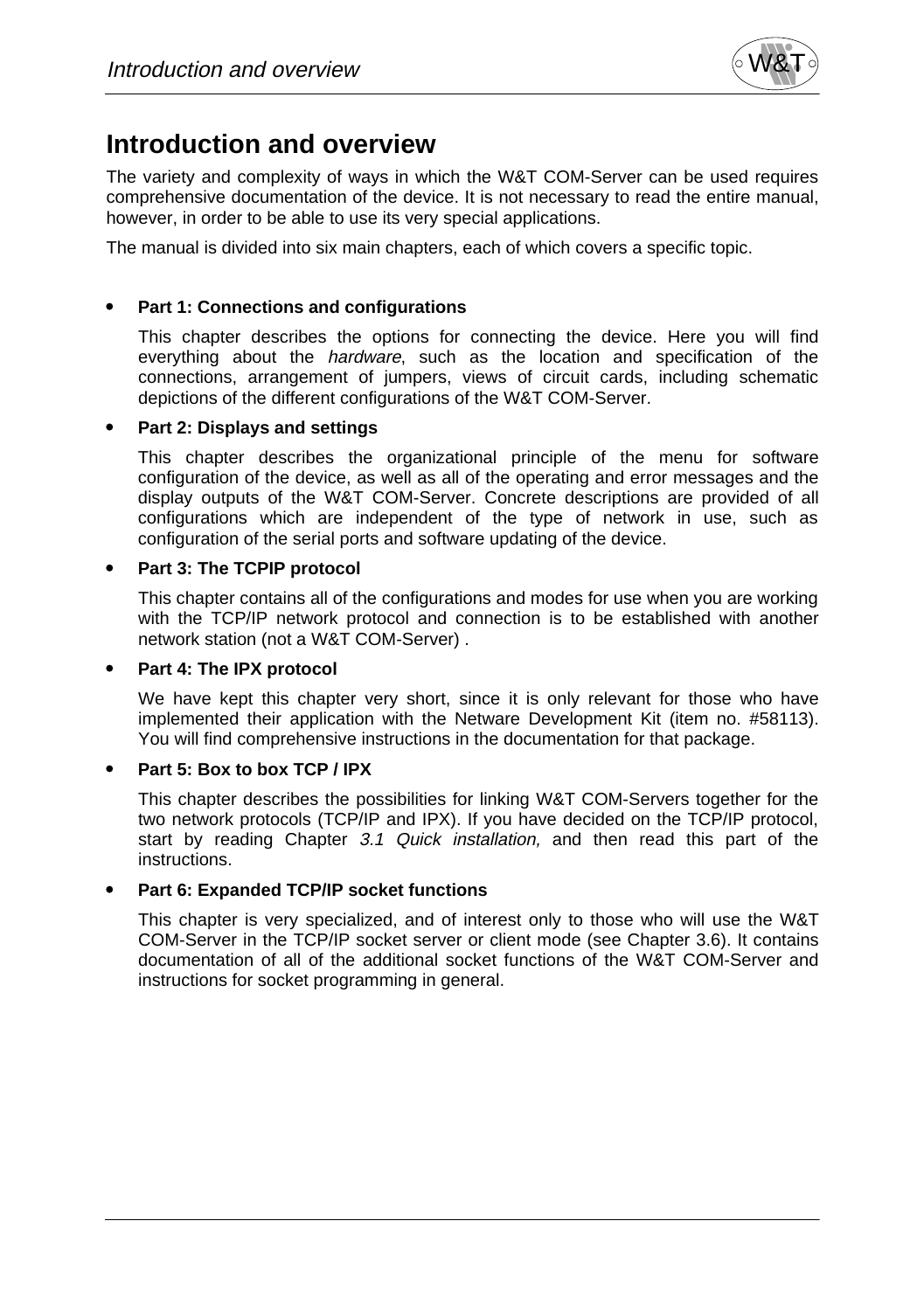# Introduction and overview

The variety and complexity of ways in which the W&T COM-Server can be used requires comprehensive documentation of the device. It is not necessary to read the entire manual, however, in order to be able to use its very special applications.

The manual is divided into six main chapters, each of which covers a specific topic.

- **Part 1: Connections and configurations**

  This chapter describes the options for connecting the device. Here you will find everything about the *hardware*, such as the location and specification of the connections, arrangement of jumpers, views of circuit cards, including schematic depictions of the different configurations of the W&T COM-Server.

- **Part 2: Displays and settings**

  This chapter describes the organizational principle of the menu for software configuration of the device, as well as all of the operating and error messages and the display outputs of the W&T COM-Server. Concrete descriptions are provided of all configurations which are independent of the type of network in use, such as configuration of the serial ports and software updating of the device.

- **Part 3: The TCPIP protocol**

  This chapter contains all of the configurations and modes for use when you are working with the TCP/IP network protocol and connection is to be established with another network station (not a W&T COM-Server) .

- **Part 4: The IPX protocol**

  We have kept this chapter very short, since it is only relevant for those who have implemented their application with the Netware Development Kit (item no. #58113). You will find comprehensive instructions in the documentation for that package.

- **Part 5: Box to box TCP / IPX**

  This chapter describes the possibilities for linking W&T COM-Servers together for the two network protocols (TCP/IP and IPX). If you have decided on the TCP/IP protocol, start by reading Chapter *3.1 Quick installation,* and then read this part of the instructions.

- **Part 6: Expanded TCP/IP socket functions**

  This chapter is very specialized, and of interest only to those who will use the W&T COM-Server in the TCP/IP socket server or client mode (see Chapter 3.6). It contains documentation of all of the additional socket functions of the W&T COM-Server and instructions for socket programming in general.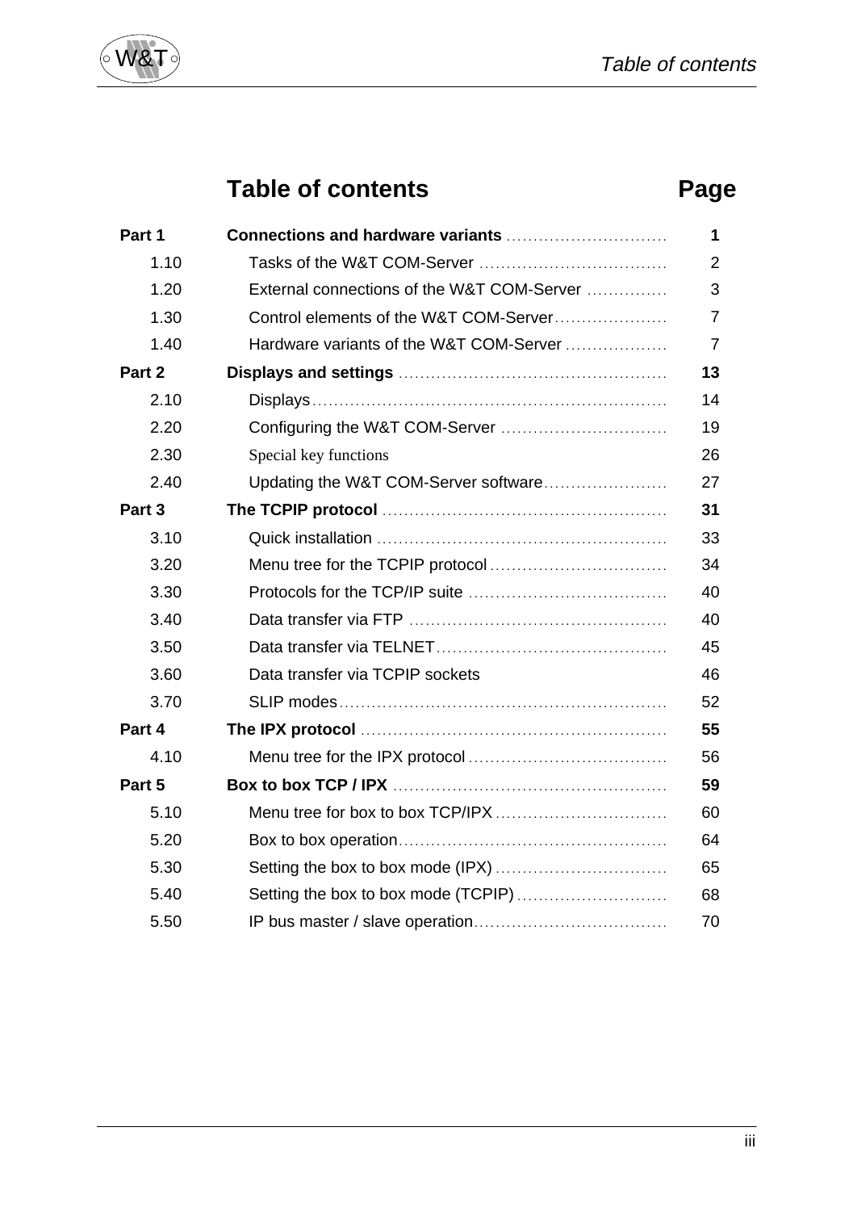# Table of contents

| | Table of contents | Page |
|---|---|---|
| **Part 1** | **Connections and hardware variants** | **1** |
| 1.10 | Tasks of the W&T COM-Server | 2 |
| 1.20 | External connections of the W&T COM-Server | 3 |
| 1.30 | Control elements of the W&T COM-Server | 7 |
| 1.40 | Hardware variants of the W&T COM-Server | 7 |
| **Part 2** | **Displays and settings** | **13** |
| 2.10 | Displays | 14 |
| 2.20 | Configuring the W&T COM-Server | 19 |
| 2.30 | Special key functions | 26 |
| 2.40 | Updating the W&T COM-Server software | 27 |
| **Part 3** | **The TCPIP protocol** | **31** |
| 3.10 | Quick installation | 33 |
| 3.20 | Menu tree for the TCPIP protocol | 34 |
| 3.30 | Protocols for the TCP/IP suite | 40 |
| 3.40 | Data transfer via FTP | 40 |
| 3.50 | Data transfer via TELNET | 45 |
| 3.60 | Data transfer via TCPIP sockets | 46 |
| 3.70 | SLIP modes | 52 |
| **Part 4** | **The IPX protocol** | **55** |
| 4.10 | Menu tree for the IPX protocol | 56 |
| **Part 5** | **Box to box TCP / IPX** | **59** |
| 5.10 | Menu tree for box to box TCP/IPX | 60 |
| 5.20 | Box to box operation | 64 |
| 5.30 | Setting the box to box mode (IPX) | 65 |
| 5.40 | Setting the box to box mode (TCPIP) | 68 |
| 5.50 | IP bus master / slave operation | 70 |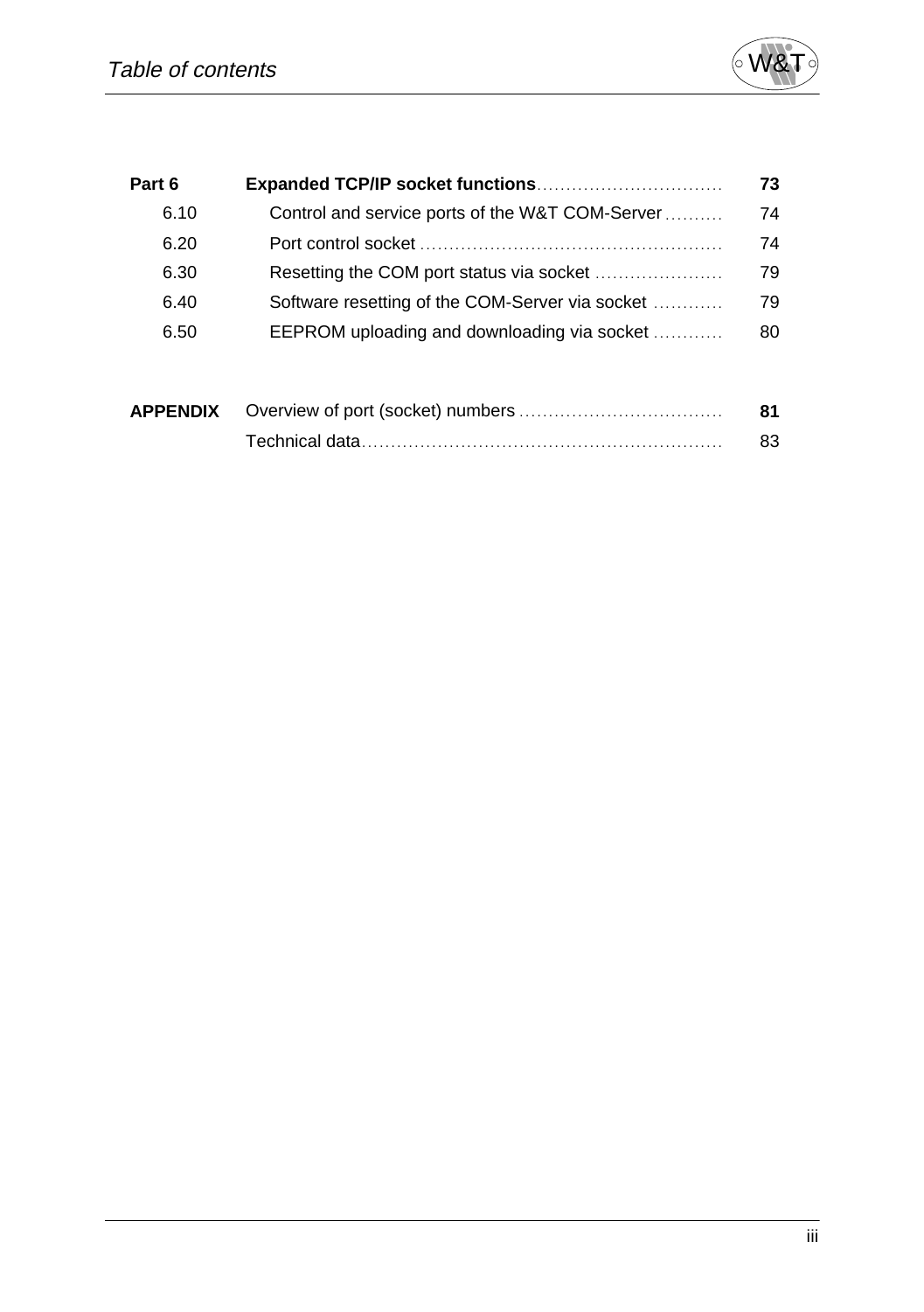| | | |
|---|---|---|
| **Part 6** | **Expanded TCP/IP socket functions** | **73** |
| 6.10 | Control and service ports of the W&T COM-Server | 74 |
| 6.20 | Port control socket | 74 |
| 6.30 | Resetting the COM port status via socket | 79 |
| 6.40 | Software resetting of the COM-Server via socket | 79 |
| 6.50 | EEPROM uploading and downloading via socket | 80 |
| | | |
| **APPENDIX** | Overview of port (socket) numbers | **81** |
| | Technical data | 83 |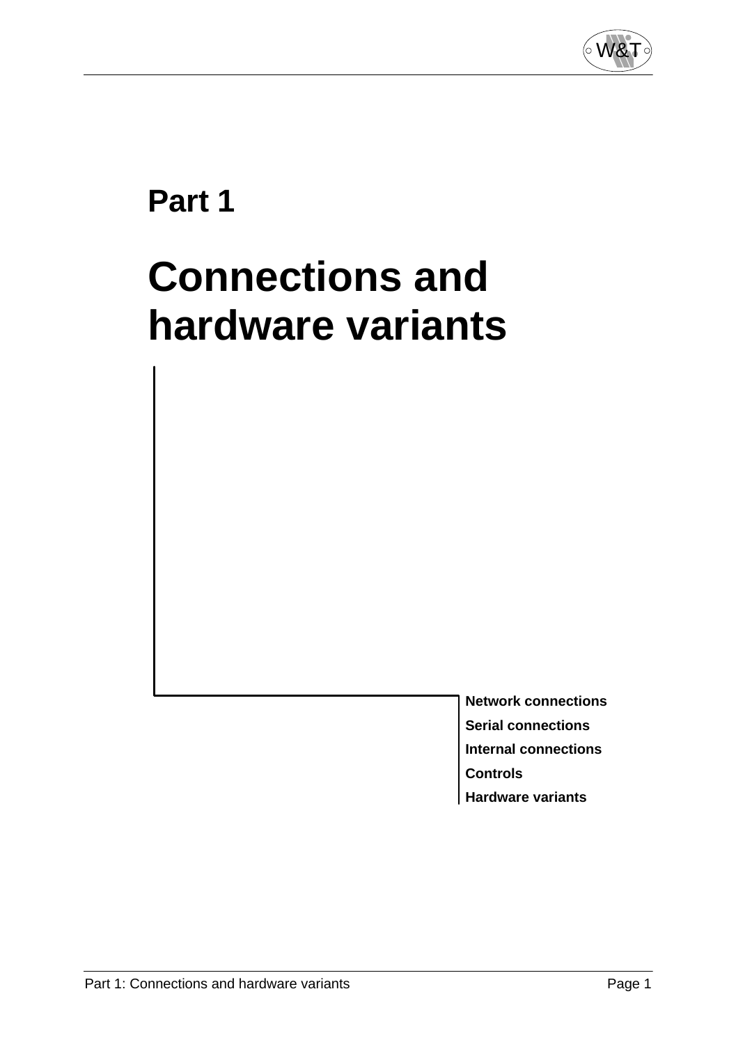# Part 1

# Connections and hardware variants

**Network connections**
**Serial connections**
**Internal connections**
**Controls**
**Hardware variants**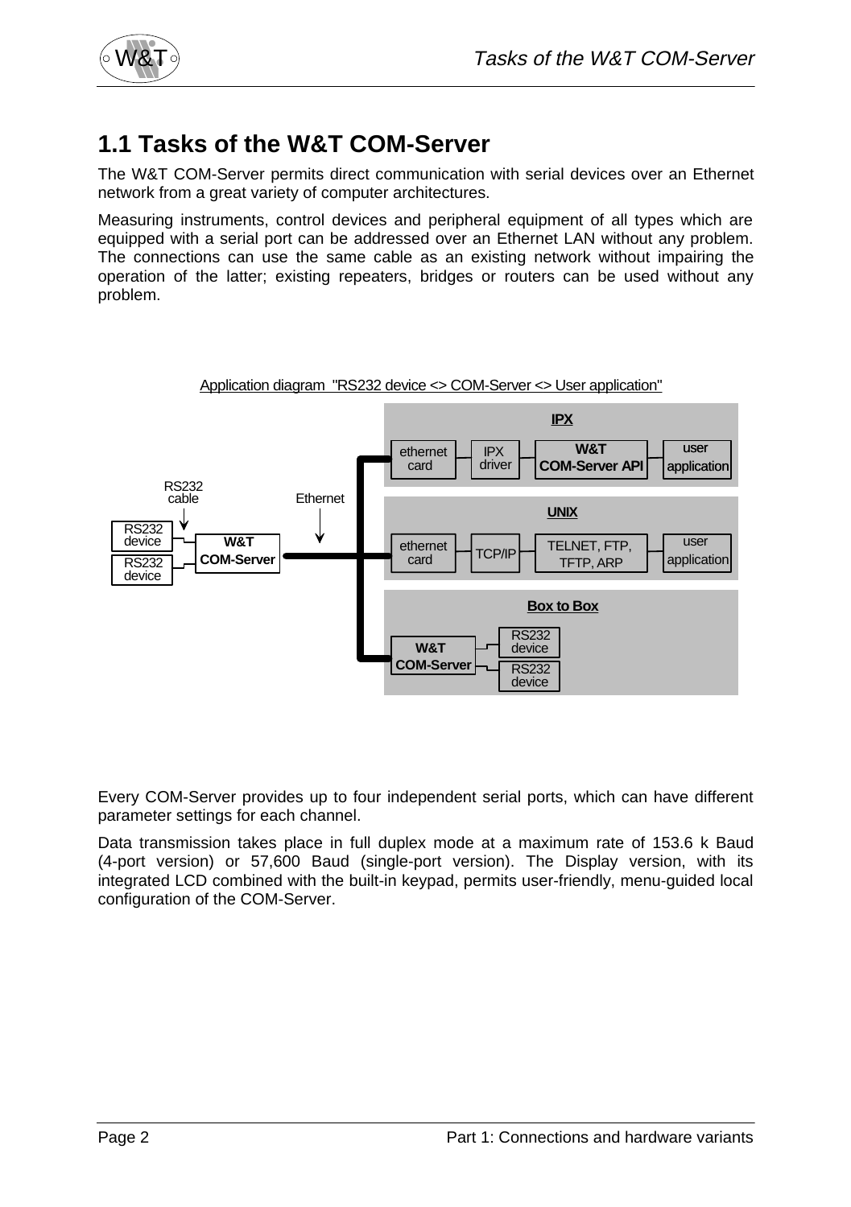## 1.1 Tasks of the W&T COM-Server

The W&T COM-Server permits direct communication with serial devices over an Ethernet network from a great variety of computer architectures.

Measuring instruments, control devices and peripheral equipment of all types which are equipped with a serial port can be addressed over an Ethernet LAN without any problem. The connections can use the same cable as an existing network without impairing the operation of the latter; existing repeaters, bridges or routers can be used without any problem.

Application diagram "RS232 device <> COM-Server <> User application"

Every COM-Server provides up to four independent serial ports, which can have different parameter settings for each channel.

Data transmission takes place in full duplex mode at a maximum rate of 153.6 k Baud (4-port version) or 57,600 Baud (single-port version). The Display version, with its integrated LCD combined with the built-in keypad, permits user-friendly, menu-guided local configuration of the COM-Server.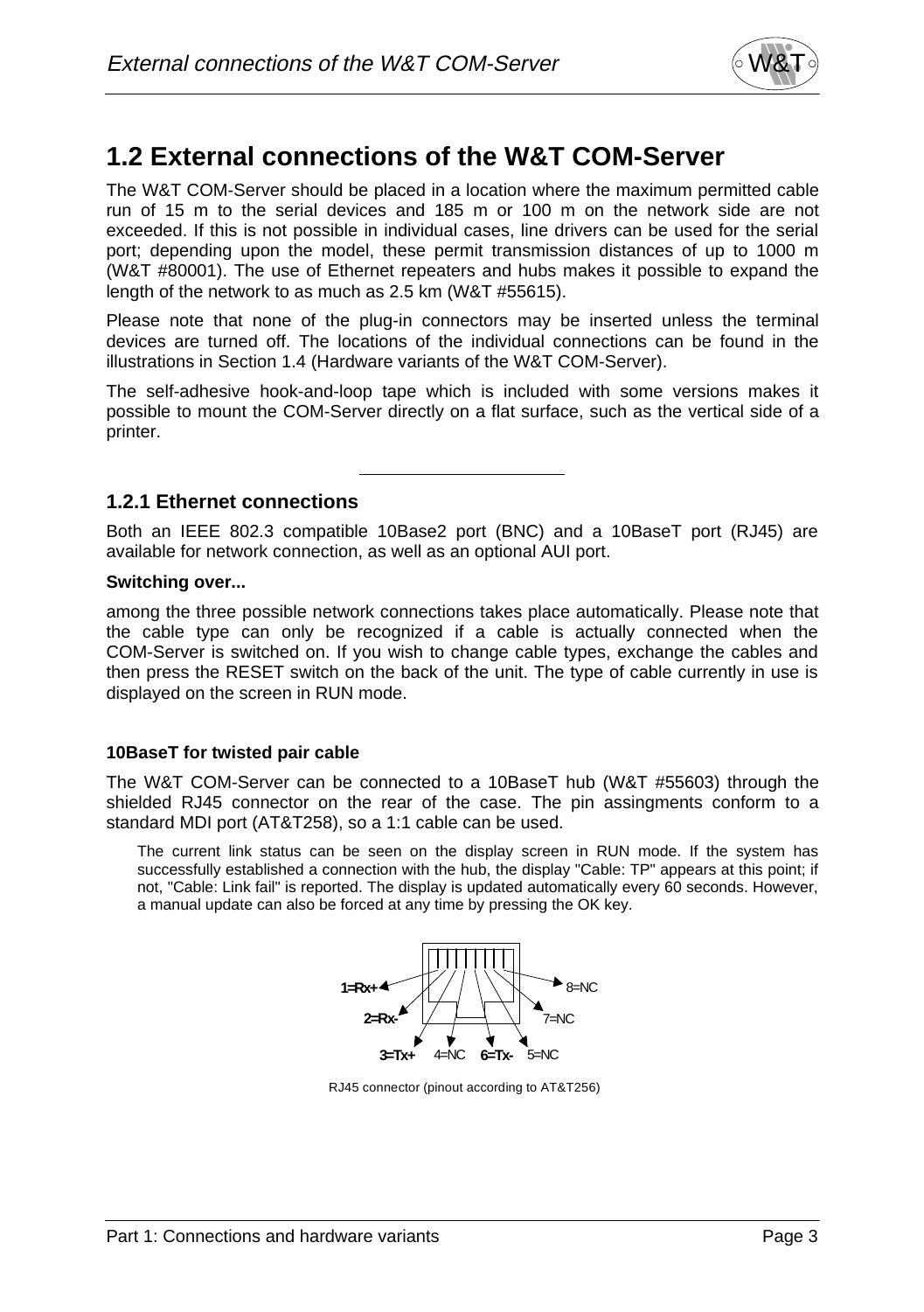## 1.2 External connections of the W&T COM-Server

The W&T COM-Server should be placed in a location where the maximum permitted cable run of 15 m to the serial devices and 185 m or 100 m on the network side are not exceeded. If this is not possible in individual cases, line drivers can be used for the serial port; depending upon the model, these permit transmission distances of up to 1000 m (W&T #80001). The use of Ethernet repeaters and hubs makes it possible to expand the length of the network to as much as 2.5 km (W&T #55615).

Please note that none of the plug-in connectors may be inserted unless the terminal devices are turned off. The locations of the individual connections can be found in the illustrations in Section 1.4 (Hardware variants of the W&T COM-Server).

The self-adhesive hook-and-loop tape which is included with some versions makes it possible to mount the COM-Server directly on a flat surface, such as the vertical side of a printer.

---

### 1.2.1 Ethernet connections

Both an IEEE 802.3 compatible 10Base2 port (BNC) and a 10BaseT port (RJ45) are available for network connection, as well as an optional AUI port.

**Switching over...**

among the three possible network connections takes place automatically. Please note that the cable type can only be recognized if a cable is actually connected when the COM-Server is switched on. If you wish to change cable types, exchange the cables and then press the RESET switch on the back of the unit. The type of cable currently in use is displayed on the screen in RUN mode.

**10BaseT for twisted pair cable**

The W&T COM-Server can be connected to a 10BaseT hub (W&T #55603) through the shielded RJ45 connector on the rear of the case. The pin assingments conform to a standard MDI port (AT&T258), so a 1:1 cable can be used.

The current link status can be seen on the display screen in RUN mode. If the system has successfully established a connection with the hub, the display "Cable: TP" appears at this point; if not, "Cable: Link fail" is reported. The display is updated automatically every 60 seconds. However, a manual update can also be forced at any time by pressing the OK key.

**1=Rx+**
**2=Rx-**
**3=Tx+**
4=NC
5=NC
**6=Tx-**
7=NC
8=NC

RJ45 connector (pinout according to AT&T256)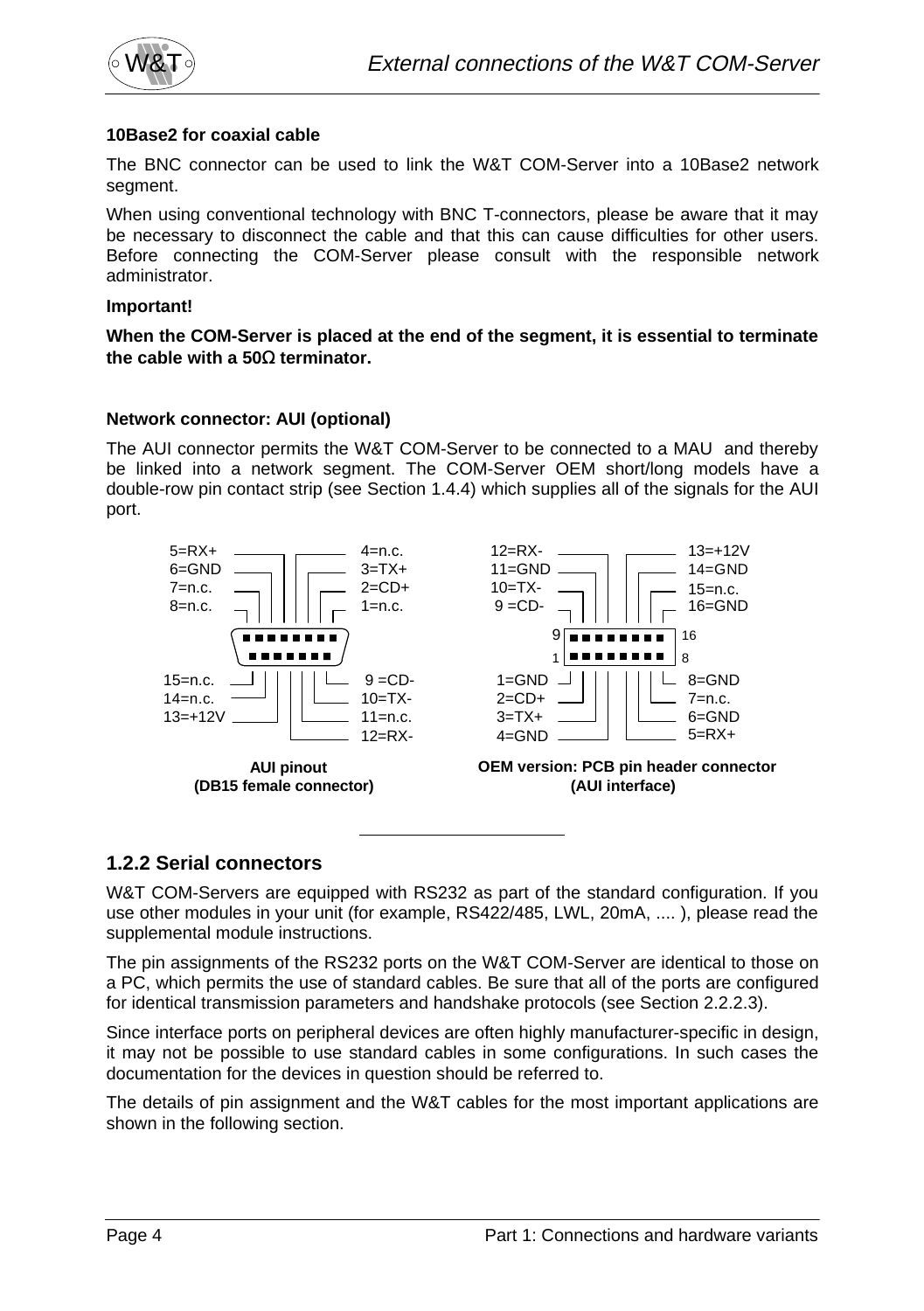**10Base2 for coaxial cable**

The BNC connector can be used to link the W&T COM-Server into a 10Base2 network segment.

When using conventional technology with BNC T-connectors, please be aware that it may be necessary to disconnect the cable and that this can cause difficulties for other users. Before connecting the COM-Server please consult with the responsible network administrator.

**Important!**

**When the COM-Server is placed at the end of the segment, it is essential to terminate the cable with a 50Ω terminator.**

**Network connector: AUI (optional)**

The AUI connector permits the W&T COM-Server to be connected to a MAU and thereby be linked into a network segment. The COM-Server OEM short/long models have a double-row pin contact strip (see Section 1.4.4) which supplies all of the signals for the AUI port.

5=RX+, 6=GND, 7=n.c., 8=n.c., 4=n.c., 3=TX+, 2=CD+, 1=n.c.
15=n.c., 14=n.c., 13=+12V, 9=CD-, 10=TX-, 11=n.c., 12=RX-

**AUI pinout (DB15 female connector)**

12=RX-, 11=GND, 10=TX-, 9=CD-, 13=+12V, 14=GND, 15=n.c., 16=GND
1=GND, 2=CD+, 3=TX+, 4=GND, 8=GND, 7=n.c., 6=GND, 5=RX+

**OEM version: PCB pin header connector (AUI interface)**

---

## 1.2.2 Serial connectors

W&T COM-Servers are equipped with RS232 as part of the standard configuration. If you use other modules in your unit (for example, RS422/485, LWL, 20mA, .... ), please read the supplemental module instructions.

The pin assignments of the RS232 ports on the W&T COM-Server are identical to those on a PC, which permits the use of standard cables. Be sure that all of the ports are configured for identical transmission parameters and handshake protocols (see Section 2.2.2.3).

Since interface ports on peripheral devices are often highly manufacturer-specific in design, it may not be possible to use standard cables in some configurations. In such cases the documentation for the devices in question should be referred to.

The details of pin assignment and the W&T cables for the most important applications are shown in the following section.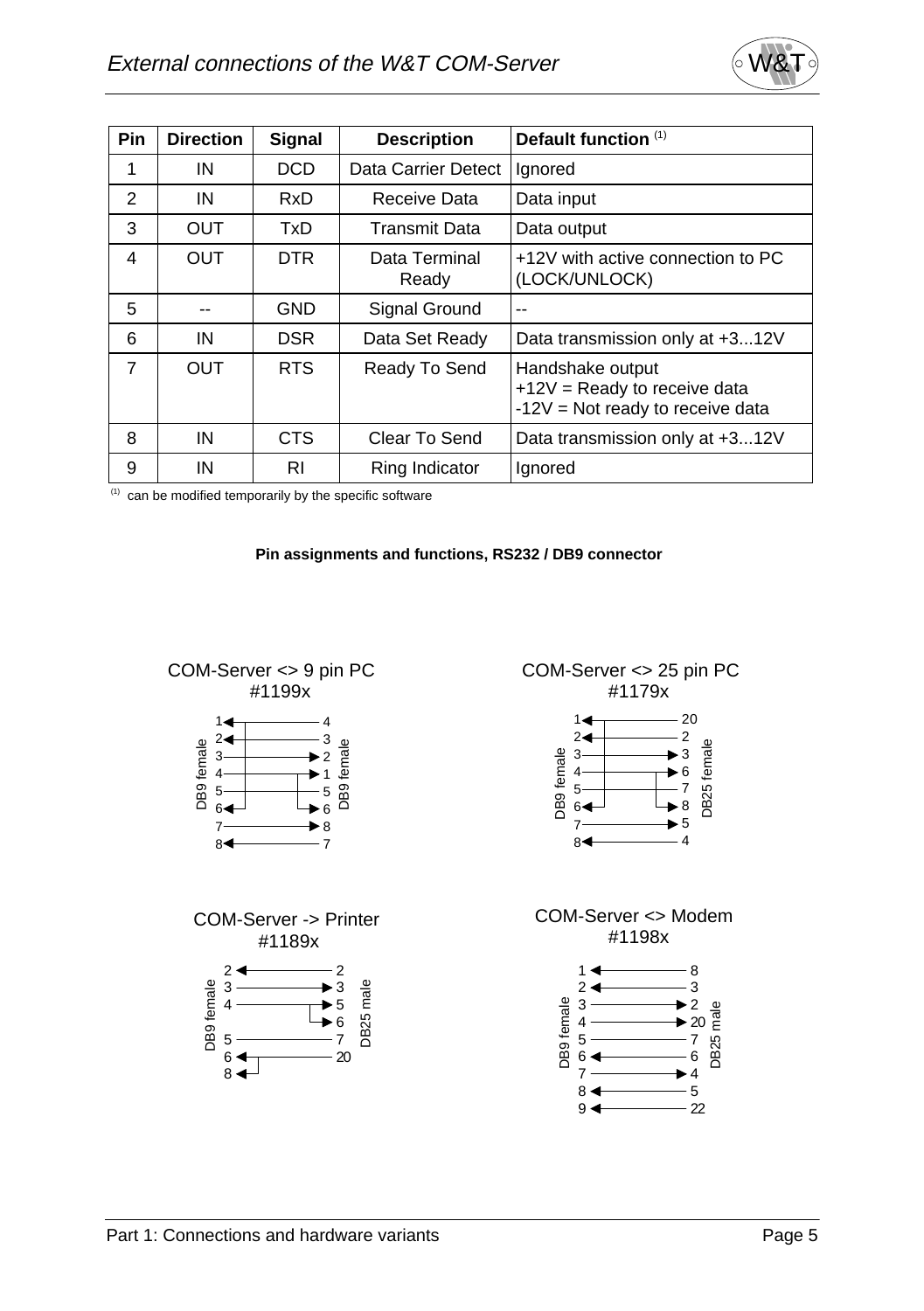| Pin | Direction | Signal | Description | Default function [1] |
|---|---|---|---|---|
| 1 | IN | DCD | Data Carrier Detect | Ignored |
| 2 | IN | RxD | Receive Data | Data input |
| 3 | OUT | TxD | Transmit Data | Data output |
| 4 | OUT | DTR | Data Terminal Ready | +12V with active connection to PC (LOCK/UNLOCK) |
| 5 | -- | GND | Signal Ground | -- |
| 6 | IN | DSR | Data Set Ready | Data transmission only at +3...12V |
| 7 | OUT | RTS | Ready To Send | Handshake output<br>+12V = Ready to receive data<br>-12V = Not ready to receive data |
| 8 | IN | CTS | Clear To Send | Data transmission only at +3...12V |
| 9 | IN | RI | Ring Indicator | Ignored |

[1] can be modified temporarily by the specific software

**Pin assignments and functions, RS232 / DB9 connector**

COM-Server <> 9 pin PC
#1199x

| DB9 female | DB9 female |
|---|---|
| 1 ← | 4 |
| 2 ← | 3 |
| 3 → | 2 |
| 4 → | 1 |
| 5 | 5 |
| 6 ← | → 6 |
| 7 → | 8 |
| 8 ← | 7 |

COM-Server <> 25 pin PC
#1179x

| DB9 female | DB25 female |
|---|---|
| 1 ← | 20 |
| 2 ← | 2 |
| 3 → | 3 |
| 4 → | 6 |
| 5 | 7 |
| 6 ← | → 8 |
| 7 → | 5 |
| 8 ← | 4 |

COM-Server -> Printer
#1189x

| DB9 female | DB25 male |
|---|---|
| 2 ← | 2 |
| 3 → | 3 |
| 4 → | 5 |
| | 6 |
| 5 | 7 |
| 6 ← | 20 |
| 8 ← | |

COM-Server <> Modem
#1198x

| DB9 female | DB25 male |
|---|---|
| 1 ← | 8 |
| 2 ← | 3 |
| 3 → | 2 |
| 4 → | 20 |
| 5 | 7 |
| 6 ← | 6 |
| 7 → | 4 |
| 8 ← | 5 |
| 9 ← | 22 |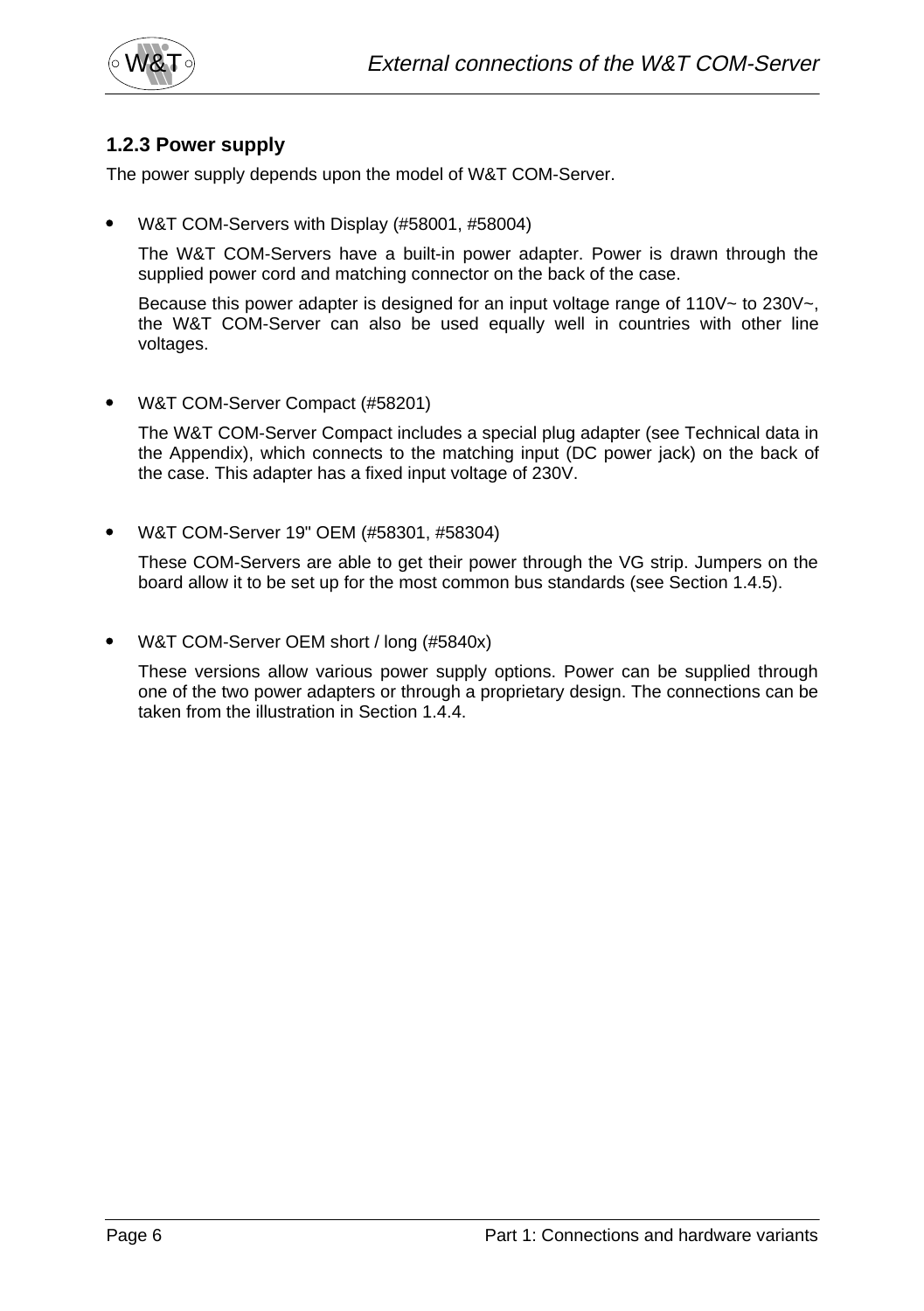### 1.2.3 Power supply

The power supply depends upon the model of W&T COM-Server.

- W&T COM-Servers with Display (#58001, #58004)

  The W&T COM-Servers have a built-in power adapter. Power is drawn through the supplied power cord and matching connector on the back of the case.

  Because this power adapter is designed for an input voltage range of 110V~ to 230V~, the W&T COM-Server can also be used equally well in countries with other line voltages.

- W&T COM-Server Compact (#58201)

  The W&T COM-Server Compact includes a special plug adapter (see Technical data in the Appendix), which connects to the matching input (DC power jack) on the back of the case. This adapter has a fixed input voltage of 230V.

- W&T COM-Server 19" OEM (#58301, #58304)

  These COM-Servers are able to get their power through the VG strip. Jumpers on the board allow it to be set up for the most common bus standards (see Section 1.4.5).

- W&T COM-Server OEM short / long (#5840x)

  These versions allow various power supply options. Power can be supplied through one of the two power adapters or through a proprietary design. The connections can be taken from the illustration in Section 1.4.4.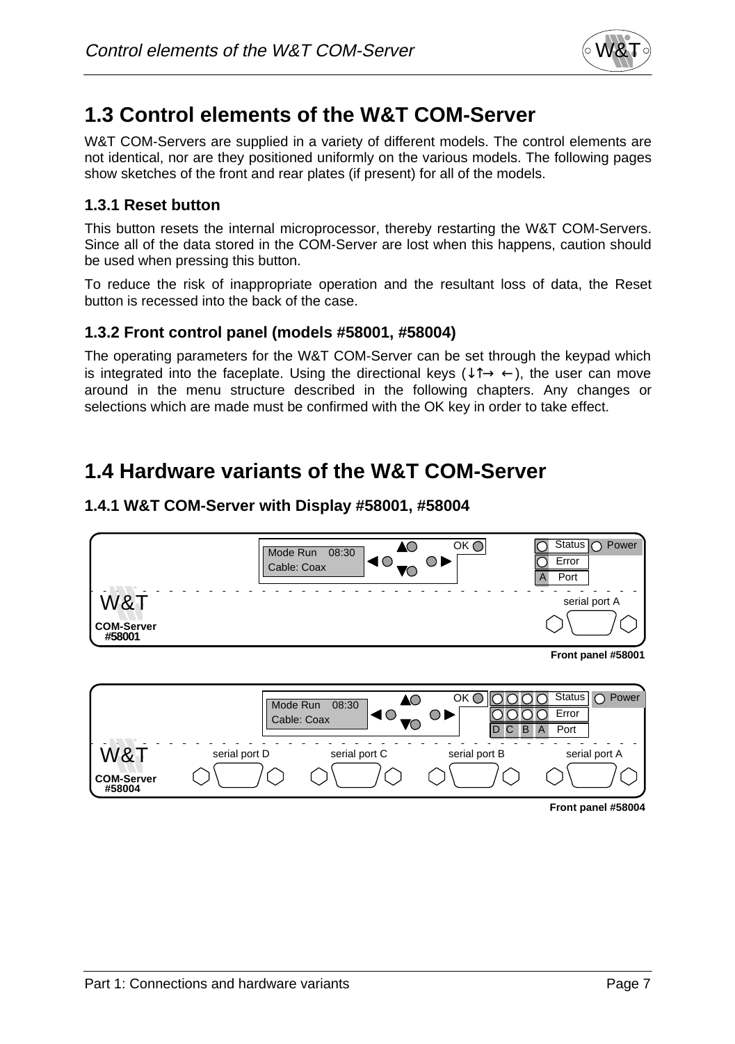## 1.3 Control elements of the W&T COM-Server

W&T COM-Servers are supplied in a variety of different models. The control elements are not identical, nor are they positioned uniformly on the various models. The following pages show sketches of the front and rear plates (if present) for all of the models.

### 1.3.1 Reset button

This button resets the internal microprocessor, thereby restarting the W&T COM-Servers. Since all of the data stored in the COM-Server are lost when this happens, caution should be used when pressing this button.

To reduce the risk of inappropriate operation and the resultant loss of data, the Reset button is recessed into the back of the case.

### 1.3.2 Front control panel (models #58001, #58004)

The operating parameters for the W&T COM-Server can be set through the keypad which is integrated into the faceplate. Using the directional keys (↓↑→ ←), the user can move around in the menu structure described in the following chapters. Any changes or selections which are made must be confirmed with the OK key in order to take effect.

## 1.4 Hardware variants of the W&T COM-Server

### 1.4.1 W&T COM-Server with Display #58001, #58004

Mode Run 08:30
Cable: Coax
OK
Status Power
Error
A Port
W&T
COM-Server
#58001
serial port A

**Front panel #58001**

Mode Run 08:30
Cable: Coax
OK
Status Power
Error
D C B A Port
W&T
COM-Server
#58004
serial port D serial port C serial port B serial port A

**Front panel #58004**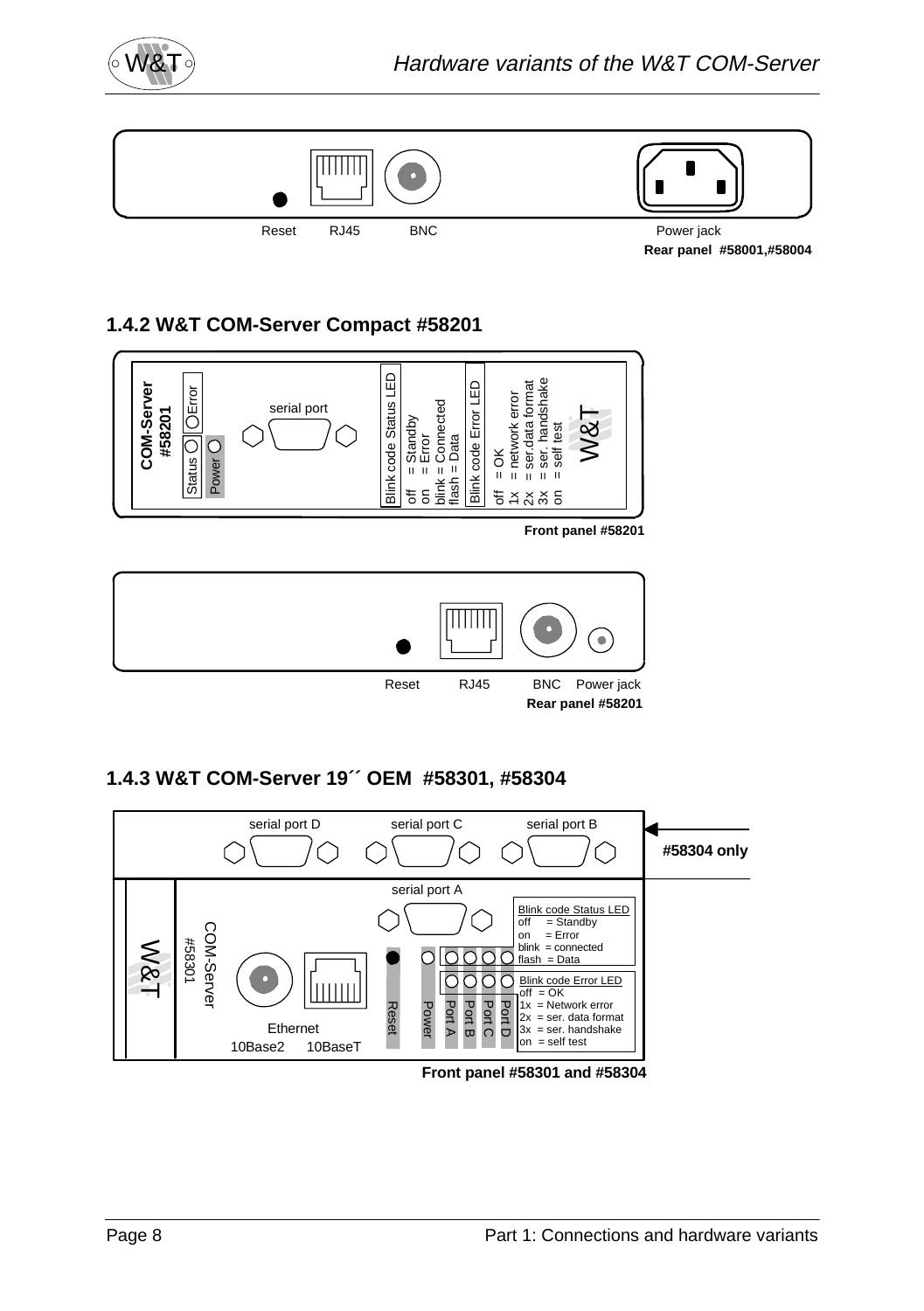Reset RJ45 BNC Power jack

**Rear panel #58001,#58004**

### 1.4.2 W&T COM-Server Compact #58201

**COM-Server #58201**

Status Error

Power

serial port

Blink code Status LED
off = Standby
on = Error
blink = Connected
flash = Data

Blink code Error LED
off = OK
1x = network error
2x = ser.data format
3x = ser. handshake
on = self test

W&T

**Front panel #58201**

Reset RJ45 BNC Power jack

**Rear panel #58201**

### 1.4.3 W&T COM-Server 19´´ OEM #58301, #58304

serial port D serial port C serial port B

**#58304 only**

serial port A

W&T

COM-Server #58301

Ethernet
10Base2 10BaseT

Reset Power Port A Port B Port C Port D

Blink code Status LED
off = Standby
on = Error
blink = connected
flash = Data

Blink code Error LED
off = OK
1x = Network error
2x = ser. data format
3x = ser. handshake
on = self test

**Front panel #58301 and #58304**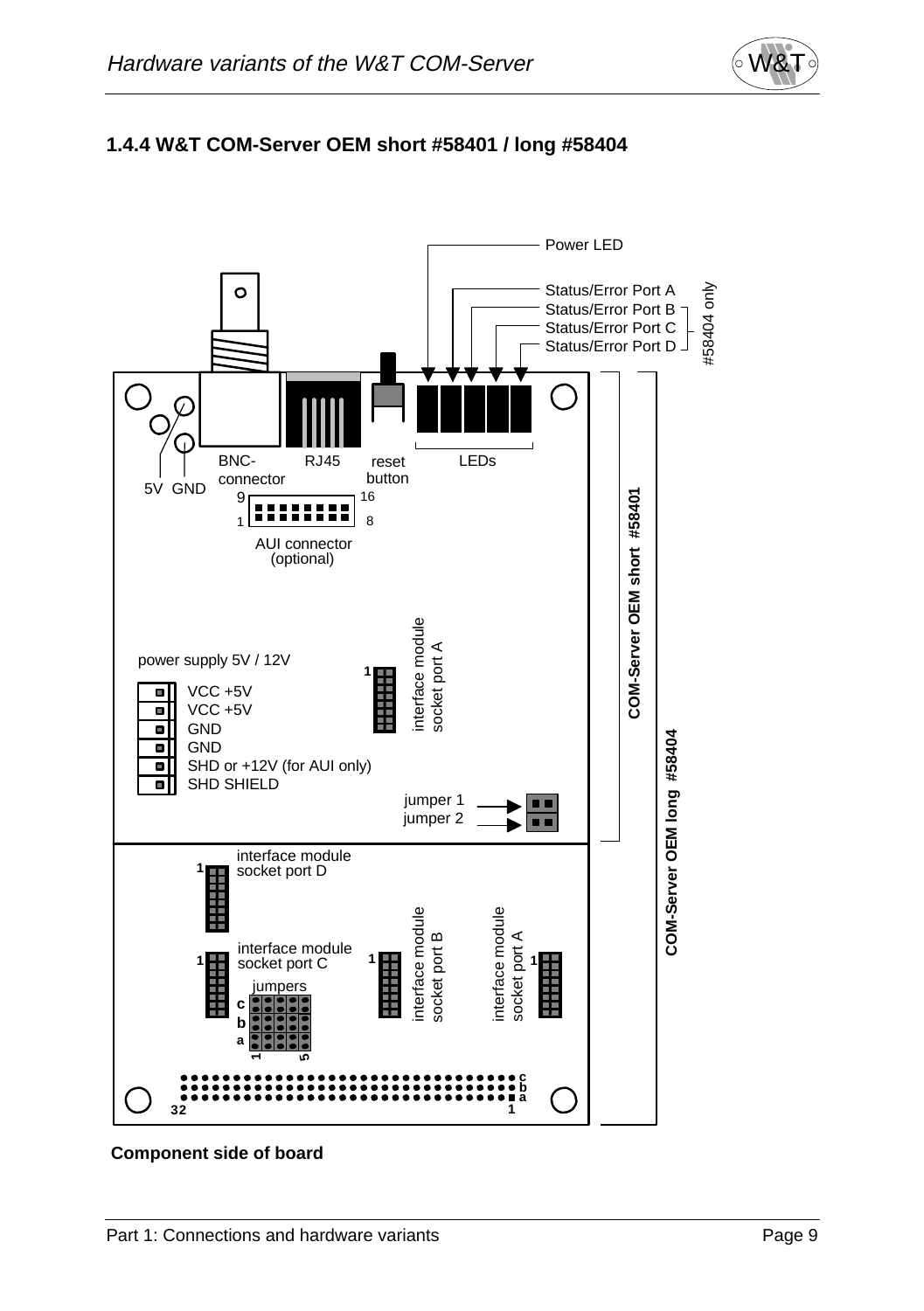### 1.4.4 W&T COM-Server OEM short #58401 / long #58404

Power LED

Status/Error Port A
Status/Error Port B
Status/Error Port C
Status/Error Port D

#58404 only

BNC-connector

RJ45

reset button

LEDs

5V GND

9 16
1 8

AUI connector (optional)

COM-Server OEM short #58401

COM-Server OEM long #58404

power supply 5V / 12V

- VCC +5V
- VCC +5V
- GND
- GND
- SHD or +12V (for AUI only)
- SHD SHIELD

interface module socket port A

jumper 1
jumper 2

interface module socket port D

interface module socket port C

jumpers

c b a

1 5

interface module socket port B

interface module socket port A

c b a

32 1

**Component side of board**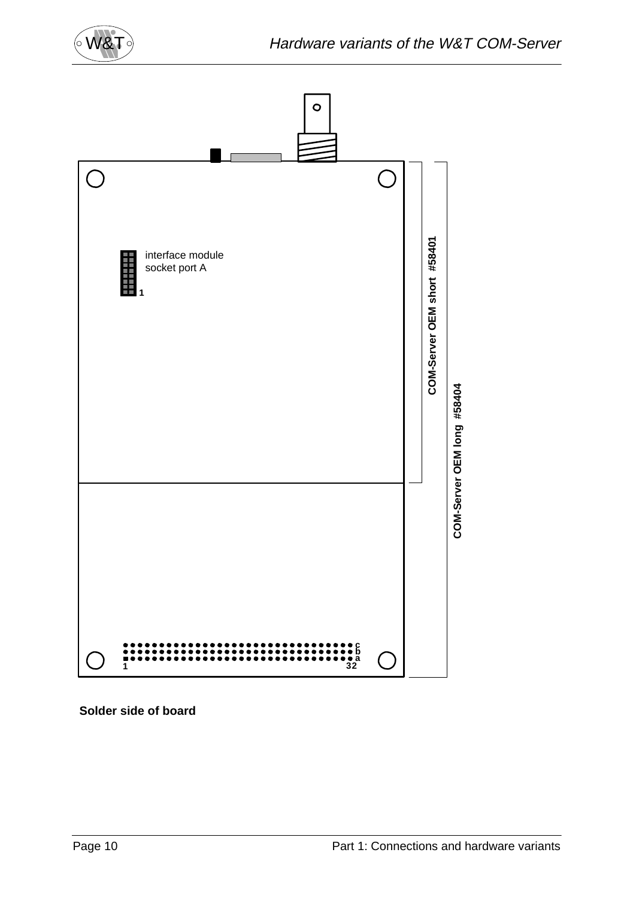interface module socket port A

1

COM-Server OEM short #58401

COM-Server OEM long #58404

c
b
a

1

32

**Solder side of board**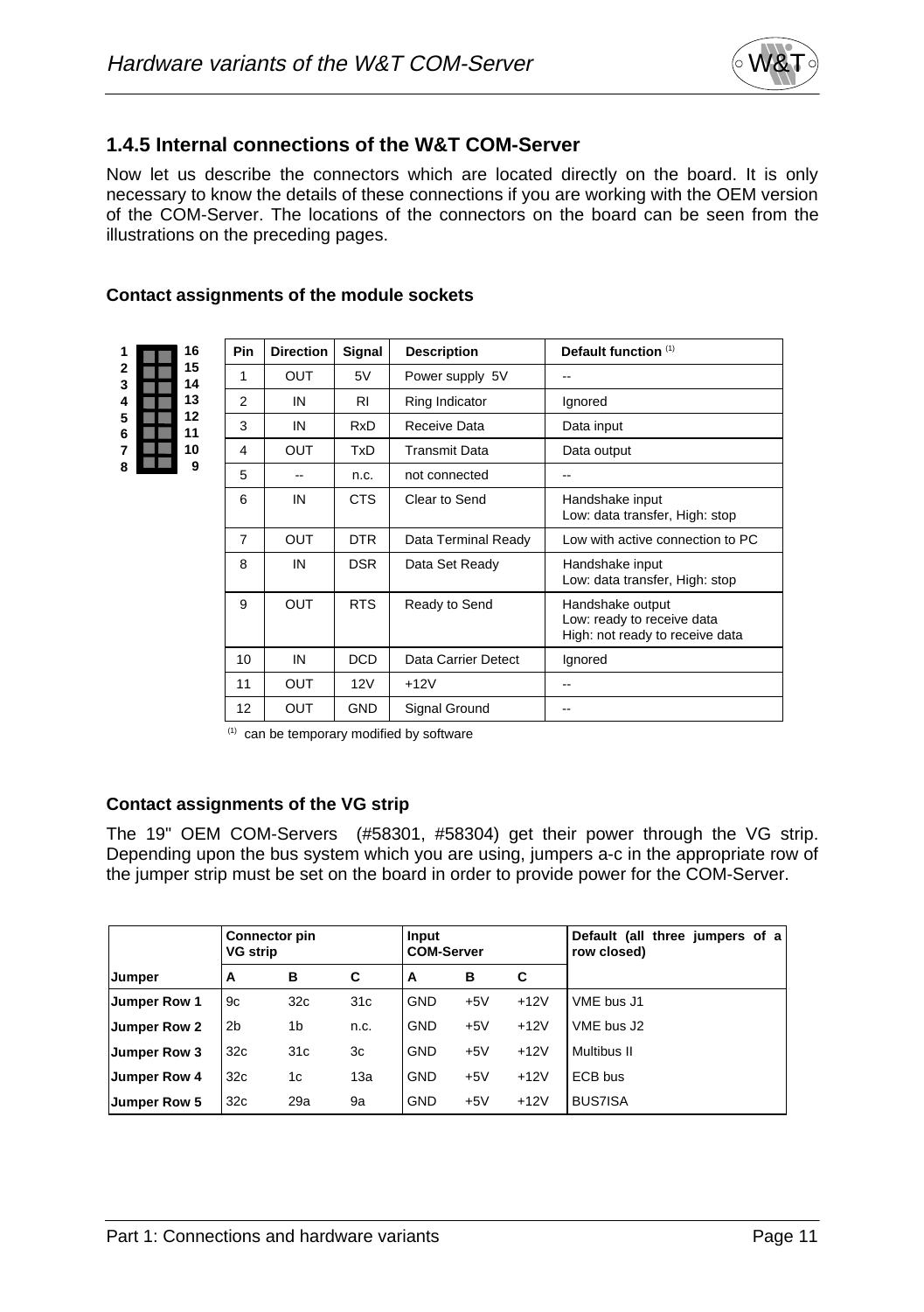### 1.4.5 Internal connections of the W&T COM-Server

Now let us describe the connectors which are located directly on the board. It is only necessary to know the details of these connections if you are working with the OEM version of the COM-Server. The locations of the connectors on the board can be seen from the illustrations on the preceding pages.

**Contact assignments of the module sockets**

| 1 | 16 |
|---|---|
| 2 | 15 |
| 3 | 14 |
| 4 | 13 |
| 5 | 12 |
| 6 | 11 |
| 7 | 10 |
| 8 | 9 |

| Pin | Direction | Signal | Description | Default function [1] |
|---|---|---|---|---|
| 1 | OUT | 5V | Power supply 5V | -- |
| 2 | IN | RI | Ring Indicator | Ignored |
| 3 | IN | RxD | Receive Data | Data input |
| 4 | OUT | TxD | Transmit Data | Data output |
| 5 | -- | n.c. | not connected | -- |
| 6 | IN | CTS | Clear to Send | Handshake input<br>Low: data transfer, High: stop |
| 7 | OUT | DTR | Data Terminal Ready | Low with active connection to PC |
| 8 | IN | DSR | Data Set Ready | Handshake input<br>Low: data transfer, High: stop |
| 9 | OUT | RTS | Ready to Send | Handshake output<br>Low: ready to receive data<br>High: not ready to receive data |
| 10 | IN | DCD | Data Carrier Detect | Ignored |
| 11 | OUT | 12V | +12V | -- |
| 12 | OUT | GND | Signal Ground | -- |

[1] can be temporary modified by software

**Contact assignments of the VG strip**

The 19" OEM COM-Servers (#58301, #58304) get their power through the VG strip. Depending upon the bus system which you are using, jumpers a-c in the appropriate row of the jumper strip must be set on the board in order to provide power for the COM-Server.

| | Connector pin VG strip | | | Input COM-Server | | | Default (all three jumpers of a row closed) |
|---|---|---|---|---|---|---|---|
| **Jumper** | **A** | **B** | **C** | **A** | **B** | **C** | |
| **Jumper Row 1** | 9c | 32c | 31c | GND | +5V | +12V | VME bus J1 |
| **Jumper Row 2** | 2b | 1b | n.c. | GND | +5V | +12V | VME bus J2 |
| **Jumper Row 3** | 32c | 31c | 3c | GND | +5V | +12V | Multibus II |
| **Jumper Row 4** | 32c | 1c | 13a | GND | +5V | +12V | ECB bus |
| **Jumper Row 5** | 32c | 29a | 9a | GND | +5V | +12V | BUS7ISA |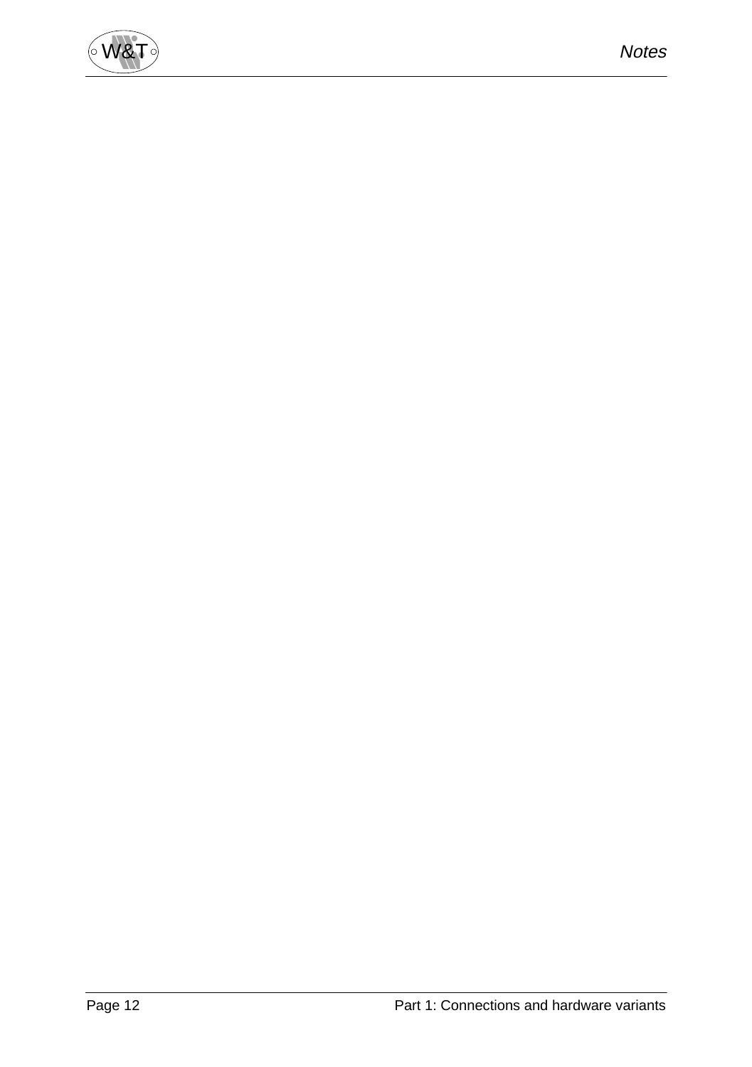# Notes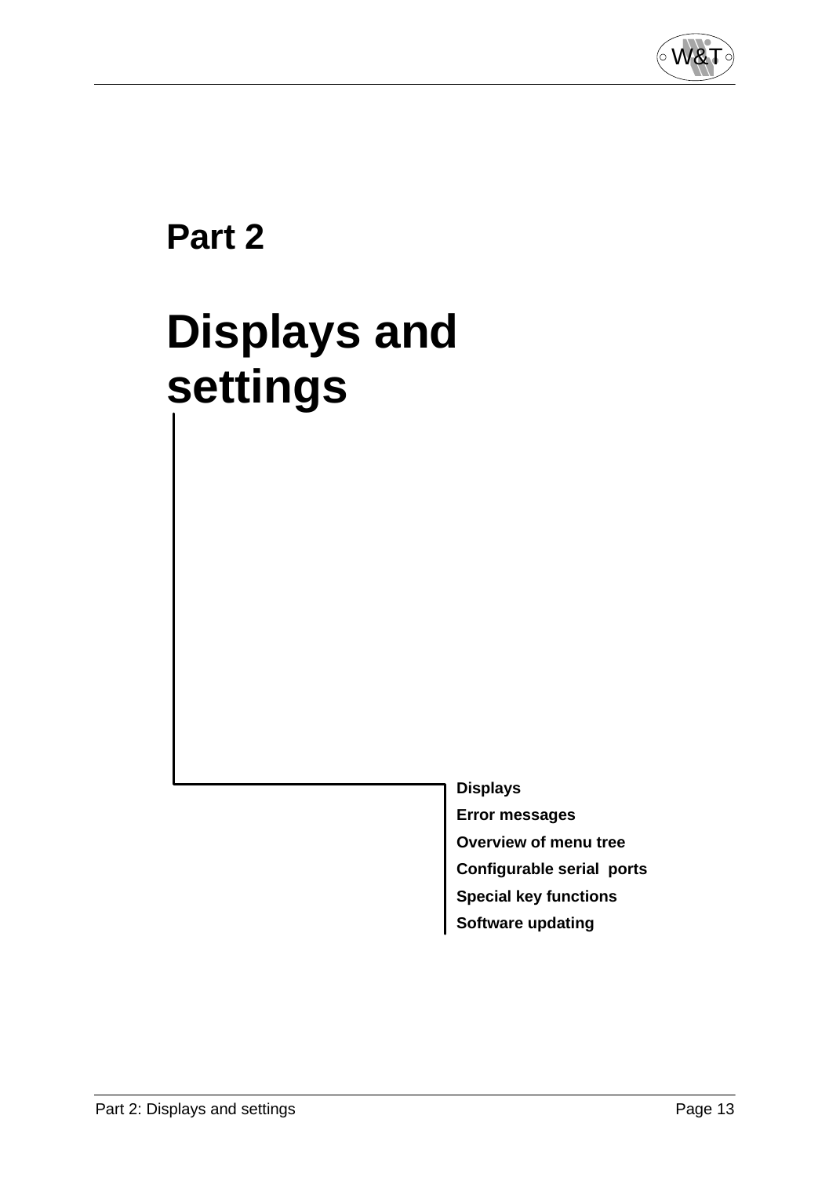# Part 2

# Displays and settings

**Displays**

**Error messages**

**Overview of menu tree**

**Configurable serial ports**

**Special key functions**

**Software updating**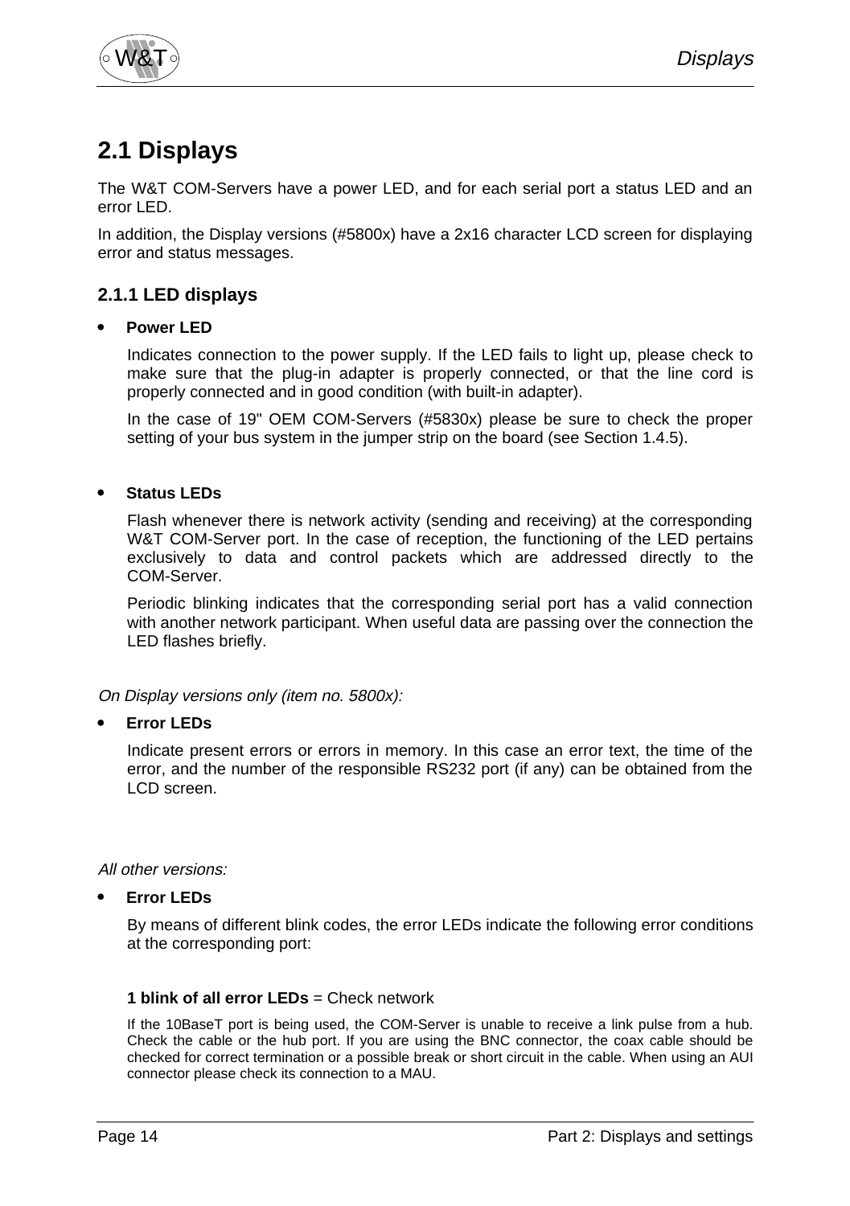## 2.1 Displays

The W&T COM-Servers have a power LED, and for each serial port a status LED and an error LED.

In addition, the Display versions (#5800x) have a 2x16 character LCD screen for displaying error and status messages.

### 2.1.1 LED displays

- **Power LED**

  Indicates connection to the power supply. If the LED fails to light up, please check to make sure that the plug-in adapter is properly connected, or that the line cord is properly connected and in good condition (with built-in adapter).

  In the case of 19" OEM COM-Servers (#5830x) please be sure to check the proper setting of your bus system in the jumper strip on the board (see Section 1.4.5).

- **Status LEDs**

  Flash whenever there is network activity (sending and receiving) at the corresponding W&T COM-Server port. In the case of reception, the functioning of the LED pertains exclusively to data and control packets which are addressed directly to the COM-Server.

  Periodic blinking indicates that the corresponding serial port has a valid connection with another network participant. When useful data are passing over the connection the LED flashes briefly.

*On Display versions only (item no. 5800x):*

- **Error LEDs**

  Indicate present errors or errors in memory. In this case an error text, the time of the error, and the number of the responsible RS232 port (if any) can be obtained from the LCD screen.

*All other versions:*

- **Error LEDs**

  By means of different blink codes, the error LEDs indicate the following error conditions at the corresponding port:

  **1 blink of all error LEDs** = Check network

  If the 10BaseT port is being used, the COM-Server is unable to receive a link pulse from a hub. Check the cable or the hub port. If you are using the BNC connector, the coax cable should be checked for correct termination or a possible break or short circuit in the cable. When using an AUI connector please check its connection to a MAU.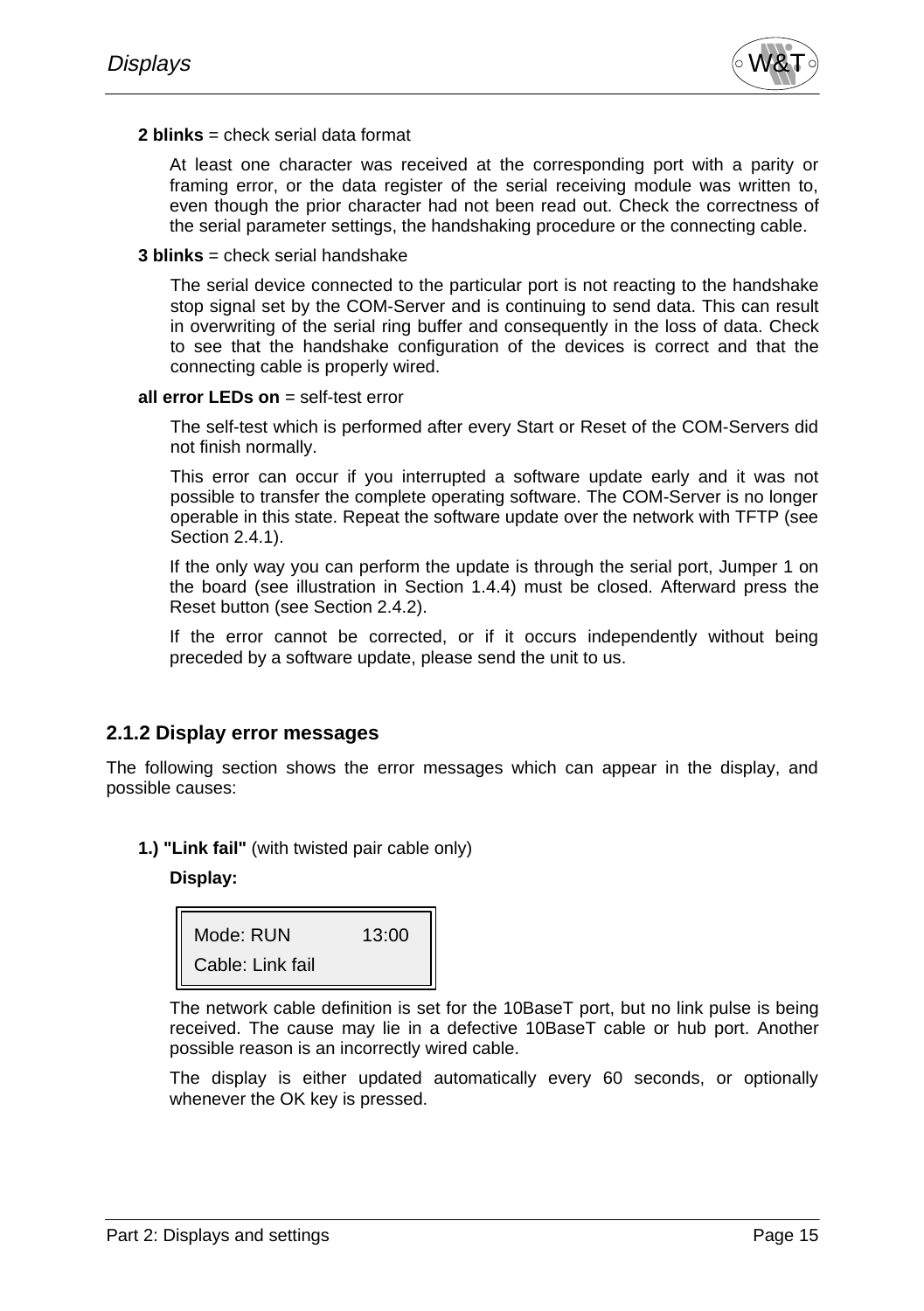**2 blinks** = check serial data format

At least one character was received at the corresponding port with a parity or framing error, or the data register of the serial receiving module was written to, even though the prior character had not been read out. Check the correctness of the serial parameter settings, the handshaking procedure or the connecting cable.

**3 blinks** = check serial handshake

The serial device connected to the particular port is not reacting to the handshake stop signal set by the COM-Server and is continuing to send data. This can result in overwriting of the serial ring buffer and consequently in the loss of data. Check to see that the handshake configuration of the devices is correct and that the connecting cable is properly wired.

**all error LEDs on** = self-test error

The self-test which is performed after every Start or Reset of the COM-Servers did not finish normally.

This error can occur if you interrupted a software update early and it was not possible to transfer the complete operating software. The COM-Server is no longer operable in this state. Repeat the software update over the network with TFTP (see Section 2.4.1).

If the only way you can perform the update is through the serial port, Jumper 1 on the board (see illustration in Section 1.4.4) must be closed. Afterward press the Reset button (see Section 2.4.2).

If the error cannot be corrected, or if it occurs independently without being preceded by a software update, please send the unit to us.

## 2.1.2 Display error messages

The following section shows the error messages which can appear in the display, and possible causes:

**1.) "Link fail"** (with twisted pair cable only)

**Display:**

```
Mode: RUN          13:00
Cable: Link fail
```

The network cable definition is set for the 10BaseT port, but no link pulse is being received. The cause may lie in a defective 10BaseT cable or hub port. Another possible reason is an incorrectly wired cable.

The display is either updated automatically every 60 seconds, or optionally whenever the OK key is pressed.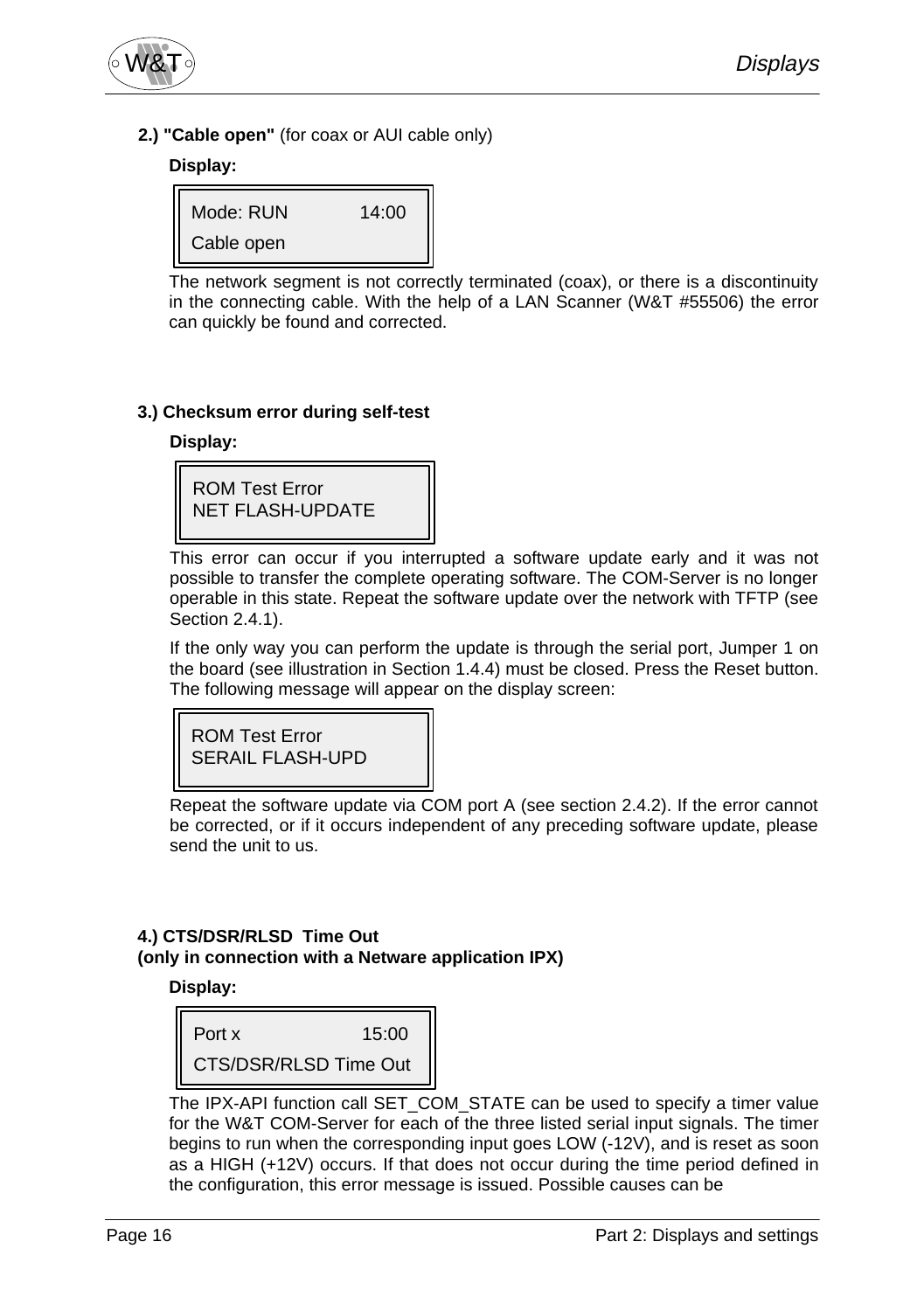**2.) "Cable open"** (for coax or AUI cable only)

**Display:**

```
Mode: RUN          14:00
Cable open
```

The network segment is not correctly terminated (coax), or there is a discontinuity in the connecting cable. With the help of a LAN Scanner (W&T #55506) the error can quickly be found and corrected.

**3.) Checksum error during self-test**

**Display:**

```
ROM Test Error
NET FLASH-UPDATE
```

This error can occur if you interrupted a software update early and it was not possible to transfer the complete operating software. The COM-Server is no longer operable in this state. Repeat the software update over the network with TFTP (see Section 2.4.1).

If the only way you can perform the update is through the serial port, Jumper 1 on the board (see illustration in Section 1.4.4) must be closed. Press the Reset button. The following message will appear on the display screen:

```
ROM Test Error
SERAIL FLASH-UPD
```

Repeat the software update via COM port A (see section 2.4.2). If the error cannot be corrected, or if it occurs independent of any preceding software update, please send the unit to us.

**4.) CTS/DSR/RLSD Time Out**
**(only in connection with a Netware application IPX)**

**Display:**

```
Port x                15:00
CTS/DSR/RLSD Time Out
```

The IPX-API function call SET_COM_STATE can be used to specify a timer value for the W&T COM-Server for each of the three listed serial input signals. The timer begins to run when the corresponding input goes LOW (-12V), and is reset as soon as a HIGH (+12V) occurs. If that does not occur during the time period defined in the configuration, this error message is issued. Possible causes can be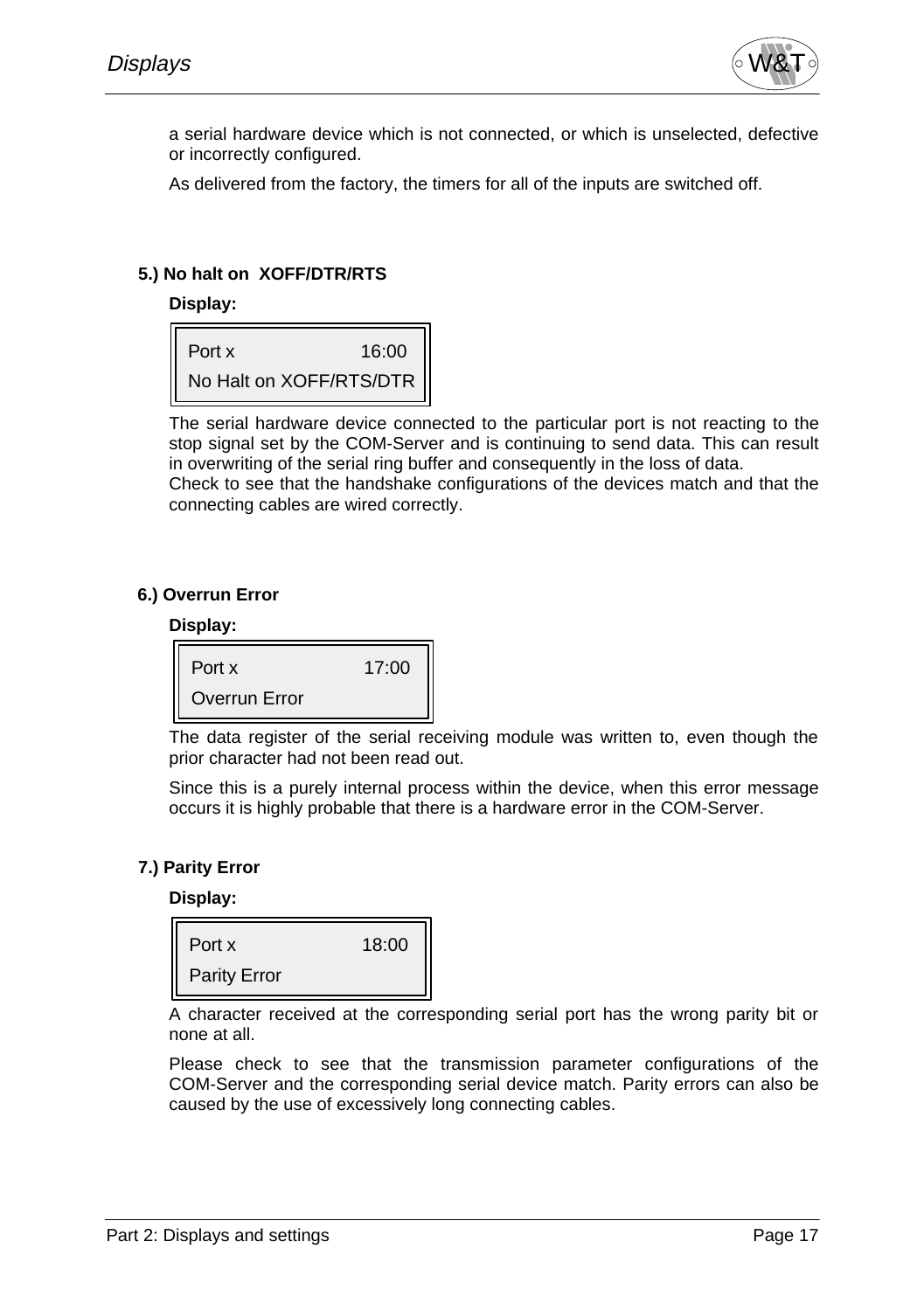a serial hardware device which is not connected, or which is unselected, defective or incorrectly configured.

As delivered from the factory, the timers for all of the inputs are switched off.

**5.) No halt on XOFF/DTR/RTS**

**Display:**

```
Port x              16:00
No Halt on XOFF/RTS/DTR
```

The serial hardware device connected to the particular port is not reacting to the stop signal set by the COM-Server and is continuing to send data. This can result in overwriting of the serial ring buffer and consequently in the loss of data.
Check to see that the handshake configurations of the devices match and that the connecting cables are wired correctly.

**6.) Overrun Error**

**Display:**

```
Port x              17:00
Overrun Error
```

The data register of the serial receiving module was written to, even though the prior character had not been read out.

Since this is a purely internal process within the device, when this error message occurs it is highly probable that there is a hardware error in the COM-Server.

**7.) Parity Error**

**Display:**

```
Port x              18:00
Parity Error
```

A character received at the corresponding serial port has the wrong parity bit or none at all.

Please check to see that the transmission parameter configurations of the COM-Server and the corresponding serial device match. Parity errors can also be caused by the use of excessively long connecting cables.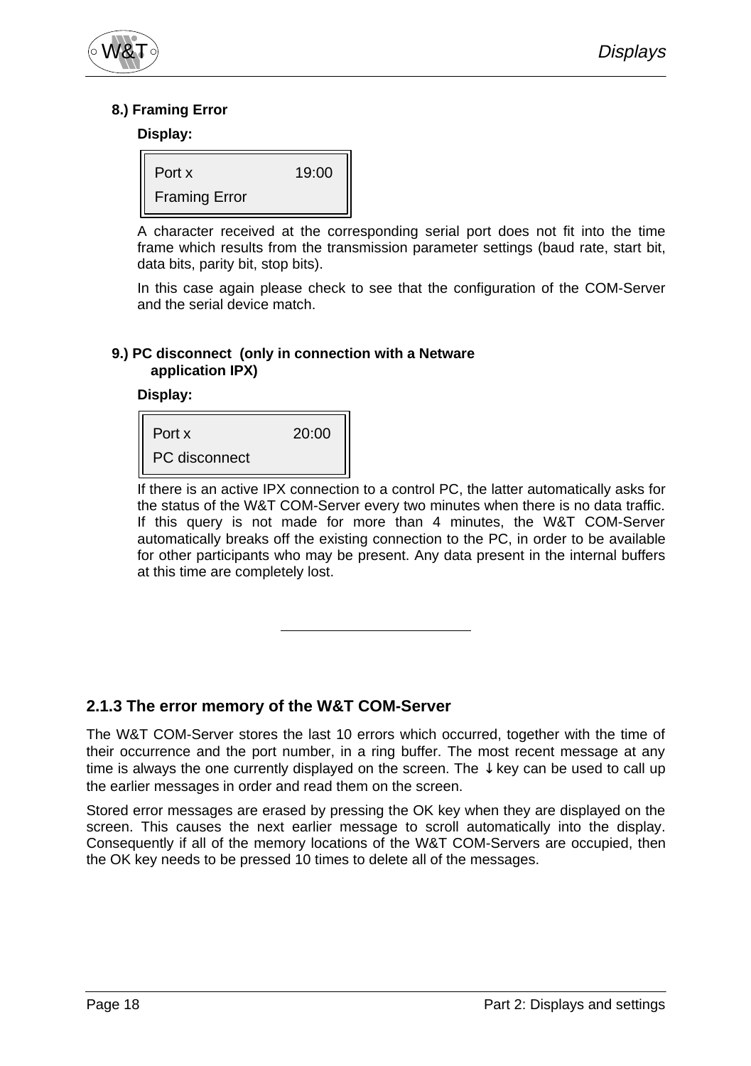**8.) Framing Error**

**Display:**

```
Port x              19:00
Framing Error
```

A character received at the corresponding serial port does not fit into the time frame which results from the transmission parameter settings (baud rate, start bit, data bits, parity bit, stop bits).

In this case again please check to see that the configuration of the COM-Server and the serial device match.

**9.) PC disconnect (only in connection with a Netware application IPX)**

**Display:**

```
Port x              20:00
PC disconnect
```

If there is an active IPX connection to a control PC, the latter automatically asks for the status of the W&T COM-Server every two minutes when there is no data traffic. If this query is not made for more than 4 minutes, the W&T COM-Server automatically breaks off the existing connection to the PC, in order to be available for other participants who may be present. Any data present in the internal buffers at this time are completely lost.

---

### 2.1.3 The error memory of the W&T COM-Server

The W&T COM-Server stores the last 10 errors which occurred, together with the time of their occurrence and the port number, in a ring buffer. The most recent message at any time is always the one currently displayed on the screen. The ↓ key can be used to call up the earlier messages in order and read them on the screen.

Stored error messages are erased by pressing the OK key when they are displayed on the screen. This causes the next earlier message to scroll automatically into the display. Consequently if all of the memory locations of the W&T COM-Servers are occupied, then the OK key needs to be pressed 10 times to delete all of the messages.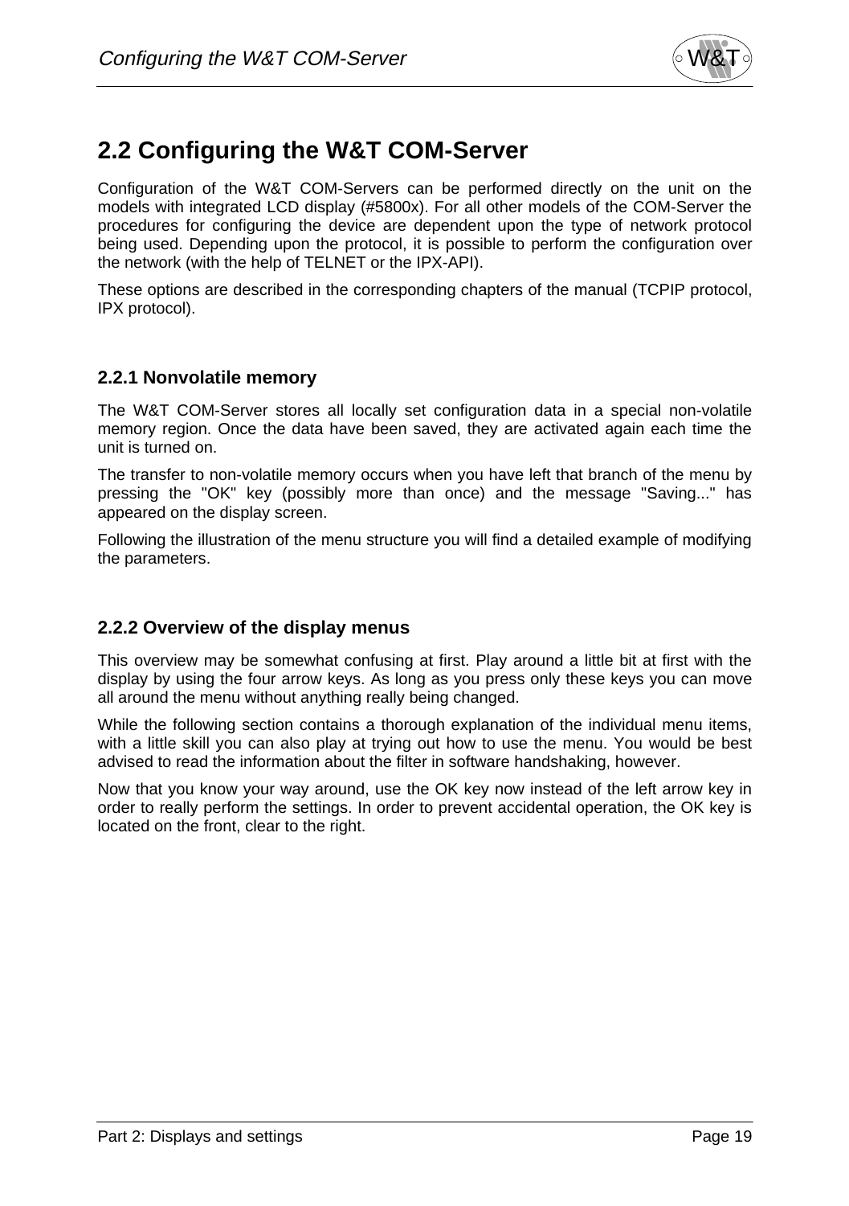## 2.2 Configuring the W&T COM-Server

Configuration of the W&T COM-Servers can be performed directly on the unit on the models with integrated LCD display (#5800x). For all other models of the COM-Server the procedures for configuring the device are dependent upon the type of network protocol being used. Depending upon the protocol, it is possible to perform the configuration over the network (with the help of TELNET or the IPX-API).

These options are described in the corresponding chapters of the manual (TCPIP protocol, IPX protocol).

### 2.2.1 Nonvolatile memory

The W&T COM-Server stores all locally set configuration data in a special non-volatile memory region. Once the data have been saved, they are activated again each time the unit is turned on.

The transfer to non-volatile memory occurs when you have left that branch of the menu by pressing the "OK" key (possibly more than once) and the message "Saving..." has appeared on the display screen.

Following the illustration of the menu structure you will find a detailed example of modifying the parameters.

### 2.2.2 Overview of the display menus

This overview may be somewhat confusing at first. Play around a little bit at first with the display by using the four arrow keys. As long as you press only these keys you can move all around the menu without anything really being changed.

While the following section contains a thorough explanation of the individual menu items, with a little skill you can also play at trying out how to use the menu. You would be best advised to read the information about the filter in software handshaking, however.

Now that you know your way around, use the OK key now instead of the left arrow key in order to really perform the settings. In order to prevent accidental operation, the OK key is located on the front, clear to the right.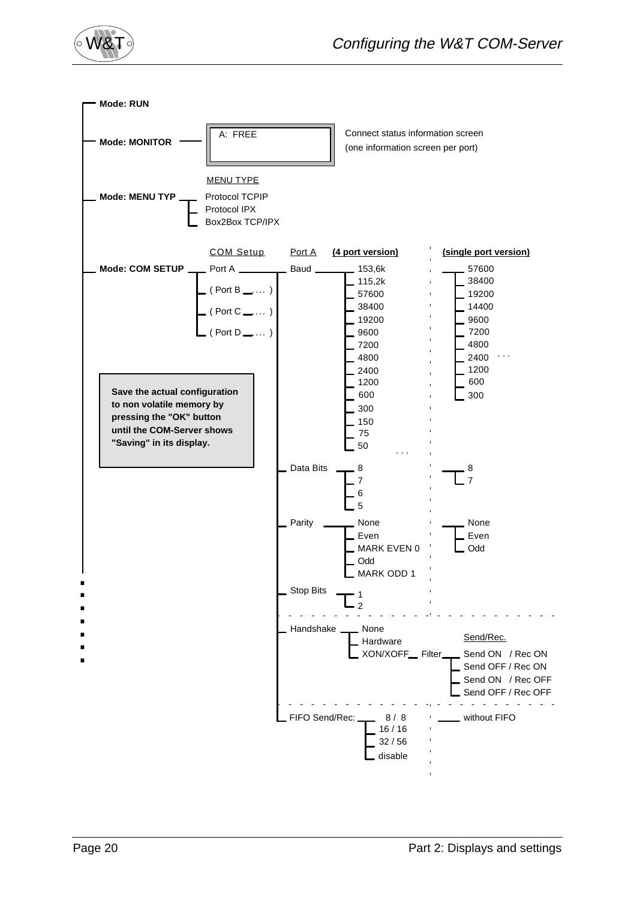- **Mode: RUN**
- **Mode: MONITOR**

```
A:  FREE
```

Connect status information screen
(one information screen per port)

- **Mode: MENU TYP**

MENU TYPE

- Protocol TCPIP
- Protocol IPX
- Box2Box TCP/IPX

- **Mode: COM SETUP**

COM Setup

- Port A
- ( Port B ... )
- ( Port C ... )
- ( Port D ... )

**Save the actual configuration to non volatile memory by pressing the "OK" button until the COM-Server shows "Saving" in its display.**

| Port A | **(4 port version)** | **(single port version)** |
|---|---|---|
| Baud | 153,6k<br>115,2k<br>57600<br>38400<br>19200<br>9600<br>7200<br>4800<br>2400<br>1200<br>600<br>300<br>150<br>75<br>50<br>... | 57600<br>38400<br>19200<br>14400<br>9600<br>7200<br>4800<br>2400 ...<br>1200<br>600<br>300 |
| Data Bits | 8<br>7<br>6<br>5 | 8<br>7 |
| Parity | None<br>Even<br>MARK EVEN 0<br>Odd<br>MARK ODD 1 | None<br>Even<br>Odd |
| Stop Bits | 1<br>2 | |
| Handshake | None<br>Hardware<br>XON/XOFF — Filter | Send/Rec.:<br>Send ON / Rec ON<br>Send OFF / Rec ON<br>Send ON / Rec OFF<br>Send OFF / Rec OFF |
| FIFO Send/Rec: | 8 / 8<br>16 / 16<br>32 / 56<br>disable | without FIFO |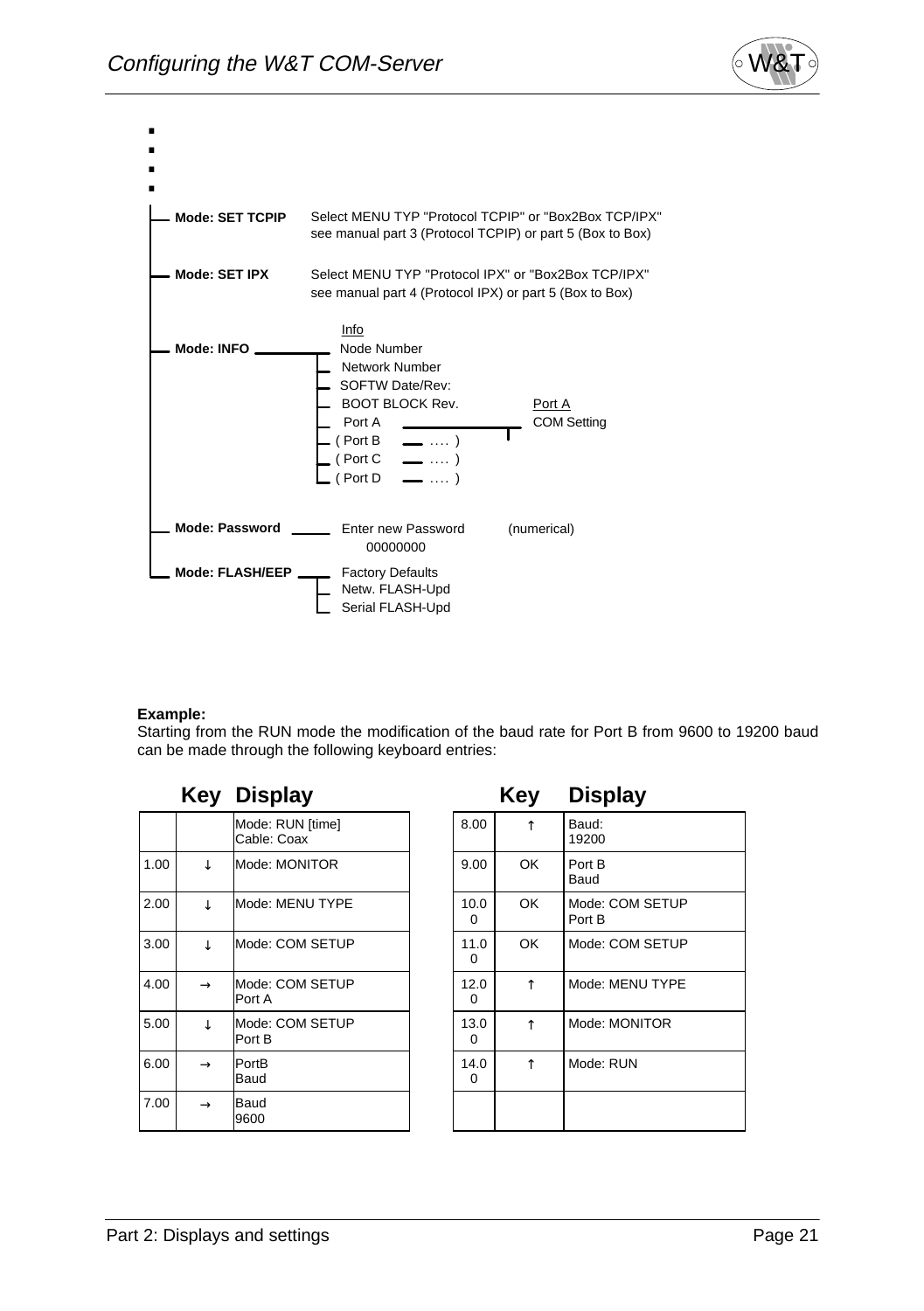▪
▪
▪
▪

- **Mode: SET TCPIP** — Select MENU TYP "Protocol TCPIP" or "Box2Box TCP/IPX" see manual part 3 (Protocol TCPIP) or part 5 (Box to Box)
- **Mode: SET IPX** — Select MENU TYP "Protocol IPX" or "Box2Box TCP/IPX" see manual part 4 (Protocol IPX) or part 5 (Box to Box)
- **Mode: INFO** — Info
  - Node Number
  - Network Number
  - SOFTW Date/Rev:
  - BOOT BLOCK Rev.
  - Port A — Port A: COM Setting
  - ( Port B — .... )
  - ( Port C — .... )
  - ( Port D — .... )
- **Mode: Password** — Enter new Password (numerical)
  00000000
- **Mode: FLASH/EEP**
  - Factory Defaults
  - Netw. FLASH-Upd
  - Serial FLASH-Upd

**Example:**
Starting from the RUN mode the modification of the baud rate for Port B from 9600 to 19200 baud can be made through the following keyboard entries:

| | Key | Display |
|---|---|---|
| | | Mode: RUN [time] Cable: Coax |
| 1.00 | ↓ | Mode: MONITOR |
| 2.00 | ↓ | Mode: MENU TYPE |
| 3.00 | ↓ | Mode: COM SETUP |
| 4.00 | → | Mode: COM SETUP Port A |
| 5.00 | ↓ | Mode: COM SETUP Port B |
| 6.00 | → | PortB Baud |
| 7.00 | → | Baud 9600 |

| | Key | Display |
|---|---|---|
| 8.00 | ↑ | Baud: 19200 |
| 9.00 | OK | Port B Baud |
| 10.00 | OK | Mode: COM SETUP Port B |
| 11.00 | OK | Mode: COM SETUP |
| 12.00 | ↑ | Mode: MENU TYPE |
| 13.00 | ↑ | Mode: MONITOR |
| 14.00 | ↑ | Mode: RUN |
| | | |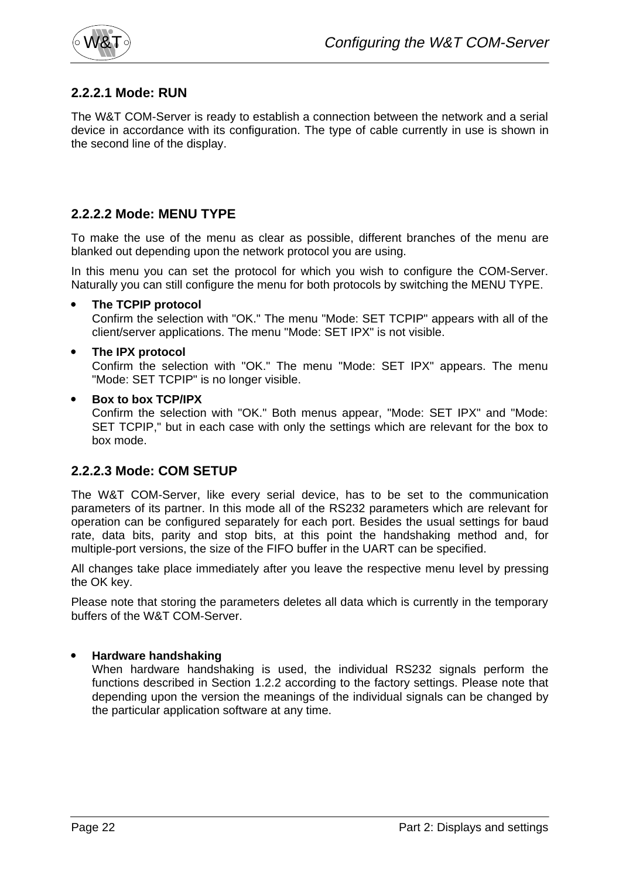### 2.2.2.1 Mode: RUN

The W&T COM-Server is ready to establish a connection between the network and a serial device in accordance with its configuration. The type of cable currently in use is shown in the second line of the display.

### 2.2.2.2 Mode: MENU TYPE

To make the use of the menu as clear as possible, different branches of the menu are blanked out depending upon the network protocol you are using.

In this menu you can set the protocol for which you wish to configure the COM-Server. Naturally you can still configure the menu for both protocols by switching the MENU TYPE.

- **The TCPIP protocol**
  Confirm the selection with "OK." The menu "Mode: SET TCPIP" appears with all of the client/server applications. The menu "Mode: SET IPX" is not visible.
- **The IPX protocol**
  Confirm the selection with "OK." The menu "Mode: SET IPX" appears. The menu "Mode: SET TCPIP" is no longer visible.
- **Box to box TCP/IPX**
  Confirm the selection with "OK." Both menus appear, "Mode: SET IPX" and "Mode: SET TCPIP," but in each case with only the settings which are relevant for the box to box mode.

### 2.2.2.3 Mode: COM SETUP

The W&T COM-Server, like every serial device, has to be set to the communication parameters of its partner. In this mode all of the RS232 parameters which are relevant for operation can be configured separately for each port. Besides the usual settings for baud rate, data bits, parity and stop bits, at this point the handshaking method and, for multiple-port versions, the size of the FIFO buffer in the UART can be specified.

All changes take place immediately after you leave the respective menu level by pressing the OK key.

Please note that storing the parameters deletes all data which is currently in the temporary buffers of the W&T COM-Server.

- **Hardware handshaking**
  When hardware handshaking is used, the individual RS232 signals perform the functions described in Section 1.2.2 according to the factory settings. Please note that depending upon the version the meanings of the individual signals can be changed by the particular application software at any time.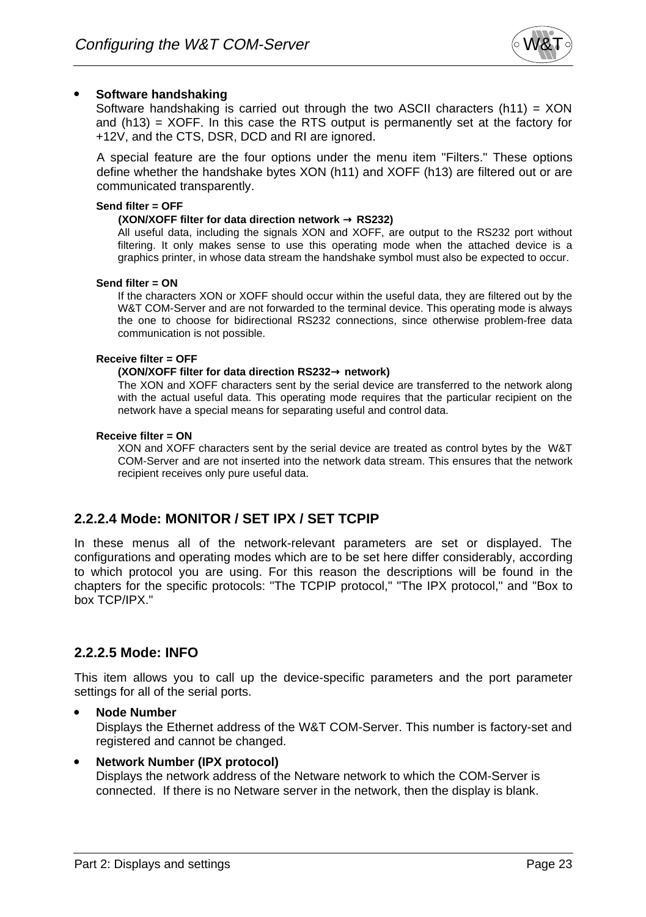- **Software handshaking**
  Software handshaking is carried out through the two ASCII characters (h11) = XON and (h13) = XOFF. In this case the RTS output is permanently set at the factory for +12V, and the CTS, DSR, DCD and RI are ignored.

  A special feature are the four options under the menu item "Filters." These options define whether the handshake bytes XON (h11) and XOFF (h13) are filtered out or are communicated transparently.

  **Send filter = OFF**

  **(XON/XOFF filter for data direction network → RS232)**
  All useful data, including the signals XON and XOFF, are output to the RS232 port without filtering. It only makes sense to use this operating mode when the attached device is a graphics printer, in whose data stream the handshake symbol must also be expected to occur.

  **Send filter = ON**

  If the characters XON or XOFF should occur within the useful data, they are filtered out by the W&T COM-Server and are not forwarded to the terminal device. This operating mode is always the one to choose for bidirectional RS232 connections, since otherwise problem-free data communication is not possible.

  **Receive filter = OFF**

  **(XON/XOFF filter for data direction RS232→ network)**
  The XON and XOFF characters sent by the serial device are transferred to the network along with the actual useful data. This operating mode requires that the particular recipient on the network have a special means for separating useful and control data.

  **Receive filter = ON**

  XON and XOFF characters sent by the serial device are treated as control bytes by the W&T COM-Server and are not inserted into the network data stream. This ensures that the network recipient receives only pure useful data.

### 2.2.2.4 Mode: MONITOR / SET IPX / SET TCPIP

In these menus all of the network-relevant parameters are set or displayed. The configurations and operating modes which are to be set here differ considerably, according to which protocol you are using. For this reason the descriptions will be found in the chapters for the specific protocols: "The TCPIP protocol," "The IPX protocol," and "Box to box TCP/IPX."

### 2.2.2.5 Mode: INFO

This item allows you to call up the device-specific parameters and the port parameter settings for all of the serial ports.

- **Node Number**
  Displays the Ethernet address of the W&T COM-Server. This number is factory-set and registered and cannot be changed.

- **Network Number (IPX protocol)**
  Displays the network address of the Netware network to which the COM-Server is connected. If there is no Netware server in the network, then the display is blank.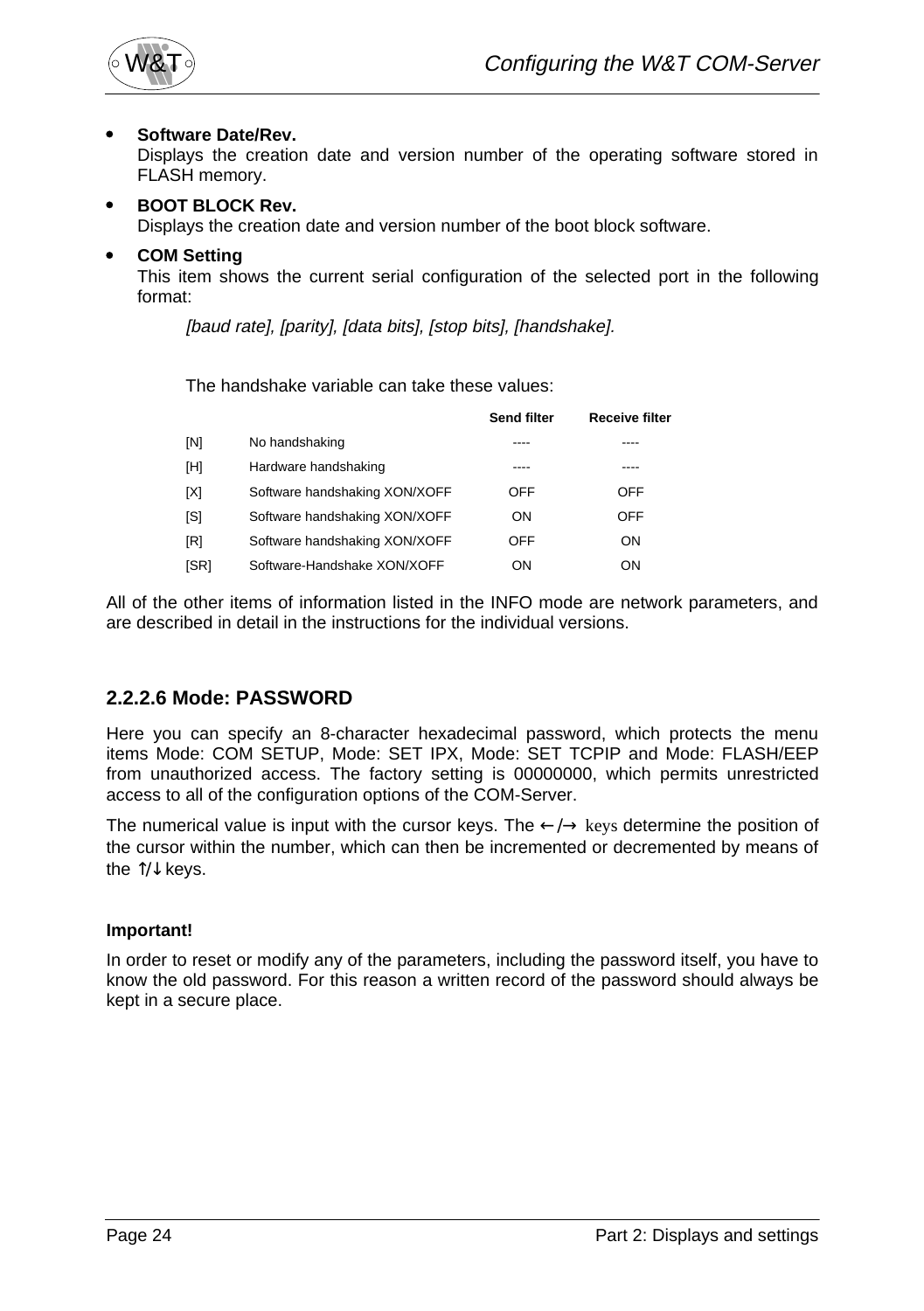- **Software Date/Rev.**
  Displays the creation date and version number of the operating software stored in FLASH memory.

- **BOOT BLOCK Rev.**
  Displays the creation date and version number of the boot block software.

- **COM Setting**
  This item shows the current serial configuration of the selected port in the following format:

  *[baud rate], [parity], [data bits], [stop bits], [handshake].*

  The handshake variable can take these values:

| | | Send filter | Receive filter |
|---|---|---|---|
| [N] | No handshaking | ---- | ---- |
| [H] | Hardware handshaking | ---- | ---- |
| [X] | Software handshaking XON/XOFF | OFF | OFF |
| [S] | Software handshaking XON/XOFF | ON | OFF |
| [R] | Software handshaking XON/XOFF | OFF | ON |
| [SR] | Software-Handshake XON/XOFF | ON | ON |

All of the other items of information listed in the INFO mode are network parameters, and are described in detail in the instructions for the individual versions.

### 2.2.2.6 Mode: PASSWORD

Here you can specify an 8-character hexadecimal password, which protects the menu items Mode: COM SETUP, Mode: SET IPX, Mode: SET TCPIP and Mode: FLASH/EEP from unauthorized access. The factory setting is 00000000, which permits unrestricted access to all of the configuration options of the COM-Server.

The numerical value is input with the cursor keys. The ←/→ keys determine the position of the cursor within the number, which can then be incremented or decremented by means of the ↑/↓ keys.

**Important!**

In order to reset or modify any of the parameters, including the password itself, you have to know the old password. For this reason a written record of the password should always be kept in a secure place.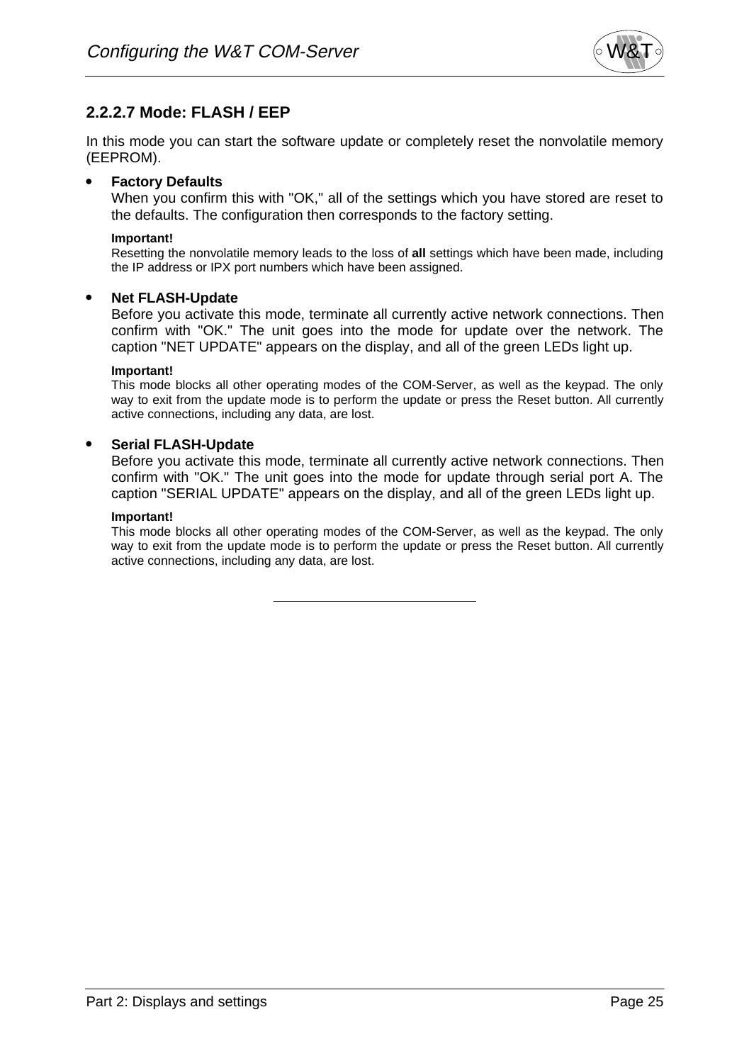### 2.2.2.7 Mode: FLASH / EEP

In this mode you can start the software update or completely reset the nonvolatile memory (EEPROM).

- **Factory Defaults**
  When you confirm this with "OK," all of the settings which you have stored are reset to the defaults. The configuration then corresponds to the factory setting.

  **Important!**
  Resetting the nonvolatile memory leads to the loss of **all** settings which have been made, including the IP address or IPX port numbers which have been assigned.

- **Net FLASH-Update**
  Before you activate this mode, terminate all currently active network connections. Then confirm with "OK." The unit goes into the mode for update over the network. The caption "NET UPDATE" appears on the display, and all of the green LEDs light up.

  **Important!**
  This mode blocks all other operating modes of the COM-Server, as well as the keypad. The only way to exit from the update mode is to perform the update or press the Reset button. All currently active connections, including any data, are lost.

- **Serial FLASH-Update**
  Before you activate this mode, terminate all currently active network connections. Then confirm with "OK." The unit goes into the mode for update through serial port A. The caption "SERIAL UPDATE" appears on the display, and all of the green LEDs light up.

  **Important!**
  This mode blocks all other operating modes of the COM-Server, as well as the keypad. The only way to exit from the update mode is to perform the update or press the Reset button. All currently active connections, including any data, are lost.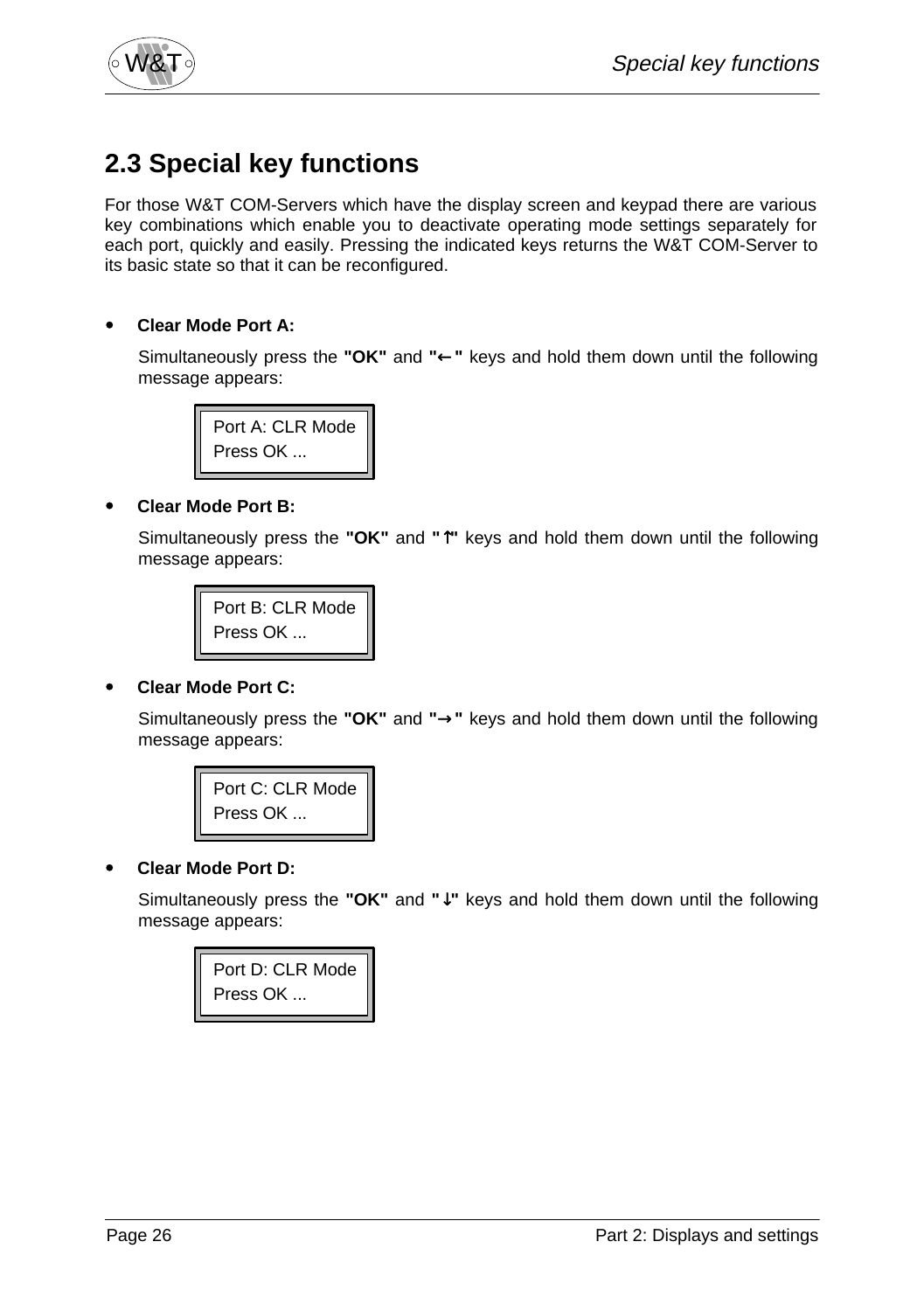## 2.3 Special key functions

For those W&T COM-Servers which have the display screen and keypad there are various key combinations which enable you to deactivate operating mode settings separately for each port, quickly and easily. Pressing the indicated keys returns the W&T COM-Server to its basic state so that it can be reconfigured.

- **Clear Mode Port A:**

  Simultaneously press the **"OK"** and **"←"** keys and hold them down until the following message appears:

  ```
  Port A: CLR Mode
  Press OK ...
  ```

- **Clear Mode Port B:**

  Simultaneously press the **"OK"** and **"↑"** keys and hold them down until the following message appears:

  ```
  Port B: CLR Mode
  Press OK ...
  ```

- **Clear Mode Port C:**

  Simultaneously press the **"OK"** and **"→"** keys and hold them down until the following message appears:

  ```
  Port C: CLR Mode
  Press OK ...
  ```

- **Clear Mode Port D:**

  Simultaneously press the **"OK"** and **"↓"** keys and hold them down until the following message appears:

  ```
  Port D: CLR Mode
  Press OK ...
  ```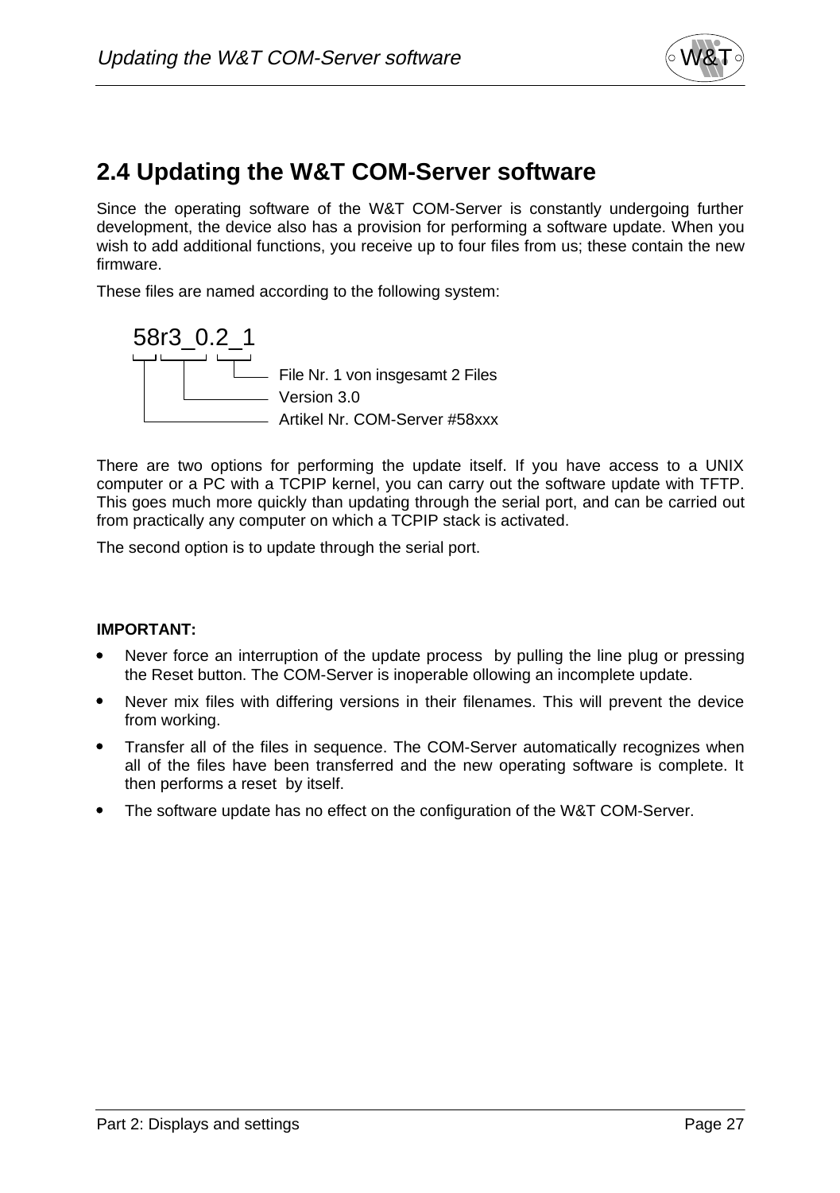## 2.4 Updating the W&T COM-Server software

Since the operating software of the W&T COM-Server is constantly undergoing further development, the device also has a provision for performing a software update. When you wish to add additional functions, you receive up to four files from us; these contain the new firmware.

These files are named according to the following system:

```
58r3_0.2_1
|_| |__|  |_|
 |    |    |___ File Nr. 1 von insgesamt 2 Files
 |    |________ Version 3.0
 |_____________ Artikel Nr. COM-Server #58xxx
```

There are two options for performing the update itself. If you have access to a UNIX computer or a PC with a TCPIP kernel, you can carry out the software update with TFTP. This goes much more quickly than updating through the serial port, and can be carried out from practically any computer on which a TCPIP stack is activated.

The second option is to update through the serial port.

**IMPORTANT:**

- Never force an interruption of the update process by pulling the line plug or pressing the Reset button. The COM-Server is inoperable ollowing an incomplete update.
- Never mix files with differing versions in their filenames. This will prevent the device from working.
- Transfer all of the files in sequence. The COM-Server automatically recognizes when all of the files have been transferred and the new operating software is complete. It then performs a reset by itself.
- The software update has no effect on the configuration of the W&T COM-Server.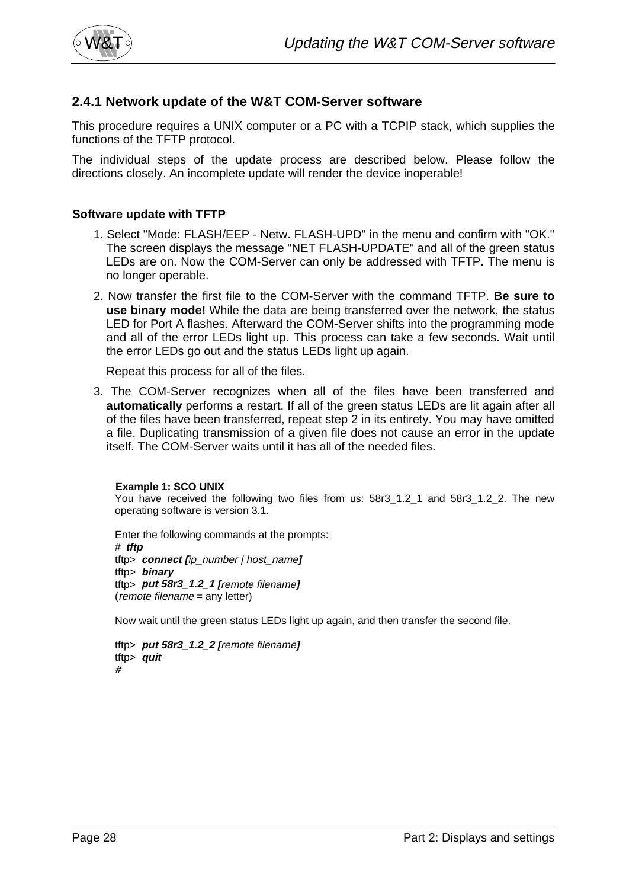## 2.4.1 Network update of the W&T COM-Server software

This procedure requires a UNIX computer or a PC with a TCPIP stack, which supplies the functions of the TFTP protocol.

The individual steps of the update process are described below. Please follow the directions closely. An incomplete update will render the device inoperable!

**Software update with TFTP**

1. Select "Mode: FLASH/EEP - Netw. FLASH-UPD" in the menu and confirm with "OK." The screen displays the message "NET FLASH-UPDATE" and all of the green status LEDs are on. Now the COM-Server can only be addressed with TFTP. The menu is no longer operable.
2. Now transfer the first file to the COM-Server with the command TFTP. **Be sure to use binary mode!** While the data are being transferred over the network, the status LED for Port A flashes. Afterward the COM-Server shifts into the programming mode and all of the error LEDs light up. This process can take a few seconds. Wait until the error LEDs go out and the status LEDs light up again.

   Repeat this process for all of the files.
3. The COM-Server recognizes when all of the files have been transferred and **automatically** performs a restart. If all of the green status LEDs are lit again after all of the files have been transferred, repeat step 2 in its entirety. You may have omitted a file. Duplicating transmission of a given file does not cause an error in the update itself. The COM-Server waits until it has all of the needed files.

**Example 1: SCO UNIX**

You have received the following two files from us: 58r3_1.2_1 and 58r3_1.2_2. The new operating software is version 3.1.

Enter the following commands at the prompts:

\#  ***tftp***
tftp>  ***connect [****ip_number | host_name****]***
tftp>  ***binary***
tftp>  ***put 58r3_1.2_1 [****remote filename****]***
(*remote filename* = any letter)

Now wait until the green status LEDs light up again, and then transfer the second file.

tftp>  ***put 58r3_1.2_2 [****remote filename****]***
tftp>  ***quit***
***#***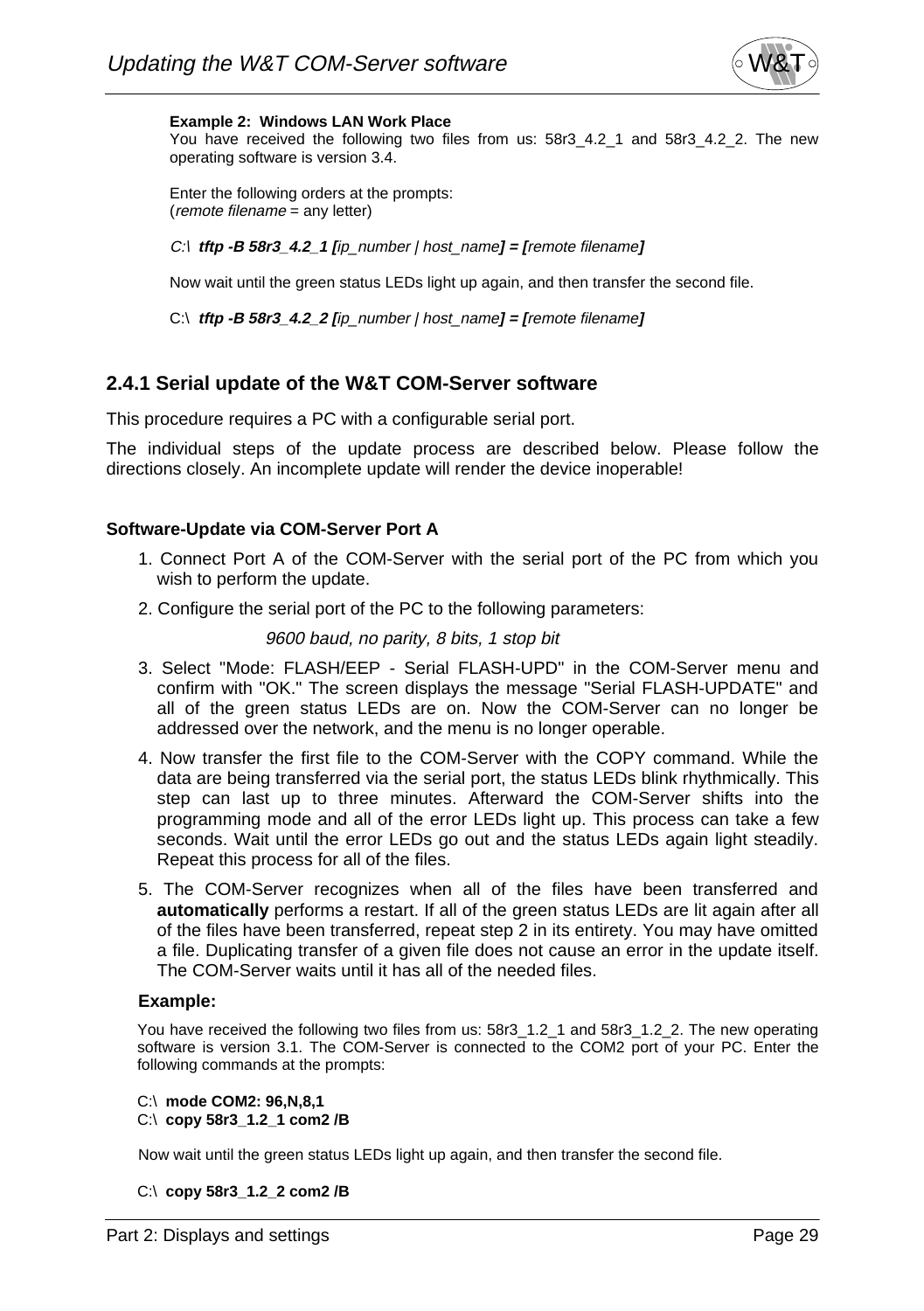**Example 2: Windows LAN Work Place**

You have received the following two files from us: 58r3_4.2_1 and 58r3_4.2_2. The new operating software is version 3.4.

Enter the following orders at the prompts:
(*remote filename* = any letter)

*C:\* ***tftp -B 58r3_4.2_1 [****ip_number | host_name****] = [****remote filename****]***

Now wait until the green status LEDs light up again, and then transfer the second file.

C:\ ***tftp -B 58r3_4.2_2 [****ip_number | host_name****] = [****remote filename****]***

## 2.4.1 Serial update of the W&T COM-Server software

This procedure requires a PC with a configurable serial port.

The individual steps of the update process are described below. Please follow the directions closely. An incomplete update will render the device inoperable!

**Software-Update via COM-Server Port A**

1. Connect Port A of the COM-Server with the serial port of the PC from which you wish to perform the update.
2. Configure the serial port of the PC to the following parameters:

   *9600 baud, no parity, 8 bits, 1 stop bit*

3. Select "Mode: FLASH/EEP - Serial FLASH-UPD" in the COM-Server menu and confirm with "OK." The screen displays the message "Serial FLASH-UPDATE" and all of the green status LEDs are on. Now the COM-Server can no longer be addressed over the network, and the menu is no longer operable.
4. Now transfer the first file to the COM-Server with the COPY command. While the data are being transferred via the serial port, the status LEDs blink rhythmically. This step can last up to three minutes. Afterward the COM-Server shifts into the programming mode and all of the error LEDs light up. This process can take a few seconds. Wait until the error LEDs go out and the status LEDs again light steadily. Repeat this process for all of the files.
5. The COM-Server recognizes when all of the files have been transferred and **automatically** performs a restart. If all of the green status LEDs are lit again after all of the files have been transferred, repeat step 2 in its entirety. You may have omitted a file. Duplicating transfer of a given file does not cause an error in the update itself. The COM-Server waits until it has all of the needed files.

**Example:**

You have received the following two files from us: 58r3_1.2_1 and 58r3_1.2_2. The new operating software is version 3.1. The COM-Server is connected to the COM2 port of your PC. Enter the following commands at the prompts:

C:\ **mode COM2: 96,N,8,1**
C:\ **copy 58r3_1.2_1 com2 /B**

Now wait until the green status LEDs light up again, and then transfer the second file.

C:\ **copy 58r3_1.2_2 com2 /B**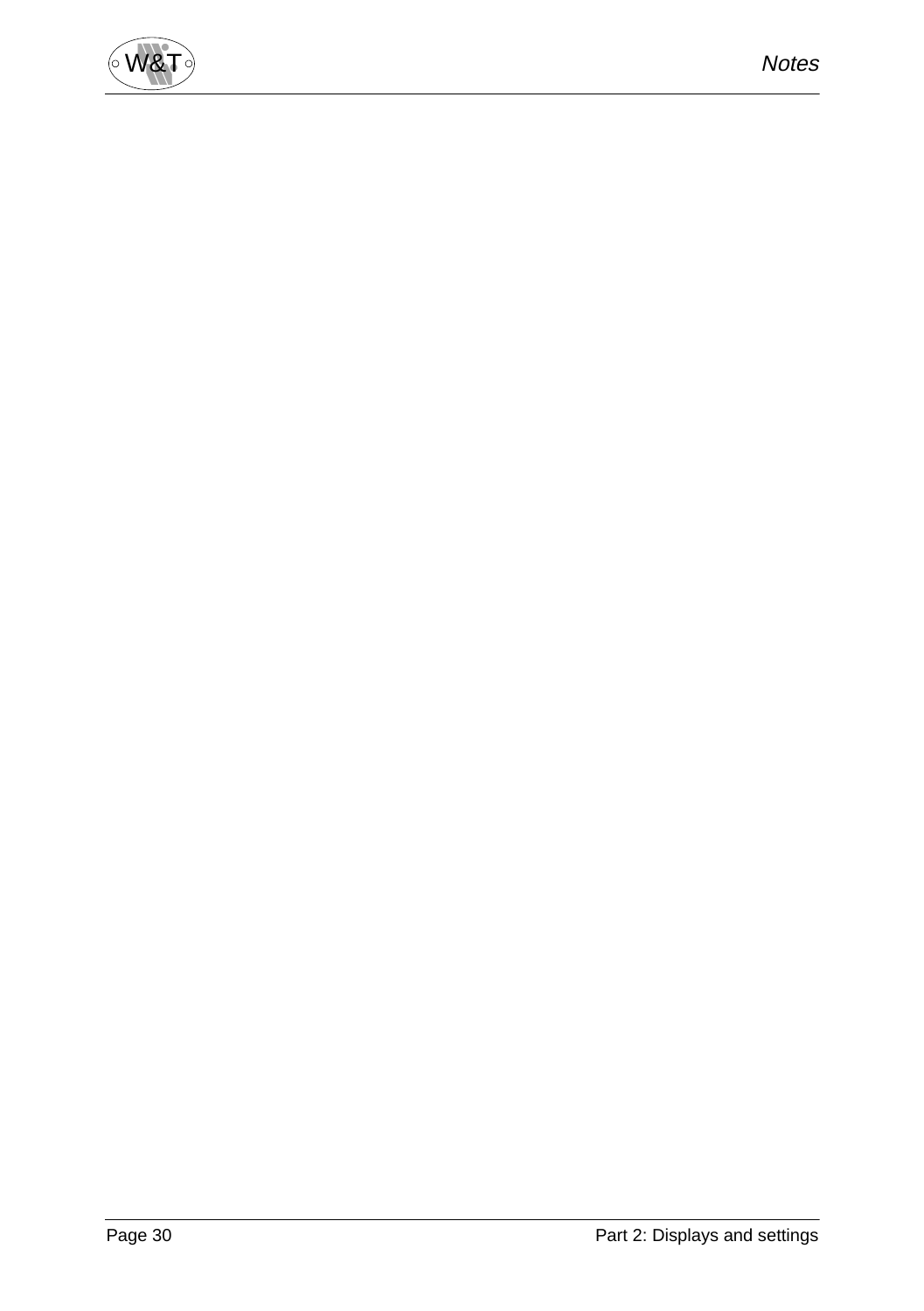# Notes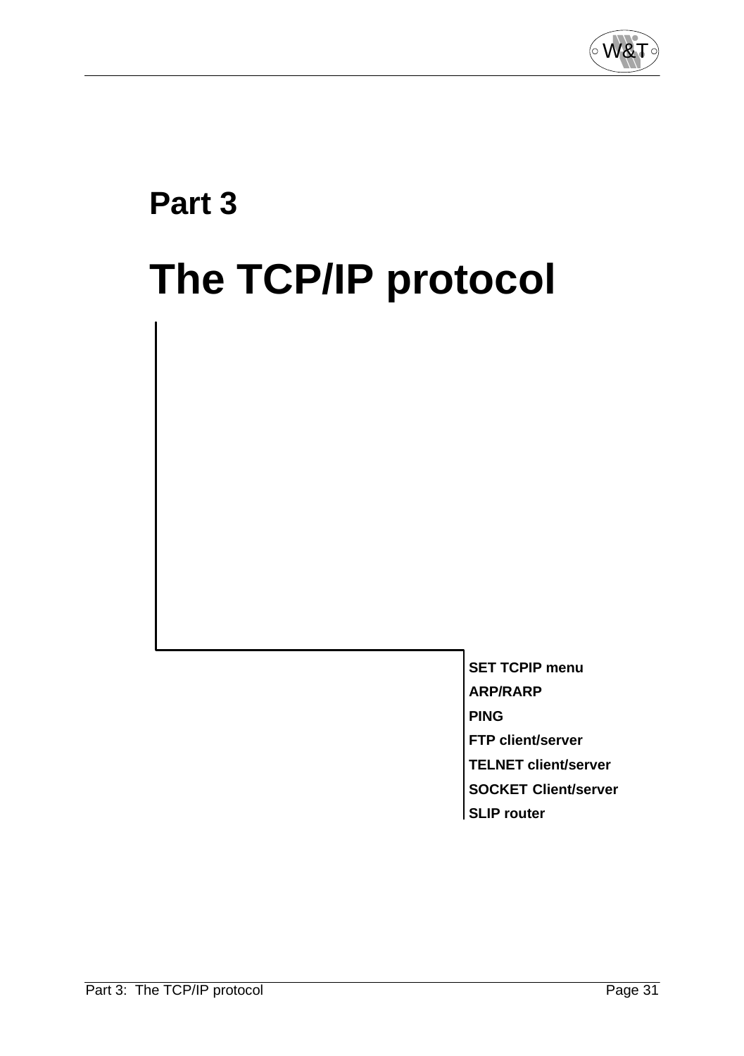# Part 3

# The TCP/IP protocol

**SET TCPIP menu**

**ARP/RARP**

**PING**

**FTP client/server**

**TELNET client/server**

**SOCKET Client/server**

**SLIP router**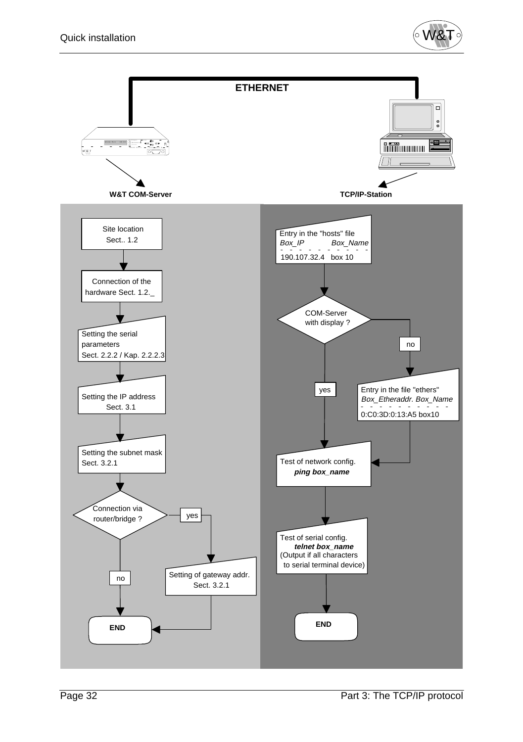ETHERNET

**W&T COM-Server**

**TCP/IP-Station**

Site location
Sect.. 1.2

Connection of the hardware Sect. 1.2._

Setting the serial parameters
Sect. 2.2.2 / Kap. 2.2.2.3

Setting the IP address
Sect. 3.1

Setting the subnet mask
Sect. 3.2.1

Connection via router/bridge ?

yes

Setting of gateway addr.
Sect. 3.2.1

no

**END**

Entry in the "hosts" file
*Box_IP* *Box_Name*
190.107.32.4 box 10

COM-Server with display ?

no

Entry in the file "ethers"
*Box_Etheraddr. Box_Name*
0:C0:3D:0:13:A5 box10

yes

Test of network config.
***ping box_name***

Test of serial config.
***telnet box_name***
(Output if all characters to serial terminal device)

**END**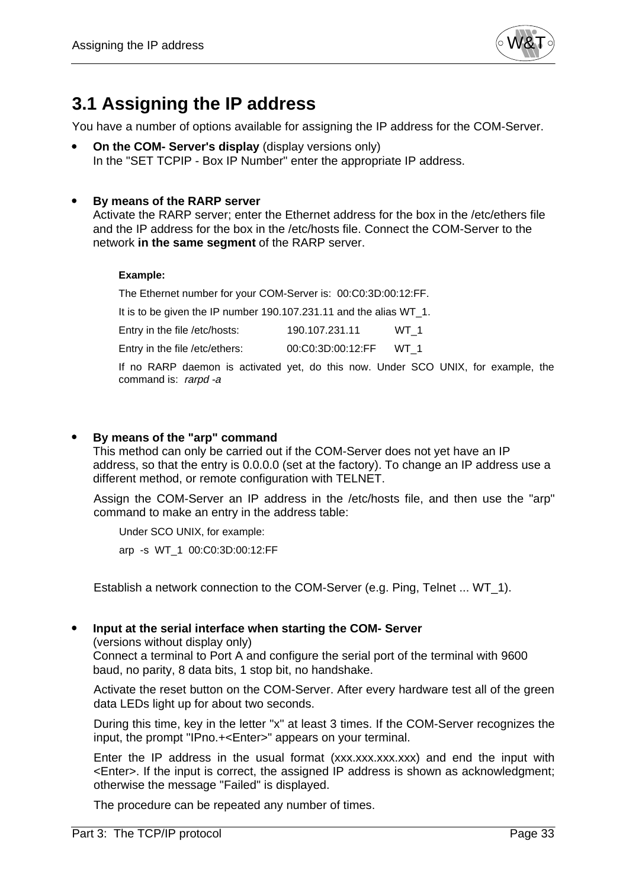## 3.1 Assigning the IP address

You have a number of options available for assigning the IP address for the COM-Server.

- **On the COM- Server's display** (display versions only)
  In the "SET TCPIP - Box IP Number" enter the appropriate IP address.

- **By means of the RARP server**
  Activate the RARP server; enter the Ethernet address for the box in the /etc/ethers file and the IP address for the box in the /etc/hosts file. Connect the COM-Server to the network **in the same segment** of the RARP server.

  **Example:**

  The Ethernet number for your COM-Server is: 00:C0:3D:00:12:FF.

  It is to be given the IP number 190.107.231.11 and the alias WT_1.

  Entry in the file /etc/hosts: 190.107.231.11 WT_1

  Entry in the file /etc/ethers: 00:C0:3D:00:12:FF WT_1

  If no RARP daemon is activated yet, do this now. Under SCO UNIX, for example, the command is: *rarpd -a*

- **By means of the "arp" command**
  This method can only be carried out if the COM-Server does not yet have an IP address, so that the entry is 0.0.0.0 (set at the factory). To change an IP address use a different method, or remote configuration with TELNET.

  Assign the COM-Server an IP address in the /etc/hosts file, and then use the "arp" command to make an entry in the address table:

  Under SCO UNIX, for example:

  arp -s WT_1 00:C0:3D:00:12:FF

  Establish a network connection to the COM-Server (e.g. Ping, Telnet ... WT_1).

- **Input at the serial interface when starting the COM- Server**
  (versions without display only)
  Connect a terminal to Port A and configure the serial port of the terminal with 9600 baud, no parity, 8 data bits, 1 stop bit, no handshake.

  Activate the reset button on the COM-Server. After every hardware test all of the green data LEDs light up for about two seconds.

  During this time, key in the letter "x" at least 3 times. If the COM-Server recognizes the input, the prompt "IPno.+<Enter>" appears on your terminal.

  Enter the IP address in the usual format (xxx.xxx.xxx.xxx) and end the input with <Enter>. If the input is correct, the assigned IP address is shown as acknowledgment; otherwise the message "Failed" is displayed.

  The procedure can be repeated any number of times.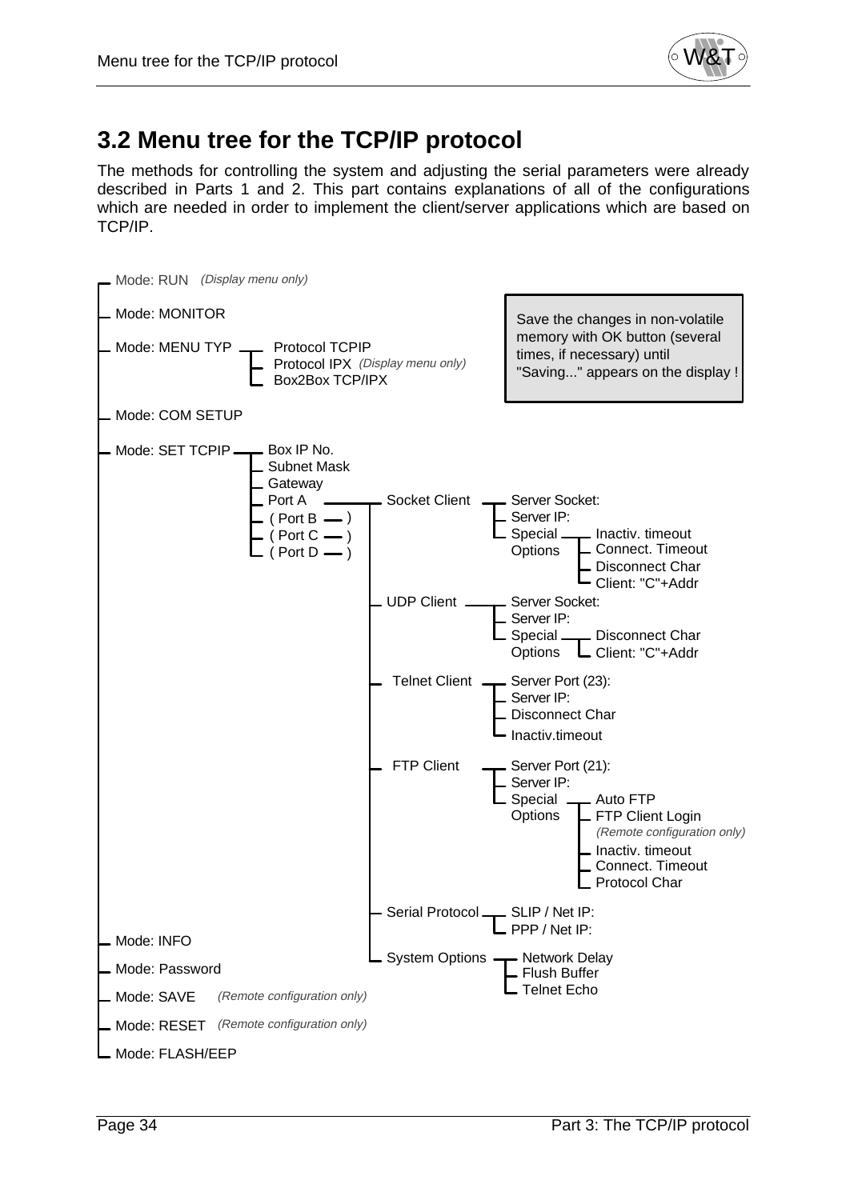# 3.2 Menu tree for the TCP/IP protocol

The methods for controlling the system and adjusting the serial parameters were already described in Parts 1 and 2. This part contains explanations of all of the configurations which are needed in order to implement the client/server applications which are based on TCP/IP.

> Save the changes in non-volatile memory with OK button (several times, if necessary) until "Saving..." appears on the display !

- Mode: RUN *(Display menu only)*
- Mode: MONITOR
- Mode: MENU TYP
  - Protocol TCPIP
  - Protocol IPX *(Display menu only)*
  - Box2Box TCP/IPX
- Mode: COM SETUP
- Mode: SET TCPIP
  - Box IP No.
  - Subnet Mask
  - Gateway
  - Port A
    - Socket Client
      - Server Socket:
      - Server IP:
      - Special Options
        - Inactiv. timeout
        - Connect. Timeout
        - Disconnect Char
        - Client: "C"+Addr
    - UDP Client
      - Server Socket:
      - Server IP:
      - Special Options
        - Disconnect Char
        - Client: "C"+Addr
    - Telnet Client
      - Server Port (23):
      - Server IP:
      - Disconnect Char
      - Inactiv.timeout
    - FTP Client
      - Server Port (21):
      - Server IP:
      - Special Options
        - Auto FTP
        - FTP Client Login *(Remote configuration only)*
        - Inactiv. timeout
        - Connect. Timeout
        - Protocol Char
    - Serial Protocol
      - SLIP / Net IP:
      - PPP / Net IP:
    - System Options
      - Network Delay
      - Flush Buffer
      - Telnet Echo
  - ( Port B — )
  - ( Port C — )
  - ( Port D — )
- Mode: INFO
- Mode: Password
- Mode: SAVE *(Remote configuration only)*
- Mode: RESET *(Remote configuration only)*
- Mode: FLASH/EEP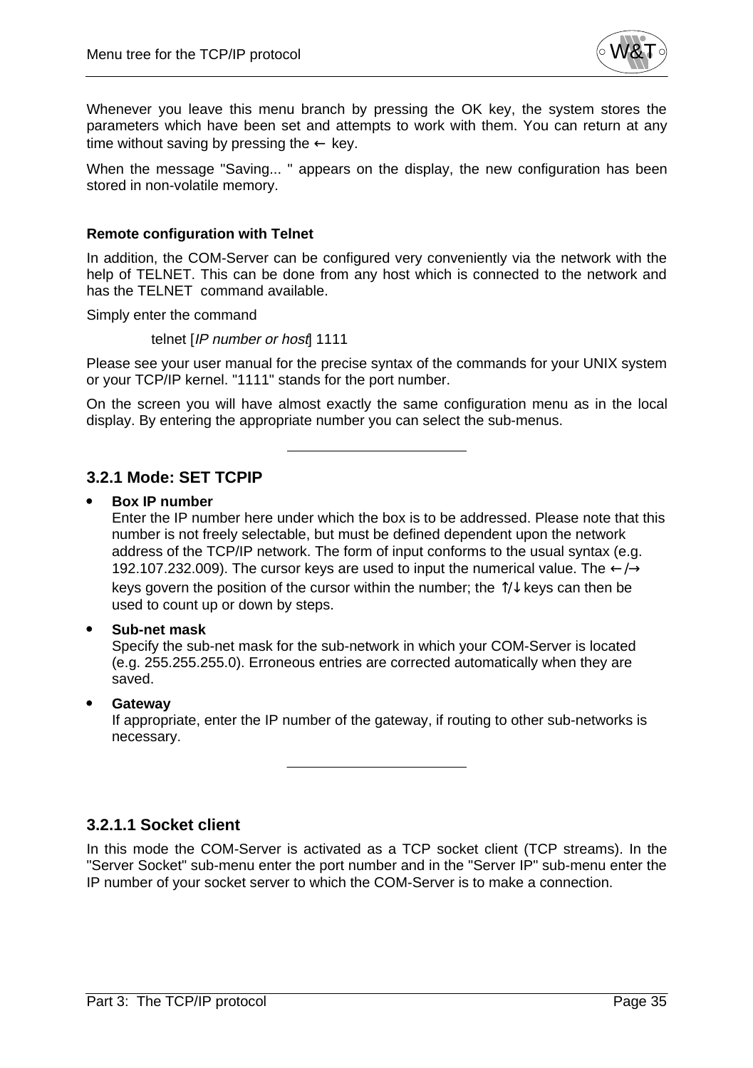Whenever you leave this menu branch by pressing the OK key, the system stores the parameters which have been set and attempts to work with them. You can return at any time without saving by pressing the ← key.

When the message "Saving... " appears on the display, the new configuration has been stored in non-volatile memory.

**Remote configuration with Telnet**

In addition, the COM-Server can be configured very conveniently via the network with the help of TELNET. This can be done from any host which is connected to the network and has the TELNET command available.

Simply enter the command

telnet [*IP number or host*] 1111

Please see your user manual for the precise syntax of the commands for your UNIX system or your TCP/IP kernel. "1111" stands for the port number.

On the screen you will have almost exactly the same configuration menu as in the local display. By entering the appropriate number you can select the sub-menus.

---

### 3.2.1 Mode: SET TCPIP

- **Box IP number**
  Enter the IP number here under which the box is to be addressed. Please note that this number is not freely selectable, but must be defined dependent upon the network address of the TCP/IP network. The form of input conforms to the usual syntax (e.g. 192.107.232.009). The cursor keys are used to input the numerical value. The ←/→ keys govern the position of the cursor within the number; the ↑/↓ keys can then be used to count up or down by steps.

- **Sub-net mask**
  Specify the sub-net mask for the sub-network in which your COM-Server is located (e.g. 255.255.255.0). Erroneous entries are corrected automatically when they are saved.

- **Gateway**
  If appropriate, enter the IP number of the gateway, if routing to other sub-networks is necessary.

---

#### 3.2.1.1 Socket client

In this mode the COM-Server is activated as a TCP socket client (TCP streams). In the "Server Socket" sub-menu enter the port number and in the "Server IP" sub-menu enter the IP number of your socket server to which the COM-Server is to make a connection.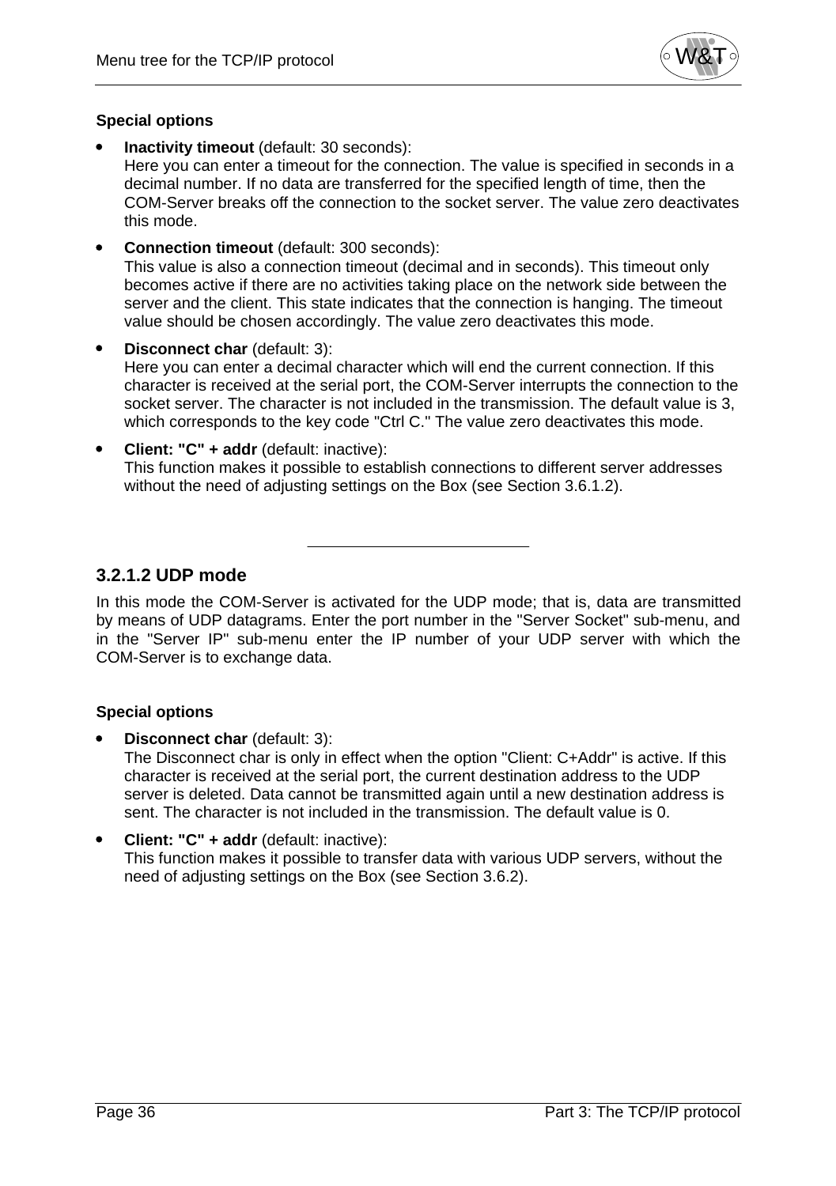**Special options**

- **Inactivity timeout** (default: 30 seconds):
  Here you can enter a timeout for the connection. The value is specified in seconds in a decimal number. If no data are transferred for the specified length of time, then the COM-Server breaks off the connection to the socket server. The value zero deactivates this mode.

- **Connection timeout** (default: 300 seconds):
  This value is also a connection timeout (decimal and in seconds). This timeout only becomes active if there are no activities taking place on the network side between the server and the client. This state indicates that the connection is hanging. The timeout value should be chosen accordingly. The value zero deactivates this mode.

- **Disconnect char** (default: 3):
  Here you can enter a decimal character which will end the current connection. If this character is received at the serial port, the COM-Server interrupts the connection to the socket server. The character is not included in the transmission. The default value is 3, which corresponds to the key code "Ctrl C." The value zero deactivates this mode.

- **Client: "C" + addr** (default: inactive):
  This function makes it possible to establish connections to different server addresses without the need of adjusting settings on the Box (see Section 3.6.1.2).

---

### 3.2.1.2 UDP mode

In this mode the COM-Server is activated for the UDP mode; that is, data are transmitted by means of UDP datagrams. Enter the port number in the "Server Socket" sub-menu, and in the "Server IP" sub-menu enter the IP number of your UDP server with which the COM-Server is to exchange data.

**Special options**

- **Disconnect char** (default: 3):
  The Disconnect char is only in effect when the option "Client: C+Addr" is active. If this character is received at the serial port, the current destination address to the UDP server is deleted. Data cannot be transmitted again until a new destination address is sent. The character is not included in the transmission. The default value is 0.

- **Client: "C" + addr** (default: inactive):
  This function makes it possible to transfer data with various UDP servers, without the need of adjusting settings on the Box (see Section 3.6.2).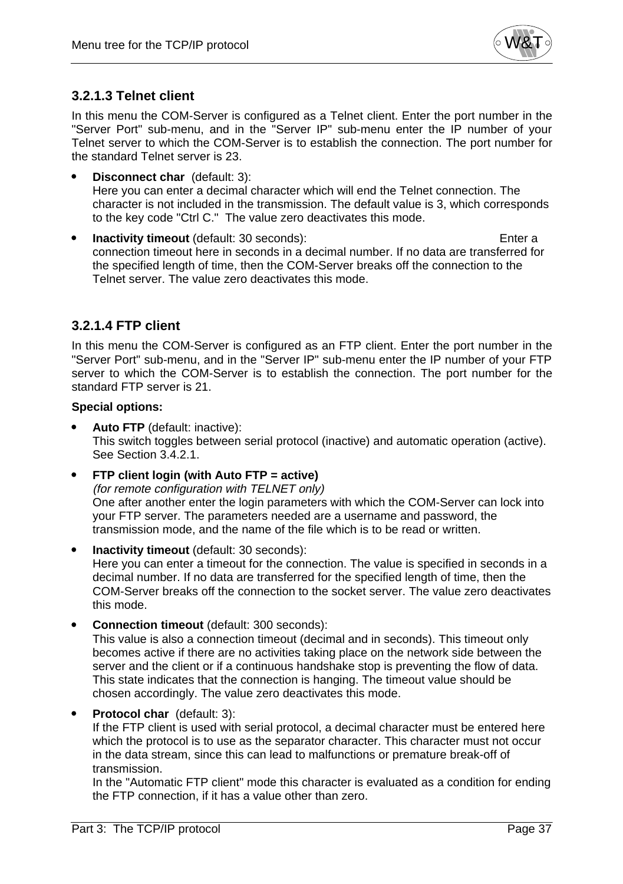### 3.2.1.3 Telnet client

In this menu the COM-Server is configured as a Telnet client. Enter the port number in the "Server Port" sub-menu, and in the "Server IP" sub-menu enter the IP number of your Telnet server to which the COM-Server is to establish the connection. The port number for the standard Telnet server is 23.

- **Disconnect char** (default: 3):
  Here you can enter a decimal character which will end the Telnet connection. The character is not included in the transmission. The default value is 3, which corresponds to the key code "Ctrl C." The value zero deactivates this mode.
- **Inactivity timeout** (default: 30 seconds): Enter a connection timeout here in seconds in a decimal number. If no data are transferred for the specified length of time, then the COM-Server breaks off the connection to the Telnet server. The value zero deactivates this mode.

### 3.2.1.4 FTP client

In this menu the COM-Server is configured as an FTP client. Enter the port number in the "Server Port" sub-menu, and in the "Server IP" sub-menu enter the IP number of your FTP server to which the COM-Server is to establish the connection. The port number for the standard FTP server is 21.

**Special options:**

- **Auto FTP** (default: inactive):
  This switch toggles between serial protocol (inactive) and automatic operation (active). See Section 3.4.2.1.
- **FTP client login (with Auto FTP = active)**
  *(for remote configuration with TELNET only)*
  One after another enter the login parameters with which the COM-Server can lock into your FTP server. The parameters needed are a username and password, the transmission mode, and the name of the file which is to be read or written.
- **Inactivity timeout** (default: 30 seconds):
  Here you can enter a timeout for the connection. The value is specified in seconds in a decimal number. If no data are transferred for the specified length of time, then the COM-Server breaks off the connection to the socket server. The value zero deactivates this mode.
- **Connection timeout** (default: 300 seconds):
  This value is also a connection timeout (decimal and in seconds). This timeout only becomes active if there are no activities taking place on the network side between the server and the client or if a continuous handshake stop is preventing the flow of data. This state indicates that the connection is hanging. The timeout value should be chosen accordingly. The value zero deactivates this mode.
- **Protocol char** (default: 3):
  If the FTP client is used with serial protocol, a decimal character must be entered here which the protocol is to use as the separator character. This character must not occur in the data stream, since this can lead to malfunctions or premature break-off of transmission.
  In the "Automatic FTP client" mode this character is evaluated as a condition for ending the FTP connection, if it has a value other than zero.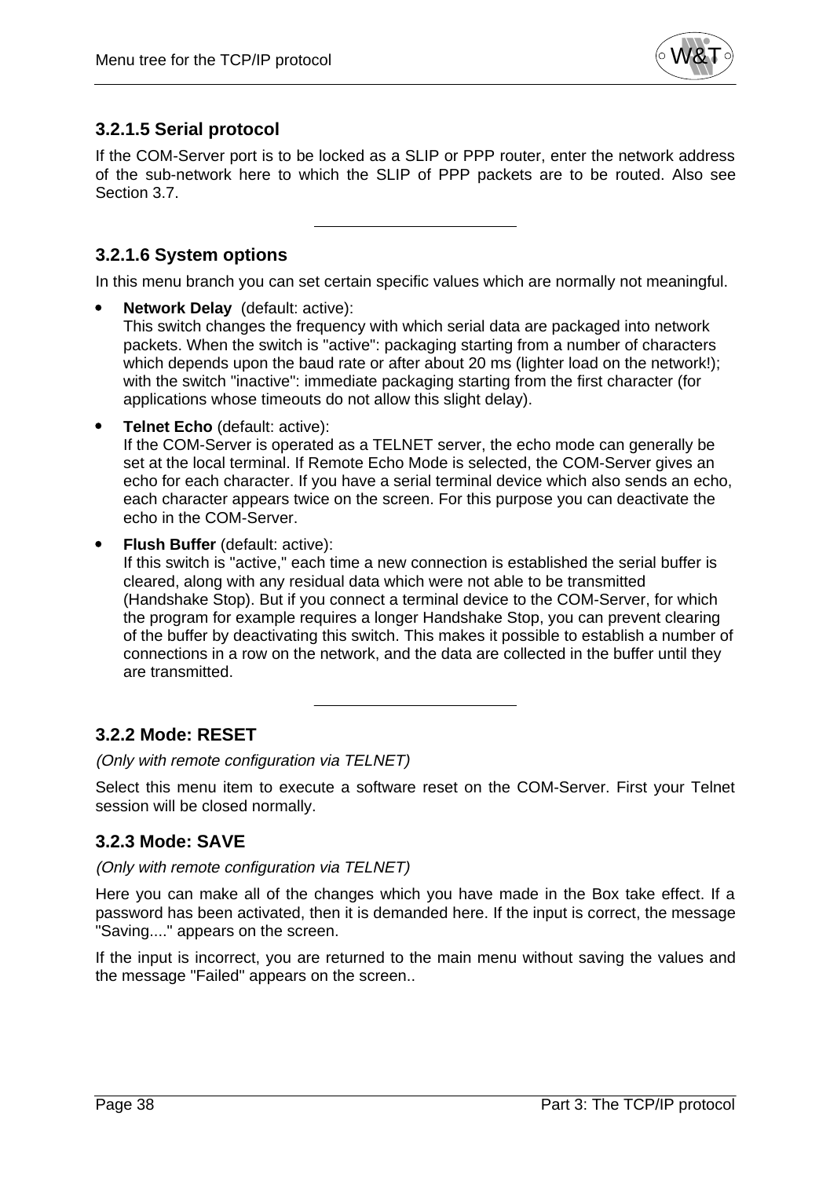### 3.2.1.5 Serial protocol

If the COM-Server port is to be locked as a SLIP or PPP router, enter the network address of the sub-network here to which the SLIP of PPP packets are to be routed. Also see Section 3.7.

---

### 3.2.1.6 System options

In this menu branch you can set certain specific values which are normally not meaningful.

- **Network Delay** (default: active):
  This switch changes the frequency with which serial data are packaged into network packets. When the switch is "active": packaging starting from a number of characters which depends upon the baud rate or after about 20 ms (lighter load on the network!); with the switch "inactive": immediate packaging starting from the first character (for applications whose timeouts do not allow this slight delay).
- **Telnet Echo** (default: active):
  If the COM-Server is operated as a TELNET server, the echo mode can generally be set at the local terminal. If Remote Echo Mode is selected, the COM-Server gives an echo for each character. If you have a serial terminal device which also sends an echo, each character appears twice on the screen. For this purpose you can deactivate the echo in the COM-Server.
- **Flush Buffer** (default: active):
  If this switch is "active," each time a new connection is established the serial buffer is cleared, along with any residual data which were not able to be transmitted (Handshake Stop). But if you connect a terminal device to the COM-Server, for which the program for example requires a longer Handshake Stop, you can prevent clearing of the buffer by deactivating this switch. This makes it possible to establish a number of connections in a row on the network, and the data are collected in the buffer until they are transmitted.

---

## 3.2.2 Mode: RESET

*(Only with remote configuration via TELNET)*

Select this menu item to execute a software reset on the COM-Server. First your Telnet session will be closed normally.

## 3.2.3 Mode: SAVE

*(Only with remote configuration via TELNET)*

Here you can make all of the changes which you have made in the Box take effect. If a password has been activated, then it is demanded here. If the input is correct, the message "Saving...." appears on the screen.

If the input is incorrect, you are returned to the main menu without saving the values and the message "Failed" appears on the screen..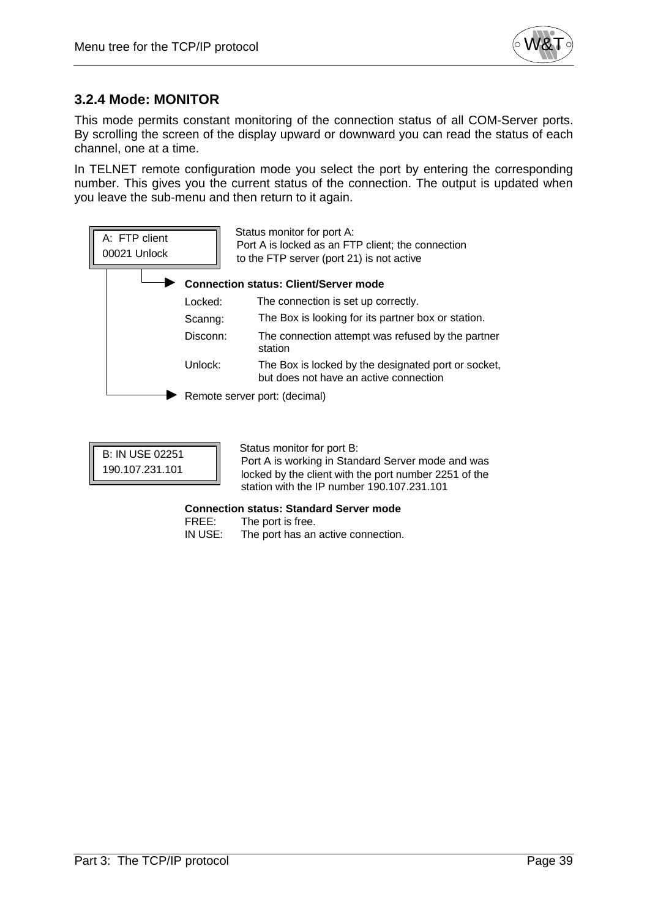### 3.2.4 Mode: MONITOR

This mode permits constant monitoring of the connection status of all COM-Server ports. By scrolling the screen of the display upward or downward you can read the status of each channel, one at a time.

In TELNET remote configuration mode you select the port by entering the corresponding number. This gives you the current status of the connection. The output is updated when you leave the sub-menu and then return to it again.

```
A:  FTP client
00021 Unlock
```

Status monitor for port A:
Port A is locked as an FTP client; the connection to the FTP server (port 21) is not active

**Connection status: Client/Server mode**

| | |
|---|---|
| Locked: | The connection is set up correctly. |
| Scanng: | The Box is looking for its partner box or station. |
| Disconn: | The connection attempt was refused by the partner station |
| Unlock: | The Box is locked by the designated port or socket, but does not have an active connection |

Remote server port: (decimal)

```
B: IN USE 02251
190.107.231.101
```

Status monitor for port B:
Port A is working in Standard Server mode and was locked by the client with the port number 2251 of the station with the IP number 190.107.231.101

**Connection status: Standard Server mode**

| | |
|---|---|
| FREE: | The port is free. |
| IN USE: | The port has an active connection. |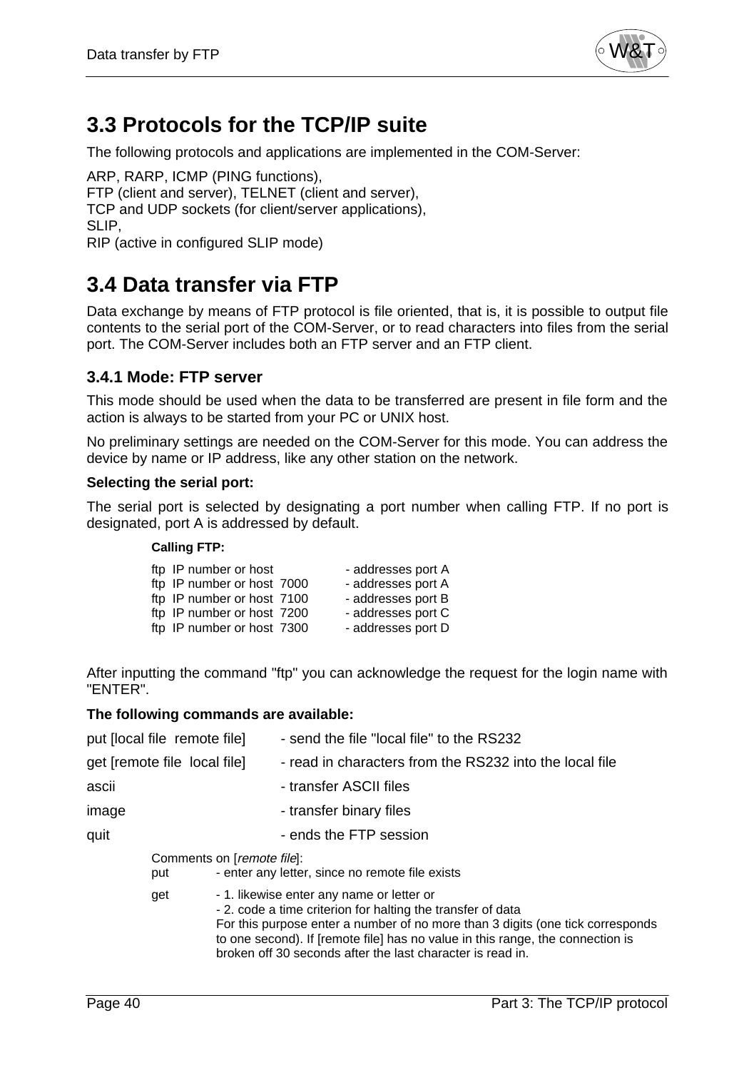## 3.3 Protocols for the TCP/IP suite

The following protocols and applications are implemented in the COM-Server:

ARP, RARP, ICMP (PING functions),
FTP (client and server), TELNET (client and server),
TCP and UDP sockets (for client/server applications),
SLIP,
RIP (active in configured SLIP mode)

## 3.4 Data transfer via FTP

Data exchange by means of FTP protocol is file oriented, that is, it is possible to output file contents to the serial port of the COM-Server, or to read characters into files from the serial port. The COM-Server includes both an FTP server and an FTP client.

### 3.4.1 Mode: FTP server

This mode should be used when the data to be transferred are present in file form and the action is always to be started from your PC or UNIX host.

No preliminary settings are needed on the COM-Server for this mode. You can address the device by name or IP address, like any other station on the network.

**Selecting the serial port:**

The serial port is selected by designating a port number when calling FTP. If no port is designated, port A is addressed by default.

**Calling FTP:**

```
ftp  IP number or host          - addresses port A
ftp  IP number or host  7000    - addresses port A
ftp  IP number or host  7100    - addresses port B
ftp  IP number or host  7200    - addresses port C
ftp  IP number or host  7300    - addresses port D
```

After inputting the command "ftp" you can acknowledge the request for the login name with "ENTER".

**The following commands are available:**

| | |
|---|---|
| put [local file  remote file] | - send the file "local file" to the RS232 |
| get [remote file  local file] | - read in characters from the RS232 into the local file |
| ascii | - transfer ASCII files |
| image | - transfer binary files |
| quit | - ends the FTP session |

Comments on [*remote file*]:

| | |
|---|---|
| put | - enter any letter, since no remote file exists |
| get | - 1. likewise enter any name or letter or<br>- 2. code a time criterion for halting the transfer of data<br>For this purpose enter a number of no more than 3 digits (one tick corresponds to one second). If [remote file] has no value in this range, the connection is broken off 30 seconds after the last character is read in. |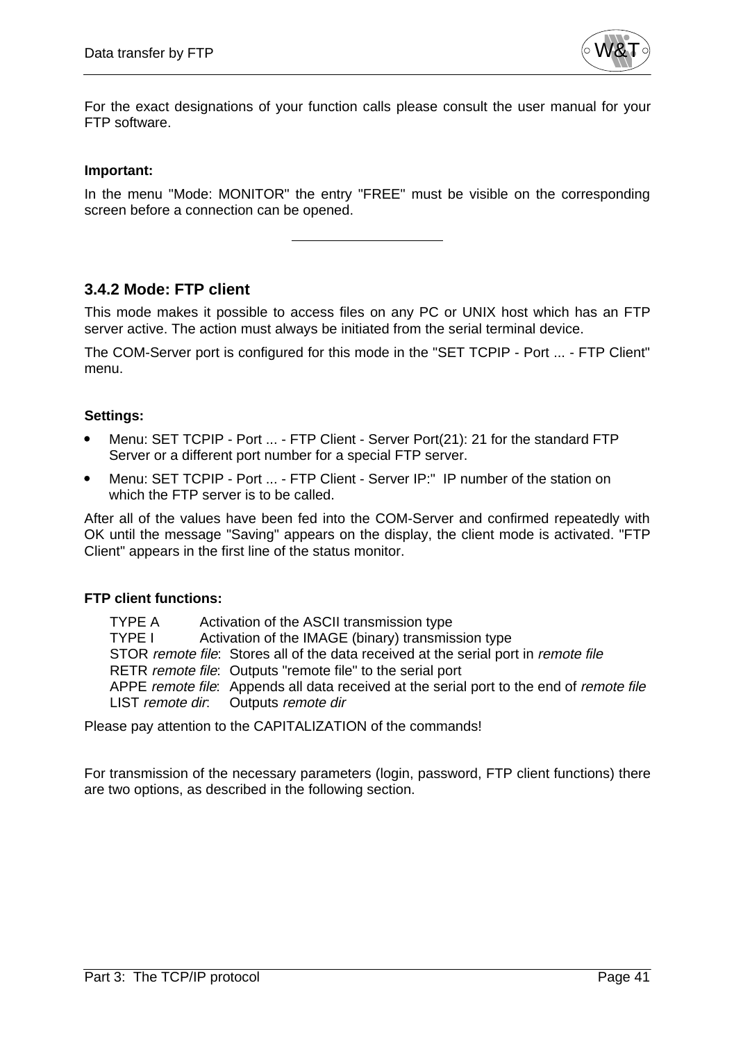For the exact designations of your function calls please consult the user manual for your FTP software.

**Important:**

In the menu "Mode: MONITOR" the entry "FREE" must be visible on the corresponding screen before a connection can be opened.

---

### 3.4.2 Mode: FTP client

This mode makes it possible to access files on any PC or UNIX host which has an FTP server active. The action must always be initiated from the serial terminal device.

The COM-Server port is configured for this mode in the "SET TCPIP - Port ... - FTP Client" menu.

**Settings:**

- Menu: SET TCPIP - Port ... - FTP Client - Server Port(21): 21 for the standard FTP Server or a different port number for a special FTP server.
- Menu: SET TCPIP - Port ... - FTP Client - Server IP:" IP number of the station on which the FTP server is to be called.

After all of the values have been fed into the COM-Server and confirmed repeatedly with OK until the message "Saving" appears on the display, the client mode is activated. "FTP Client" appears in the first line of the status monitor.

**FTP client functions:**

| | |
|---|---|
| TYPE A | Activation of the ASCII transmission type |
| TYPE I | Activation of the IMAGE (binary) transmission type |
| STOR *remote file*: | Stores all of the data received at the serial port in *remote file* |
| RETR *remote file*: | Outputs "remote file" to the serial port |
| APPE *remote file*: | Appends all data received at the serial port to the end of *remote file* |
| LIST *remote dir*: | Outputs *remote dir* |

Please pay attention to the CAPITALIZATION of the commands!

For transmission of the necessary parameters (login, password, FTP client functions) there are two options, as described in the following section.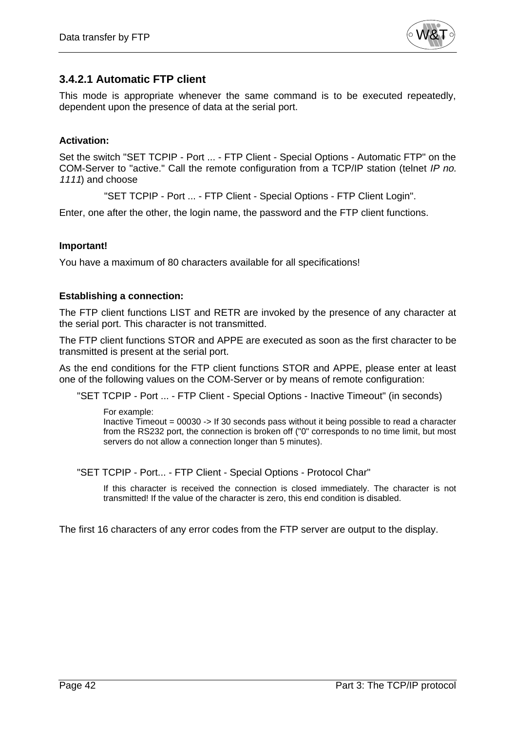### 3.4.2.1 Automatic FTP client

This mode is appropriate whenever the same command is to be executed repeatedly, dependent upon the presence of data at the serial port.

**Activation:**

Set the switch "SET TCPIP - Port ... - FTP Client - Special Options - Automatic FTP" on the COM-Server to "active." Call the remote configuration from a TCP/IP station (telnet *IP no. 1111*) and choose

"SET TCPIP - Port ... - FTP Client - Special Options - FTP Client Login".

Enter, one after the other, the login name, the password and the FTP client functions.

**Important!**

You have a maximum of 80 characters available for all specifications!

**Establishing a connection:**

The FTP client functions LIST and RETR are invoked by the presence of any character at the serial port. This character is not transmitted.

The FTP client functions STOR and APPE are executed as soon as the first character to be transmitted is present at the serial port.

As the end conditions for the FTP client functions STOR and APPE, please enter at least one of the following values on the COM-Server or by means of remote configuration:

"SET TCPIP - Port ... - FTP Client - Special Options - Inactive Timeout" (in seconds)

For example:
Inactive Timeout = 00030 -> If 30 seconds pass without it being possible to read a character from the RS232 port, the connection is broken off ("0" corresponds to no time limit, but most servers do not allow a connection longer than 5 minutes).

"SET TCPIP - Port... - FTP Client - Special Options - Protocol Char"

If this character is received the connection is closed immediately. The character is not transmitted! If the value of the character is zero, this end condition is disabled.

The first 16 characters of any error codes from the FTP server are output to the display.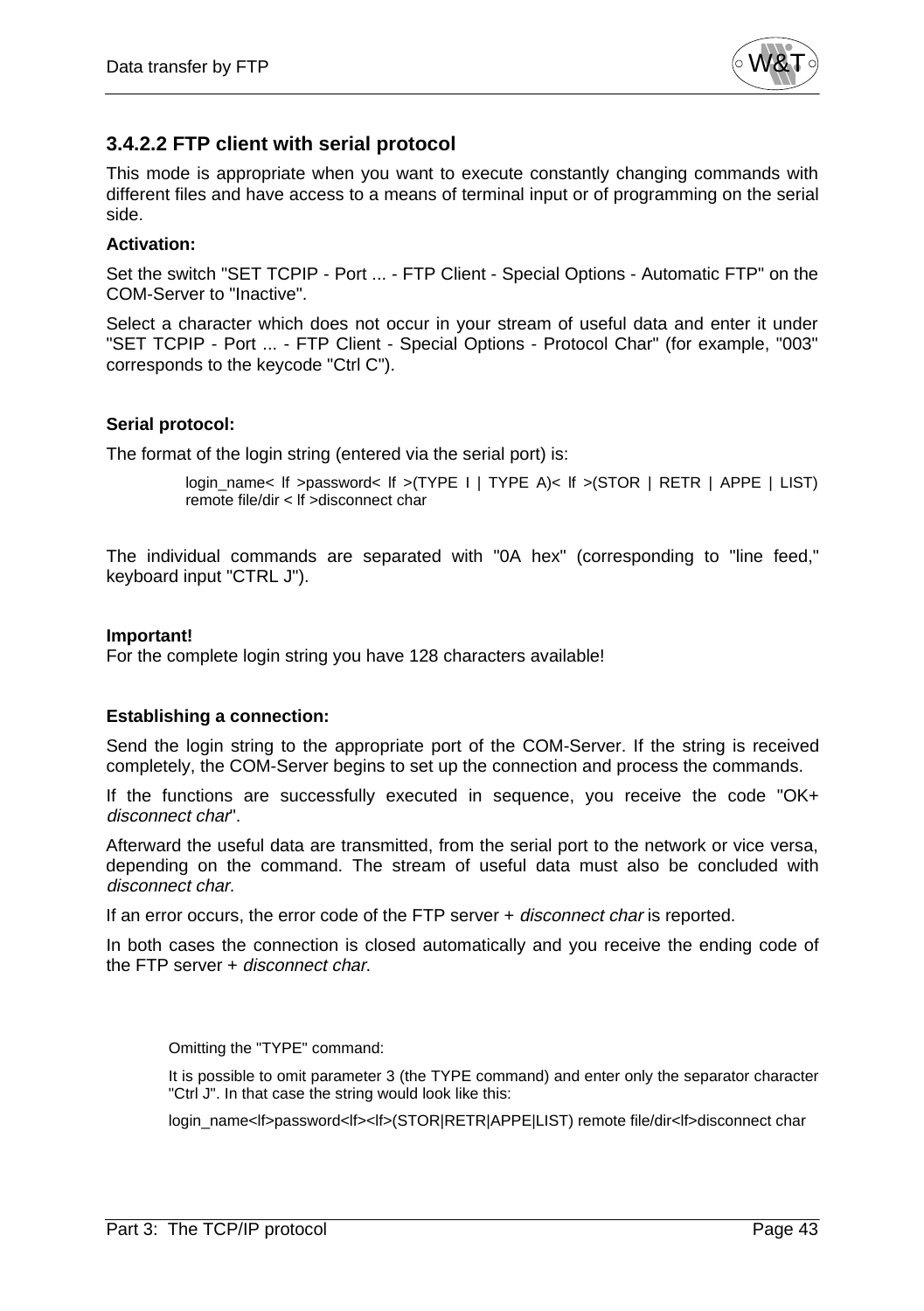### 3.4.2.2 FTP client with serial protocol

This mode is appropriate when you want to execute constantly changing commands with different files and have access to a means of terminal input or of programming on the serial side.

**Activation:**

Set the switch "SET TCPIP - Port ... - FTP Client - Special Options - Automatic FTP" on the COM-Server to "Inactive".

Select a character which does not occur in your stream of useful data and enter it under "SET TCPIP - Port ... - FTP Client - Special Options - Protocol Char" (for example, "003" corresponds to the keycode "Ctrl C").

**Serial protocol:**

The format of the login string (entered via the serial port) is:

> login_name< lf >password< lf >(TYPE I | TYPE A)< lf >(STOR | RETR | APPE | LIST) remote file/dir < lf >disconnect char

The individual commands are separated with "0A hex" (corresponding to "line feed," keyboard input "CTRL J").

**Important!**
For the complete login string you have 128 characters available!

**Establishing a connection:**

Send the login string to the appropriate port of the COM-Server. If the string is received completely, the COM-Server begins to set up the connection and process the commands.

If the functions are successfully executed in sequence, you receive the code "OK+ *disconnect char*".

Afterward the useful data are transmitted, from the serial port to the network or vice versa, depending on the command. The stream of useful data must also be concluded with *disconnect char*.

If an error occurs, the error code of the FTP server + *disconnect char* is reported.

In both cases the connection is closed automatically and you receive the ending code of the FTP server + *disconnect char*.

> Omitting the "TYPE" command:
>
> It is possible to omit parameter 3 (the TYPE command) and enter only the separator character "Ctrl J". In that case the string would look like this:
>
> login_name<lf>password<lf><lf>(STOR|RETR|APPE|LIST) remote file/dir<lf>disconnect char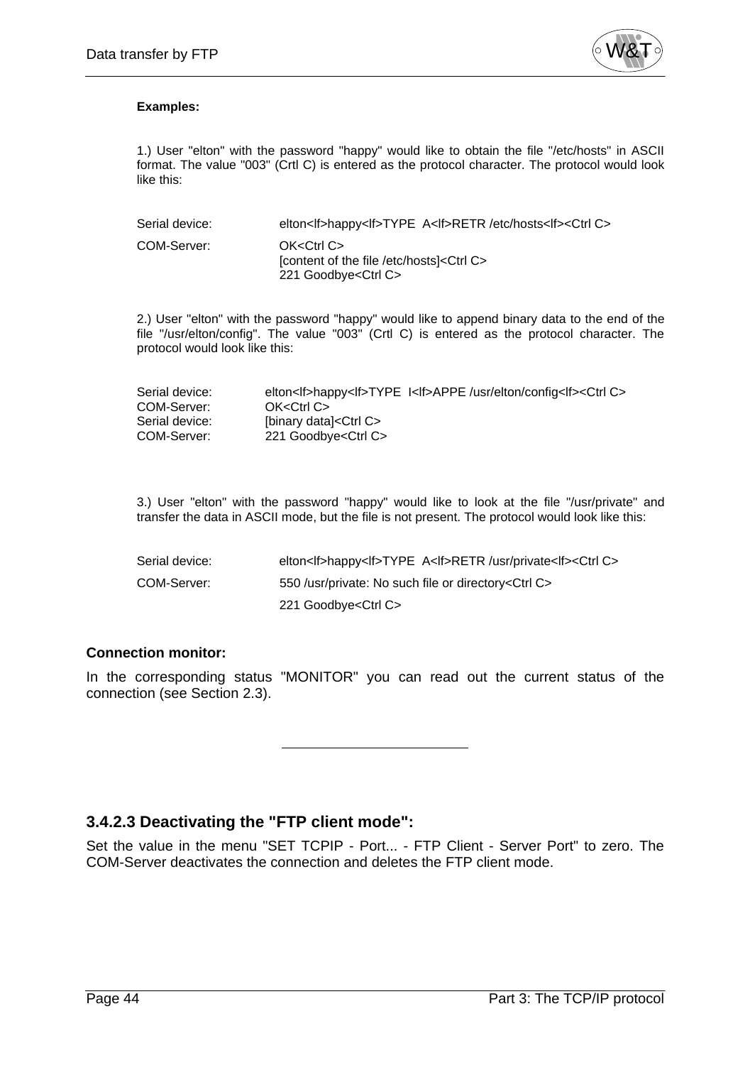**Examples:**

1.) User "elton" with the password "happy" would like to obtain the file "/etc/hosts" in ASCII format. The value "003" (Crtl C) is entered as the protocol character. The protocol would look like this:

| | |
|---|---|
| Serial device: | elton<lf>happy<lf>TYPE  A<lf>RETR /etc/hosts<lf><Ctrl C> |
| COM-Server: | OK<Ctrl C><br>[content of the file /etc/hosts]<Ctrl C><br>221 Goodbye<Ctrl C> |

2.) User "elton" with the password "happy" would like to append binary data to the end of the file "/usr/elton/config". The value "003" (Crtl C) is entered as the protocol character. The protocol would look like this:

| | |
|---|---|
| Serial device: | elton<lf>happy<lf>TYPE  I<lf>APPE /usr/elton/config<lf><Ctrl C> |
| COM-Server: | OK<Ctrl C> |
| Serial device: | [binary data]<Ctrl C> |
| COM-Server: | 221 Goodbye<Ctrl C> |

3.) User "elton" with the password "happy" would like to look at the file "/usr/private" and transfer the data in ASCII mode, but the file is not present. The protocol would look like this:

| | |
|---|---|
| Serial device: | elton<lf>happy<lf>TYPE  A<lf>RETR /usr/private<lf><Ctrl C> |
| COM-Server: | 550 /usr/private: No such file or directory<Ctrl C> |
| | 221 Goodbye<Ctrl C> |

**Connection monitor:**

In the corresponding status "MONITOR" you can read out the current status of the connection (see Section 2.3).

---

### 3.4.2.3 Deactivating the "FTP client mode":

Set the value in the menu "SET TCPIP - Port... - FTP Client - Server Port" to zero. The COM-Server deactivates the connection and deletes the FTP client mode.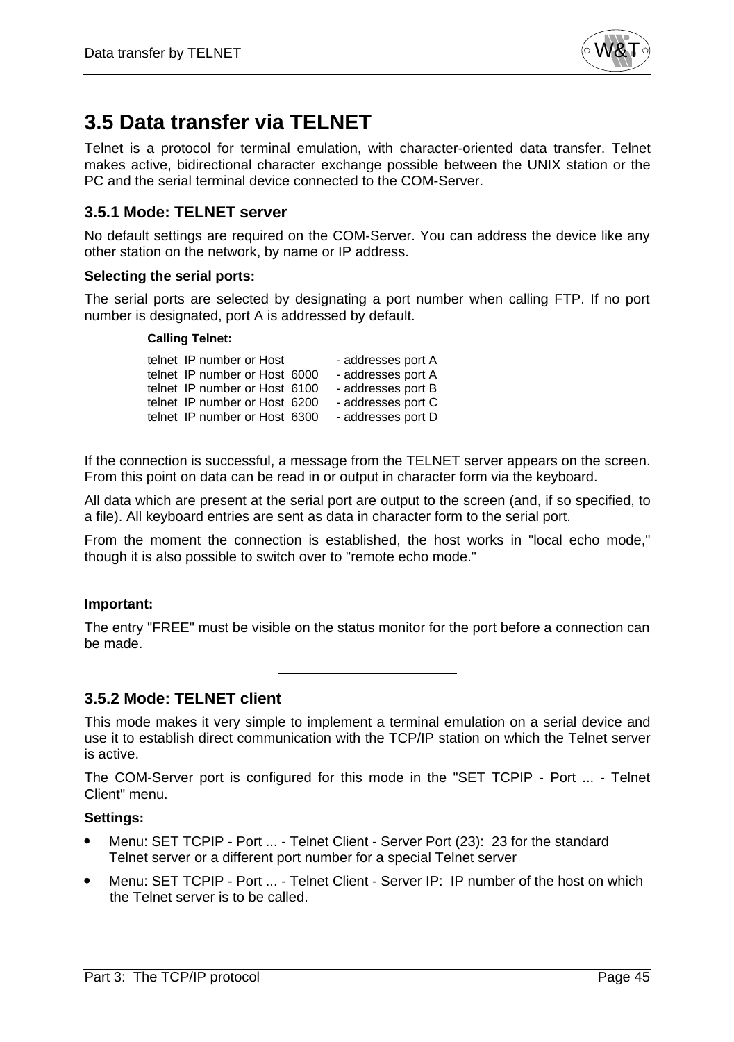## 3.5 Data transfer via TELNET

Telnet is a protocol for terminal emulation, with character-oriented data transfer. Telnet makes active, bidirectional character exchange possible between the UNIX station or the PC and the serial terminal device connected to the COM-Server.

### 3.5.1 Mode: TELNET server

No default settings are required on the COM-Server. You can address the device like any other station on the network, by name or IP address.

**Selecting the serial ports:**

The serial ports are selected by designating a port number when calling FTP. If no port number is designated, port A is addressed by default.

**Calling Telnet:**

```
telnet  IP number or Host          - addresses port A
telnet  IP number or Host  6000    - addresses port A
telnet  IP number or Host  6100    - addresses port B
telnet  IP number or Host  6200    - addresses port C
telnet  IP number or Host  6300    - addresses port D
```

If the connection is successful, a message from the TELNET server appears on the screen. From this point on data can be read in or output in character form via the keyboard.

All data which are present at the serial port are output to the screen (and, if so specified, to a file). All keyboard entries are sent as data in character form to the serial port.

From the moment the connection is established, the host works in "local echo mode," though it is also possible to switch over to "remote echo mode."

**Important:**

The entry "FREE" must be visible on the status monitor for the port before a connection can be made.

---

### 3.5.2 Mode: TELNET client

This mode makes it very simple to implement a terminal emulation on a serial device and use it to establish direct communication with the TCP/IP station on which the Telnet server is active.

The COM-Server port is configured for this mode in the "SET TCPIP - Port ... - Telnet Client" menu.

**Settings:**

- Menu: SET TCPIP - Port ... - Telnet Client - Server Port (23): 23 for the standard Telnet server or a different port number for a special Telnet server
- Menu: SET TCPIP - Port ... - Telnet Client - Server IP: IP number of the host on which the Telnet server is to be called.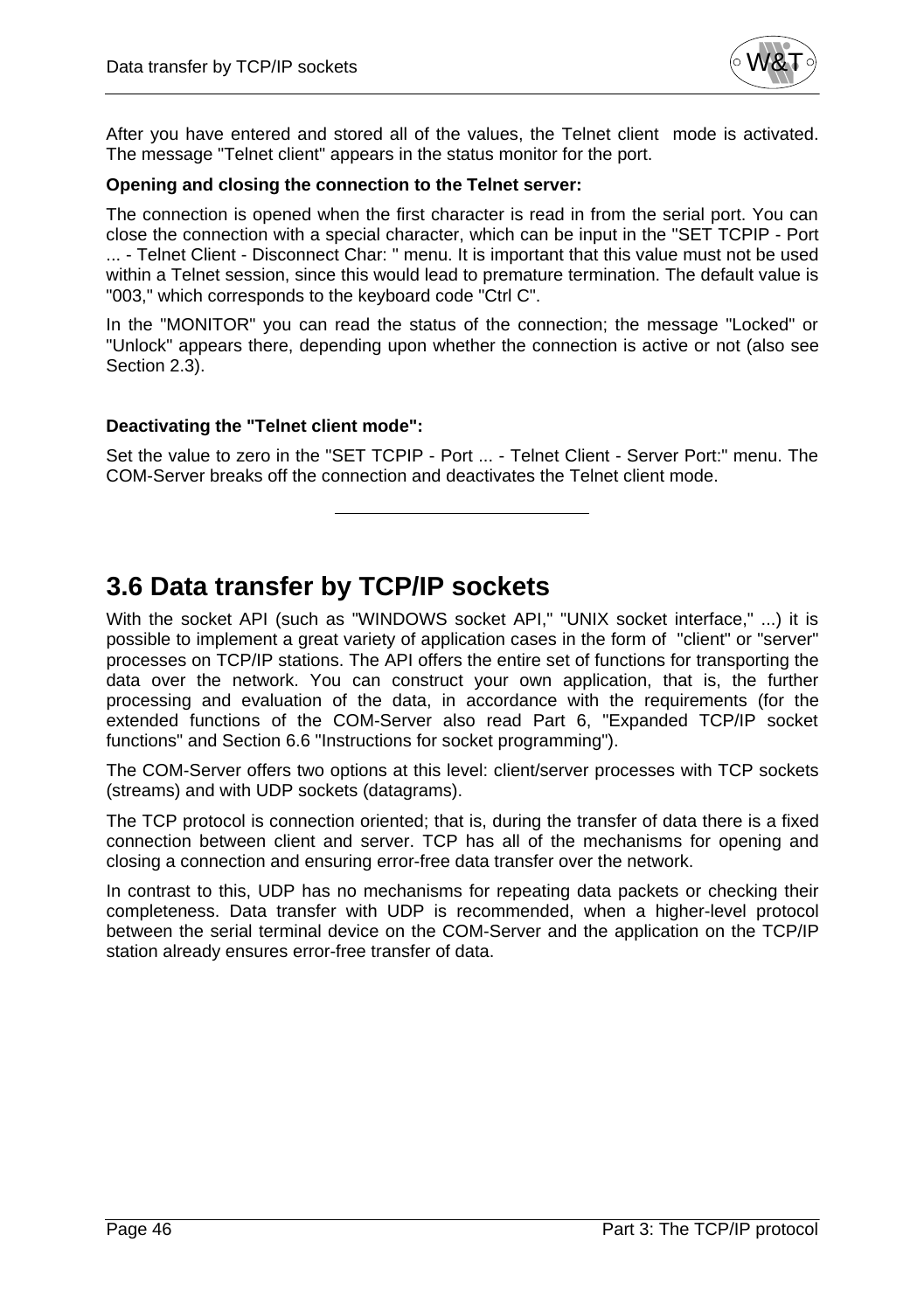After you have entered and stored all of the values, the Telnet client mode is activated. The message "Telnet client" appears in the status monitor for the port.

**Opening and closing the connection to the Telnet server:**

The connection is opened when the first character is read in from the serial port. You can close the connection with a special character, which can be input in the "SET TCPIP - Port ... - Telnet Client - Disconnect Char: " menu. It is important that this value must not be used within a Telnet session, since this would lead to premature termination. The default value is "003," which corresponds to the keyboard code "Ctrl C".

In the "MONITOR" you can read the status of the connection; the message "Locked" or "Unlock" appears there, depending upon whether the connection is active or not (also see Section 2.3).

**Deactivating the "Telnet client mode":**

Set the value to zero in the "SET TCPIP - Port ... - Telnet Client - Server Port:" menu. The COM-Server breaks off the connection and deactivates the Telnet client mode.

---

## 3.6 Data transfer by TCP/IP sockets

With the socket API (such as "WINDOWS socket API," "UNIX socket interface," ...) it is possible to implement a great variety of application cases in the form of "client" or "server" processes on TCP/IP stations. The API offers the entire set of functions for transporting the data over the network. You can construct your own application, that is, the further processing and evaluation of the data, in accordance with the requirements (for the extended functions of the COM-Server also read Part 6, "Expanded TCP/IP socket functions" and Section 6.6 "Instructions for socket programming").

The COM-Server offers two options at this level: client/server processes with TCP sockets (streams) and with UDP sockets (datagrams).

The TCP protocol is connection oriented; that is, during the transfer of data there is a fixed connection between client and server. TCP has all of the mechanisms for opening and closing a connection and ensuring error-free data transfer over the network.

In contrast to this, UDP has no mechanisms for repeating data packets or checking their completeness. Data transfer with UDP is recommended, when a higher-level protocol between the serial terminal device on the COM-Server and the application on the TCP/IP station already ensures error-free transfer of data.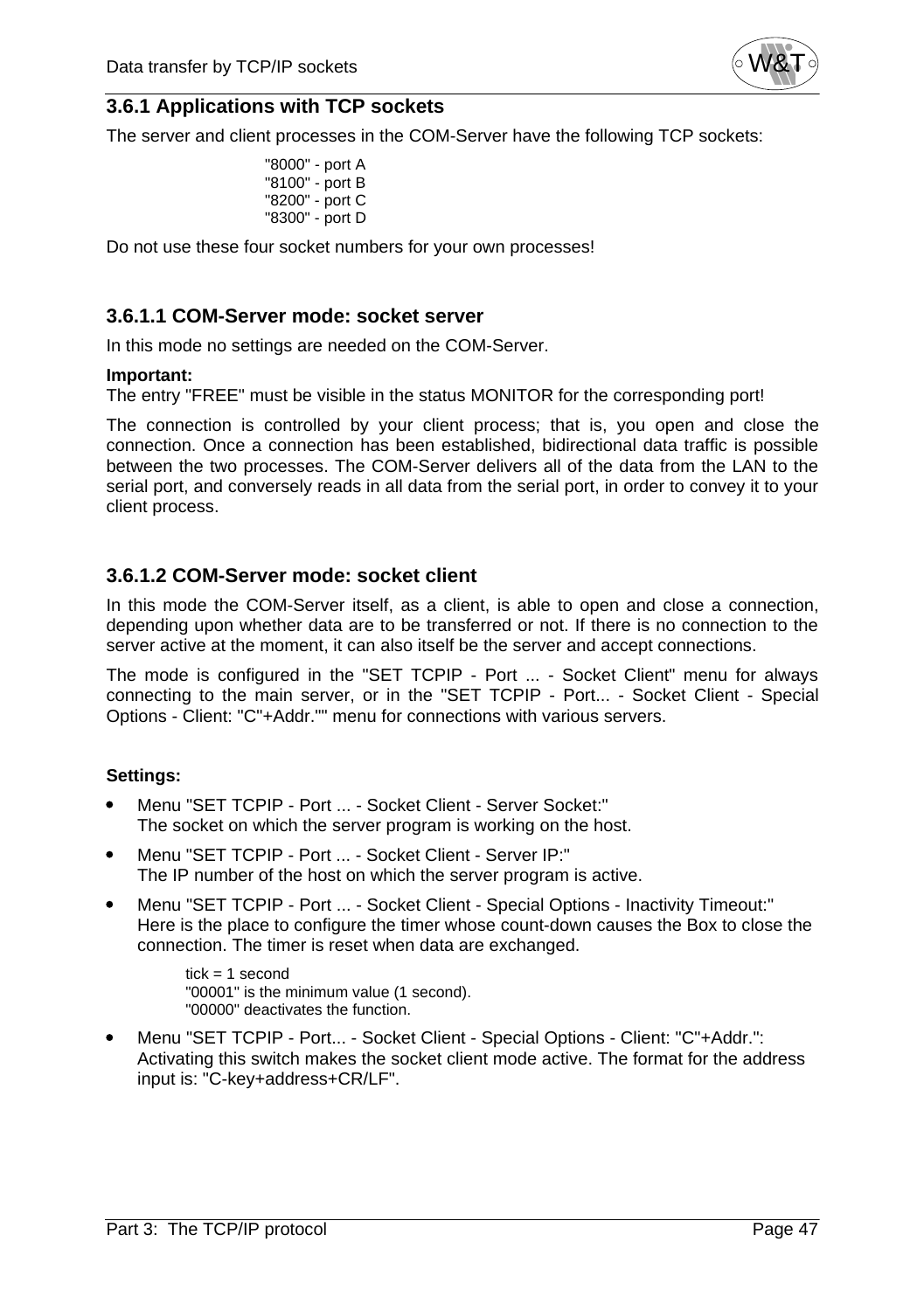## 3.6.1 Applications with TCP sockets

The server and client processes in the COM-Server have the following TCP sockets:

"8000" - port A
"8100" - port B
"8200" - port C
"8300" - port D

Do not use these four socket numbers for your own processes!

### 3.6.1.1 COM-Server mode: socket server

In this mode no settings are needed on the COM-Server.

**Important:**
The entry "FREE" must be visible in the status MONITOR for the corresponding port!

The connection is controlled by your client process; that is, you open and close the connection. Once a connection has been established, bidirectional data traffic is possible between the two processes. The COM-Server delivers all of the data from the LAN to the serial port, and conversely reads in all data from the serial port, in order to convey it to your client process.

### 3.6.1.2 COM-Server mode: socket client

In this mode the COM-Server itself, as a client, is able to open and close a connection, depending upon whether data are to be transferred or not. If there is no connection to the server active at the moment, it can also itself be the server and accept connections.

The mode is configured in the "SET TCPIP - Port ... - Socket Client" menu for always connecting to the main server, or in the "SET TCPIP - Port... - Socket Client - Special Options - Client: "C"+Addr."" menu for connections with various servers.

**Settings:**

- Menu "SET TCPIP - Port ... - Socket Client - Server Socket:"
  The socket on which the server program is working on the host.
- Menu "SET TCPIP - Port ... - Socket Client - Server IP:"
  The IP number of the host on which the server program is active.
- Menu "SET TCPIP - Port ... - Socket Client - Special Options - Inactivity Timeout:"
  Here is the place to configure the timer whose count-down causes the Box to close the connection. The timer is reset when data are exchanged.

  tick = 1 second
  "00001" is the minimum value (1 second).
  "00000" deactivates the function.

- Menu "SET TCPIP - Port... - Socket Client - Special Options - Client: "C"+Addr.":
  Activating this switch makes the socket client mode active. The format for the address input is: "C-key+address+CR/LF".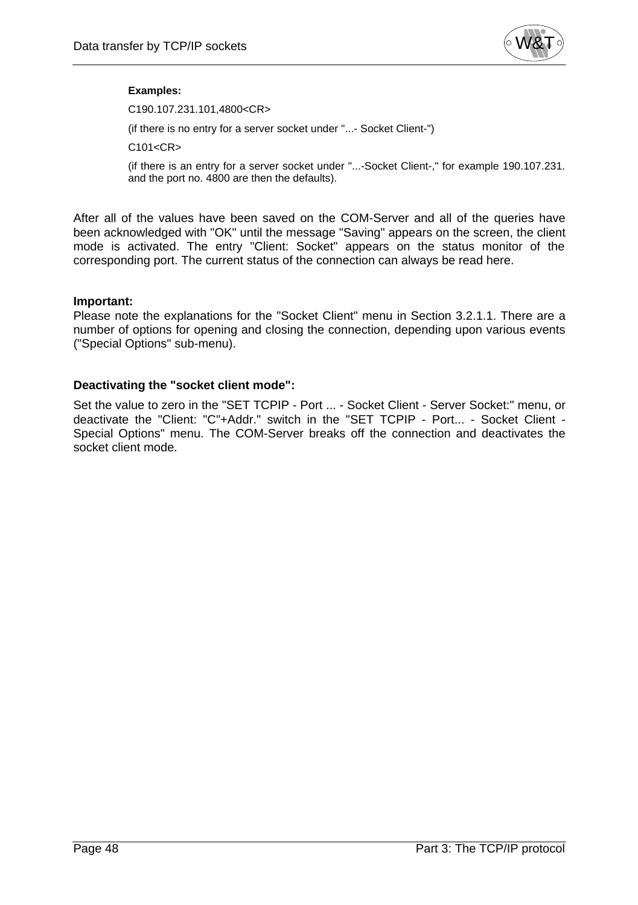**Examples:**

C190.107.231.101,4800<CR>

(if there is no entry for a server socket under "...- Socket Client-")

C101<CR>

(if there is an entry for a server socket under "...-Socket Client-," for example 190.107.231. and the port no. 4800 are then the defaults).

After all of the values have been saved on the COM-Server and all of the queries have been acknowledged with "OK" until the message "Saving" appears on the screen, the client mode is activated. The entry "Client: Socket" appears on the status monitor of the corresponding port. The current status of the connection can always be read here.

**Important:**
Please note the explanations for the "Socket Client" menu in Section 3.2.1.1. There are a number of options for opening and closing the connection, depending upon various events ("Special Options" sub-menu).

**Deactivating the "socket client mode":**

Set the value to zero in the "SET TCPIP - Port ... - Socket Client - Server Socket:" menu, or deactivate the "Client: "C"+Addr." switch in the "SET TCPIP - Port... - Socket Client - Special Options" menu. The COM-Server breaks off the connection and deactivates the socket client mode.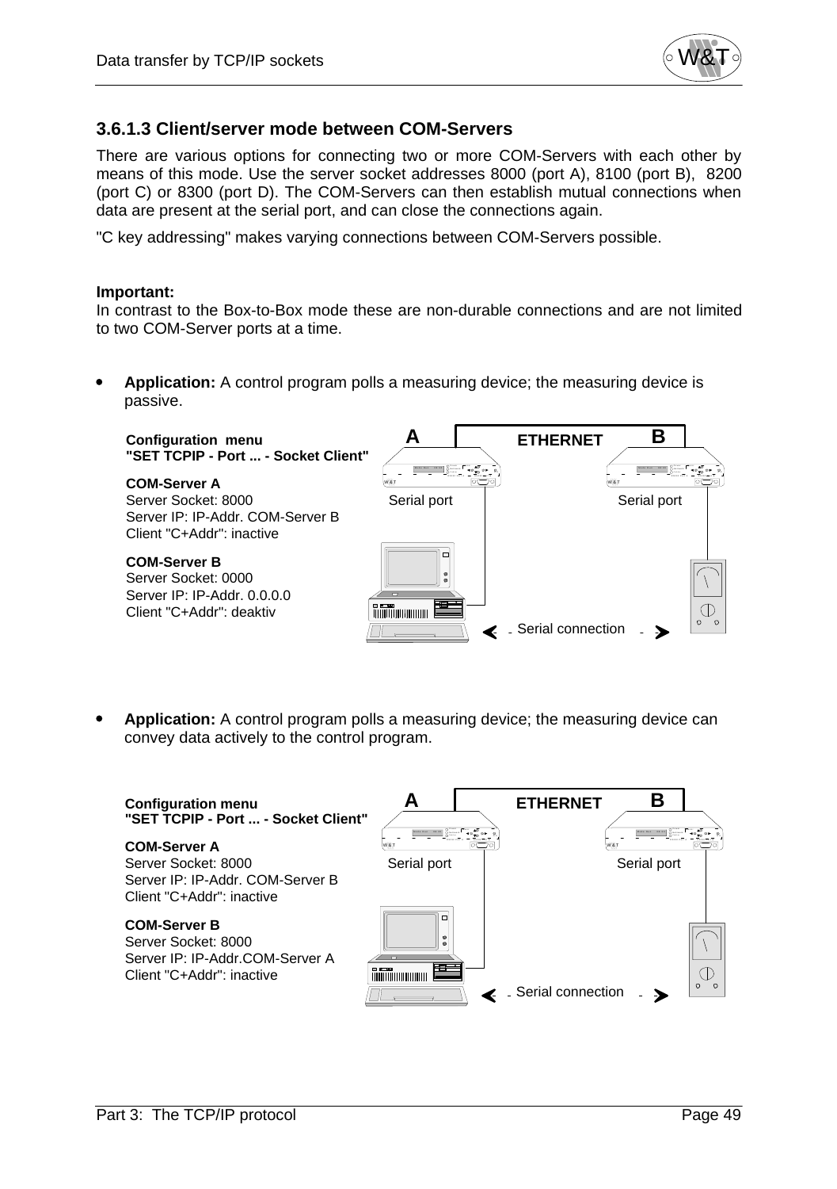### 3.6.1.3 Client/server mode between COM-Servers

There are various options for connecting two or more COM-Servers with each other by means of this mode. Use the server socket addresses 8000 (port A), 8100 (port B), 8200 (port C) or 8300 (port D). The COM-Servers can then establish mutual connections when data are present at the serial port, and can close the connections again.

"C key addressing" makes varying connections between COM-Servers possible.

**Important:**
In contrast to the Box-to-Box mode these are non-durable connections and are not limited to two COM-Server ports at a time.

- **Application:** A control program polls a measuring device; the measuring device is passive.

**Configuration menu**
**"SET TCPIP - Port ... - Socket Client"**

**COM-Server A**
Server Socket: 8000
Server IP: IP-Addr. COM-Server B
Client "C+Addr": inactive

**COM-Server B**
Server Socket: 0000
Server IP: IP-Addr. 0.0.0.0
Client "C+Addr": deaktiv

A ETHERNET B

Serial port Serial port

Serial connection

- **Application:** A control program polls a measuring device; the measuring device can convey data actively to the control program.

**Configuration menu**
**"SET TCPIP - Port ... - Socket Client"**

**COM-Server A**
Server Socket: 8000
Server IP: IP-Addr. COM-Server B
Client "C+Addr": inactive

**COM-Server B**
Server Socket: 8000
Server IP: IP-Addr.COM-Server A
Client "C+Addr": inactive

A ETHERNET B

Serial port Serial port

Serial connection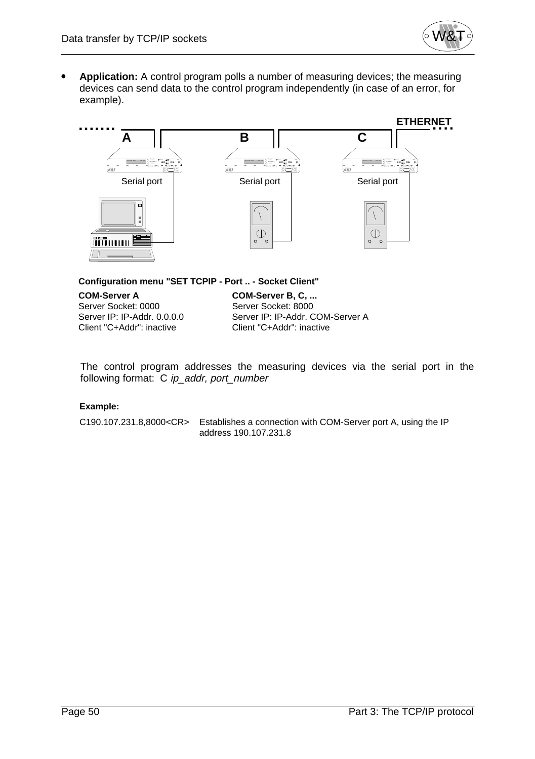- **Application:** A control program polls a number of measuring devices; the measuring devices can send data to the control program independently (in case of an error, for example).

**Configuration menu "SET TCPIP - Port .. - Socket Client"**

| **COM-Server A** | **COM-Server B, C, ...** |
|---|---|
| Server Socket: 0000 | Server Socket: 8000 |
| Server IP: IP-Addr. 0.0.0.0 | Server IP: IP-Addr. COM-Server A |
| Client "C+Addr": inactive | Client "C+Addr": inactive |

The control program addresses the measuring devices via the serial port in the following format: C *ip_addr, port_number*

**Example:**

| | |
|---|---|
| C190.107.231.8,8000<CR> | Establishes a connection with COM-Server port A, using the IP address 190.107.231.8 |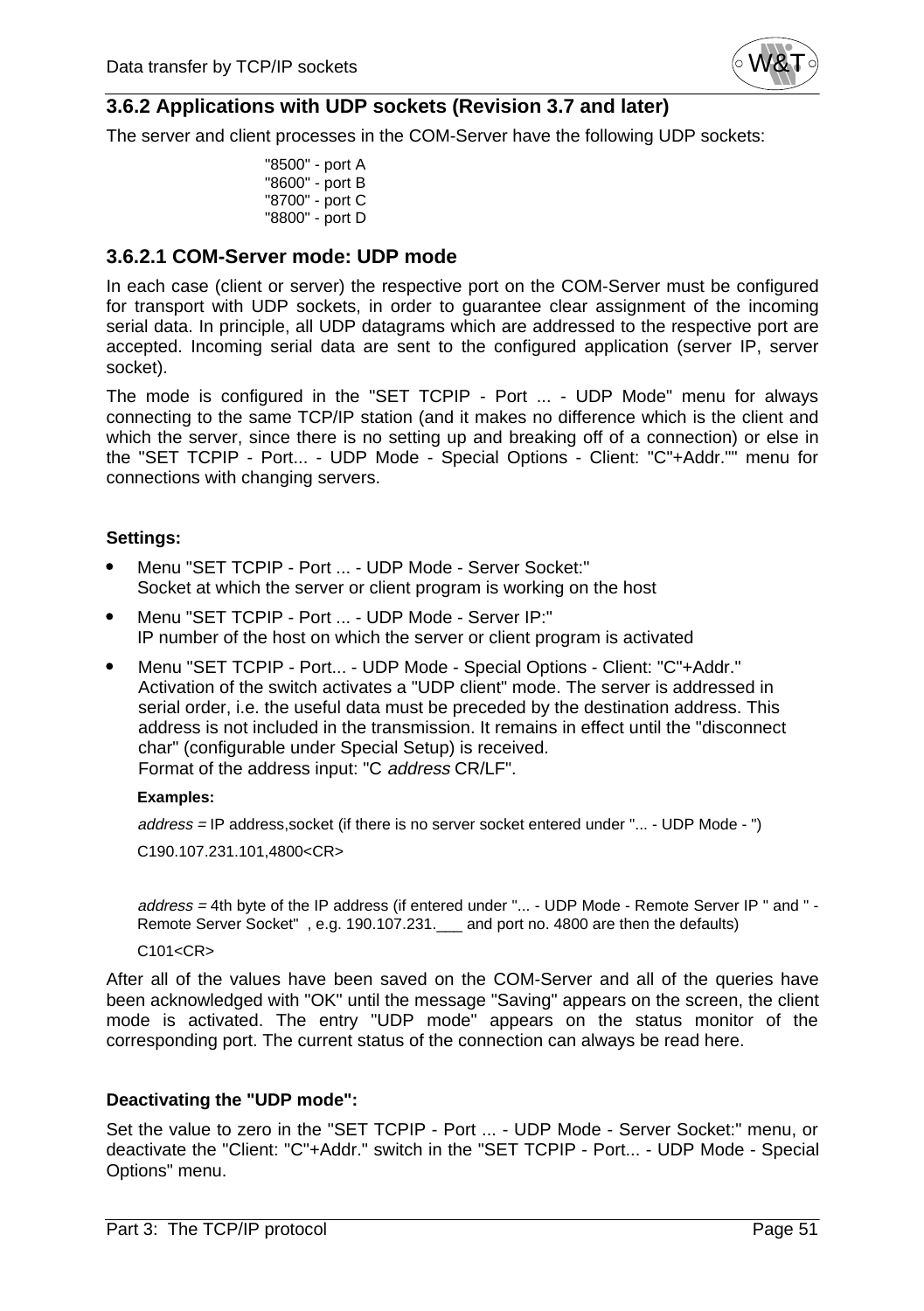### 3.6.2 Applications with UDP sockets (Revision 3.7 and later)

The server and client processes in the COM-Server have the following UDP sockets:

"8500" - port A
"8600" - port B
"8700" - port C
"8800" - port D

#### 3.6.2.1 COM-Server mode: UDP mode

In each case (client or server) the respective port on the COM-Server must be configured for transport with UDP sockets, in order to guarantee clear assignment of the incoming serial data. In principle, all UDP datagrams which are addressed to the respective port are accepted. Incoming serial data are sent to the configured application (server IP, server socket).

The mode is configured in the "SET TCPIP - Port ... - UDP Mode" menu for always connecting to the same TCP/IP station (and it makes no difference which is the client and which the server, since there is no setting up and breaking off of a connection) or else in the "SET TCPIP - Port... - UDP Mode - Special Options - Client: "C"+Addr."" menu for connections with changing servers.

**Settings:**

- Menu "SET TCPIP - Port ... - UDP Mode - Server Socket:"
  Socket at which the server or client program is working on the host
- Menu "SET TCPIP - Port ... - UDP Mode - Server IP:"
  IP number of the host on which the server or client program is activated
- Menu "SET TCPIP - Port... - UDP Mode - Special Options - Client: "C"+Addr."
  Activation of the switch activates a "UDP client" mode. The server is addressed in serial order, i.e. the useful data must be preceded by the destination address. This address is not included in the transmission. It remains in effect until the "disconnect char" (configurable under Special Setup) is received.
  Format of the address input: "C *address* CR/LF".

**Examples:**

*address* = IP address,socket (if there is no server socket entered under "... - UDP Mode - ")

C190.107.231.101,4800<CR>

*address* = 4th byte of the IP address (if entered under "... - UDP Mode - Remote Server IP " and " - Remote Server Socket" , e.g. 190.107.231.___ and port no. 4800 are then the defaults)

C101<CR>

After all of the values have been saved on the COM-Server and all of the queries have been acknowledged with "OK" until the message "Saving" appears on the screen, the client mode is activated. The entry "UDP mode" appears on the status monitor of the corresponding port. The current status of the connection can always be read here.

**Deactivating the "UDP mode":**

Set the value to zero in the "SET TCPIP - Port ... - UDP Mode - Server Socket:" menu, or deactivate the "Client: "C"+Addr." switch in the "SET TCPIP - Port... - UDP Mode - Special Options" menu.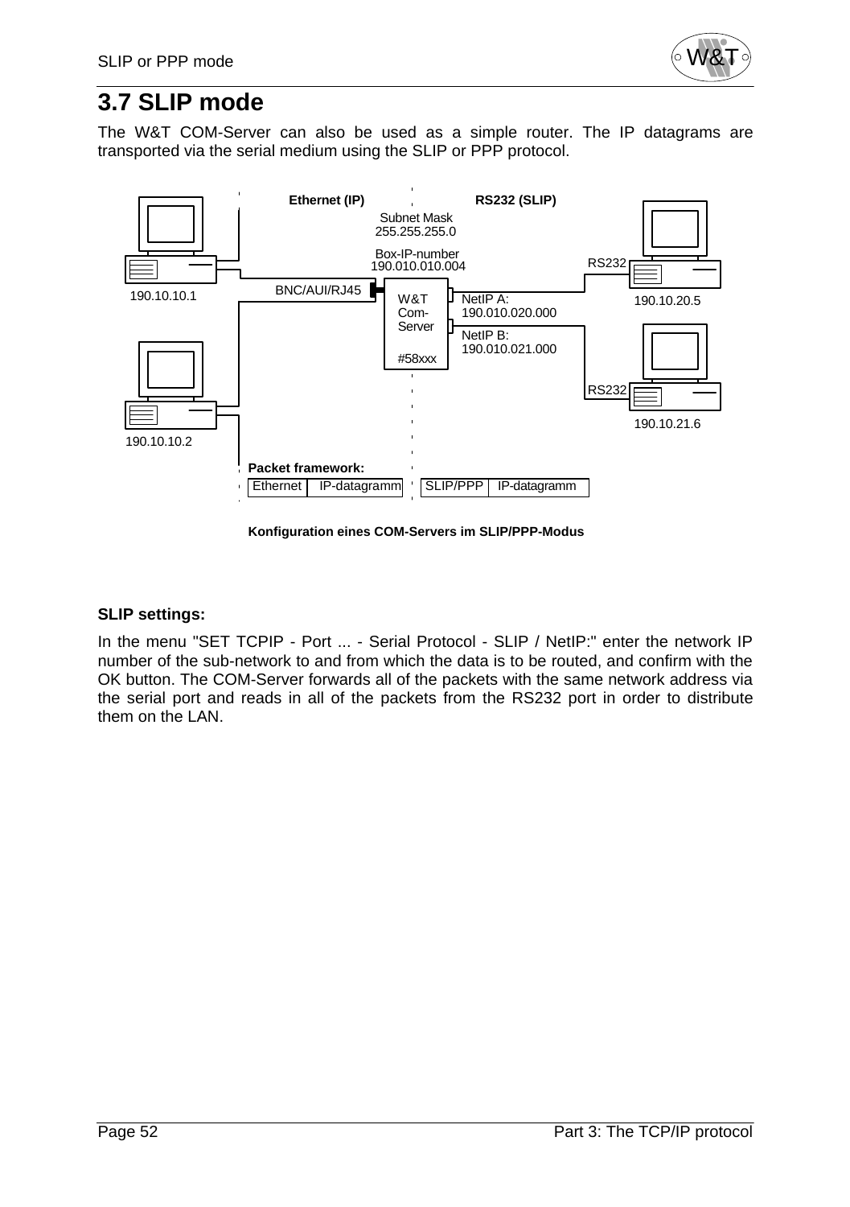# 3.7 SLIP mode

The W&T COM-Server can also be used as a simple router. The IP datagrams are transported via the serial medium using the SLIP or PPP protocol.

Konfiguration eines COM-Servers im SLIP/PPP-Modus

**SLIP settings:**

In the menu "SET TCPIP - Port ... - Serial Protocol - SLIP / NetIP:" enter the network IP number of the sub-network to and from which the data is to be routed, and confirm with the OK button. The COM-Server forwards all of the packets with the same network address via the serial port and reads in all of the packets from the RS232 port in order to distribute them on the LAN.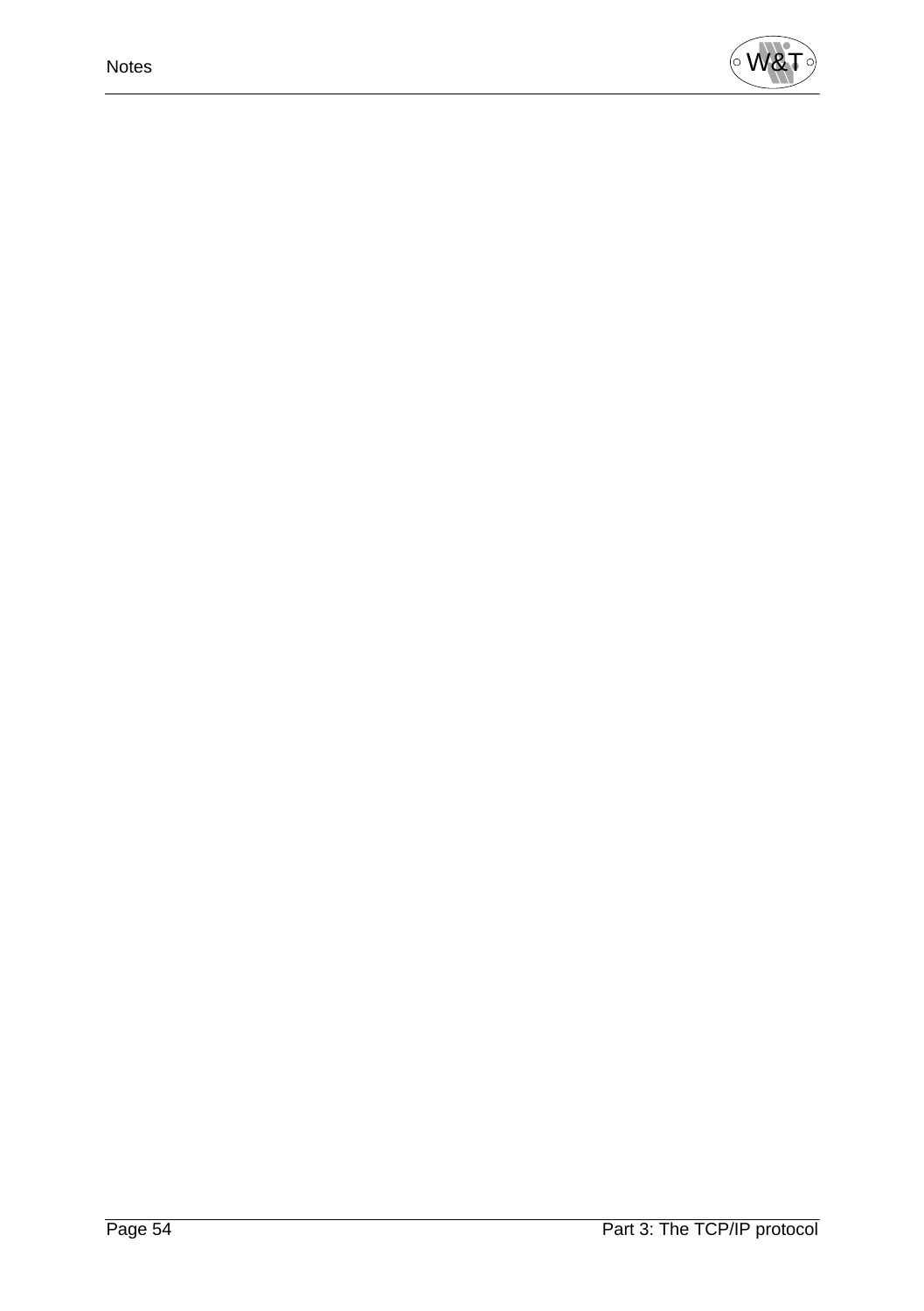# Notes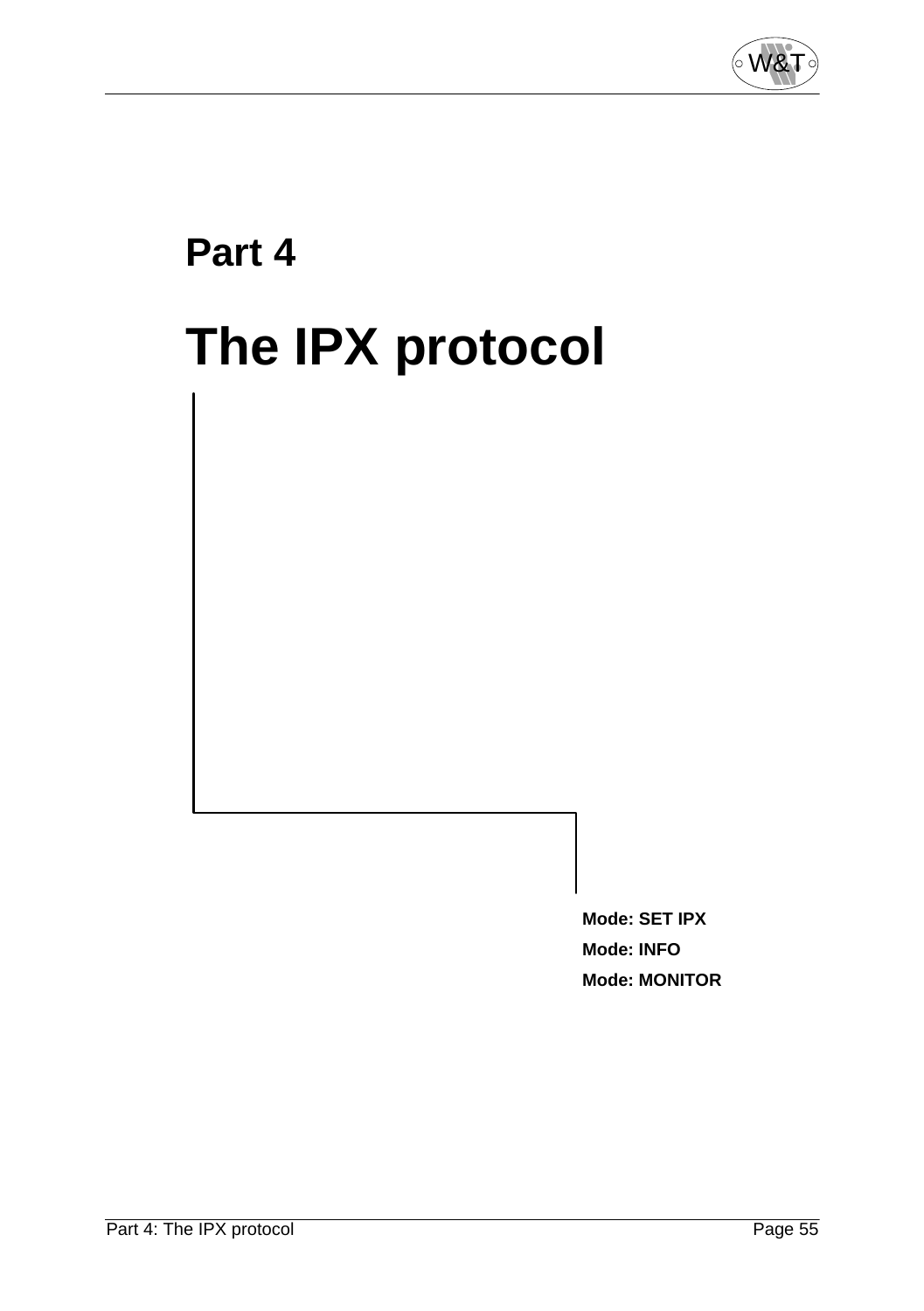# Part 4

# The IPX protocol

**Mode: SET IPX**

**Mode: INFO**

**Mode: MONITOR**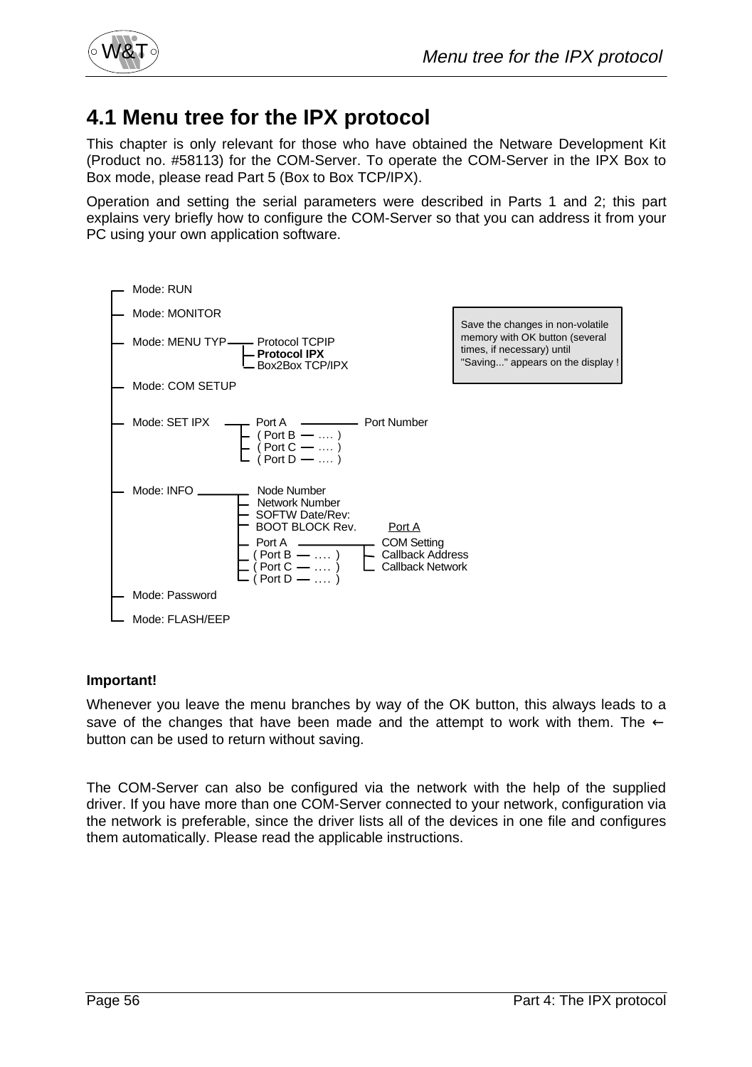# 4.1 Menu tree for the IPX protocol

This chapter is only relevant for those who have obtained the Netware Development Kit (Product no. #58113) for the COM-Server. To operate the COM-Server in the IPX Box to Box mode, please read Part 5 (Box to Box TCP/IPX).

Operation and setting the serial parameters were described in Parts 1 and 2; this part explains very briefly how to configure the COM-Server so that you can address it from your PC using your own application software.

```
Mode: RUN
Mode: MONITOR
Mode: MENU TYP ---- Protocol TCPIP
                  |- Protocol IPX
                  |- Box2Box TCP/IPX
Mode: COM SETUP
Mode: SET IPX ---- Port A ---- Port Number
                 |- ( Port B — .... )
                 |- ( Port C — .... )
                 |- ( Port D — .... )
Mode: INFO ---- Node Number
              |- Network Number
              |- SOFTW Date/Rev:
              |- BOOT BLOCK Rev.        Port A
              |- Port A ------------- COM Setting
              |- ( Port B — .... )   |- Callback Address
              |- ( Port C — .... )   |- Callback Network
              |- ( Port D — .... )
Mode: Password
Mode: FLASH/EEP
```

Save the changes in non-volatile memory with OK button (several times, if necessary) until "Saving..." appears on the display !

**Important!**

Whenever you leave the menu branches by way of the OK button, this always leads to a save of the changes that have been made and the attempt to work with them. The ← button can be used to return without saving.

The COM-Server can also be configured via the network with the help of the supplied driver. If you have more than one COM-Server connected to your network, configuration via the network is preferable, since the driver lists all of the devices in one file and configures them automatically. Please read the applicable instructions.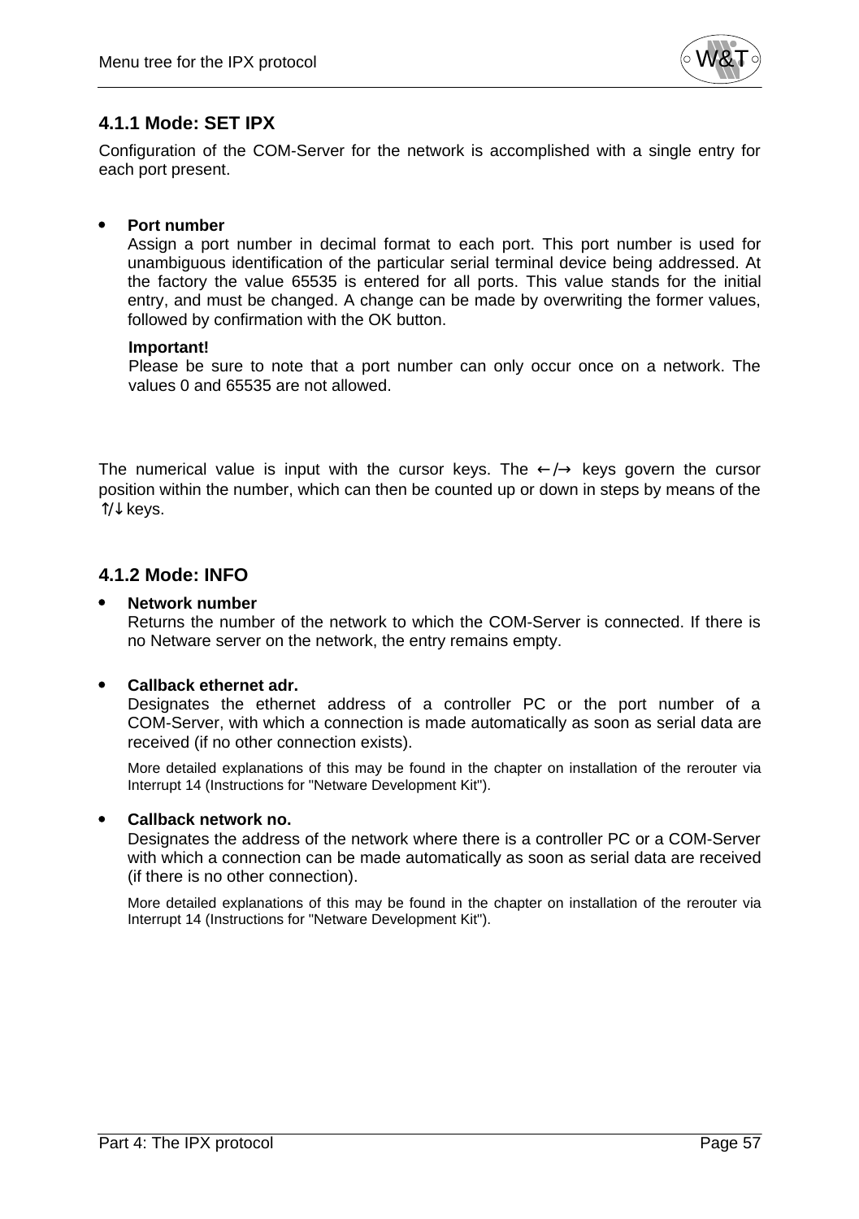### 4.1.1 Mode: SET IPX

Configuration of the COM-Server for the network is accomplished with a single entry for each port present.

- **Port number**
  Assign a port number in decimal format to each port. This port number is used for unambiguous identification of the particular serial terminal device being addressed. At the factory the value 65535 is entered for all ports. This value stands for the initial entry, and must be changed. A change can be made by overwriting the former values, followed by confirmation with the OK button.

  **Important!**
  Please be sure to note that a port number can only occur once on a network. The values 0 and 65535 are not allowed.

The numerical value is input with the cursor keys. The ←/→ keys govern the cursor position within the number, which can then be counted up or down in steps by means of the ↑/↓ keys.

### 4.1.2 Mode: INFO

- **Network number**
  Returns the number of the network to which the COM-Server is connected. If there is no Netware server on the network, the entry remains empty.

- **Callback ethernet adr.**
  Designates the ethernet address of a controller PC or the port number of a COM-Server, with which a connection is made automatically as soon as serial data are received (if no other connection exists).

  More detailed explanations of this may be found in the chapter on installation of the rerouter via Interrupt 14 (Instructions for "Netware Development Kit").

- **Callback network no.**
  Designates the address of the network where there is a controller PC or a COM-Server with which a connection can be made automatically as soon as serial data are received (if there is no other connection).

  More detailed explanations of this may be found in the chapter on installation of the rerouter via Interrupt 14 (Instructions for "Netware Development Kit").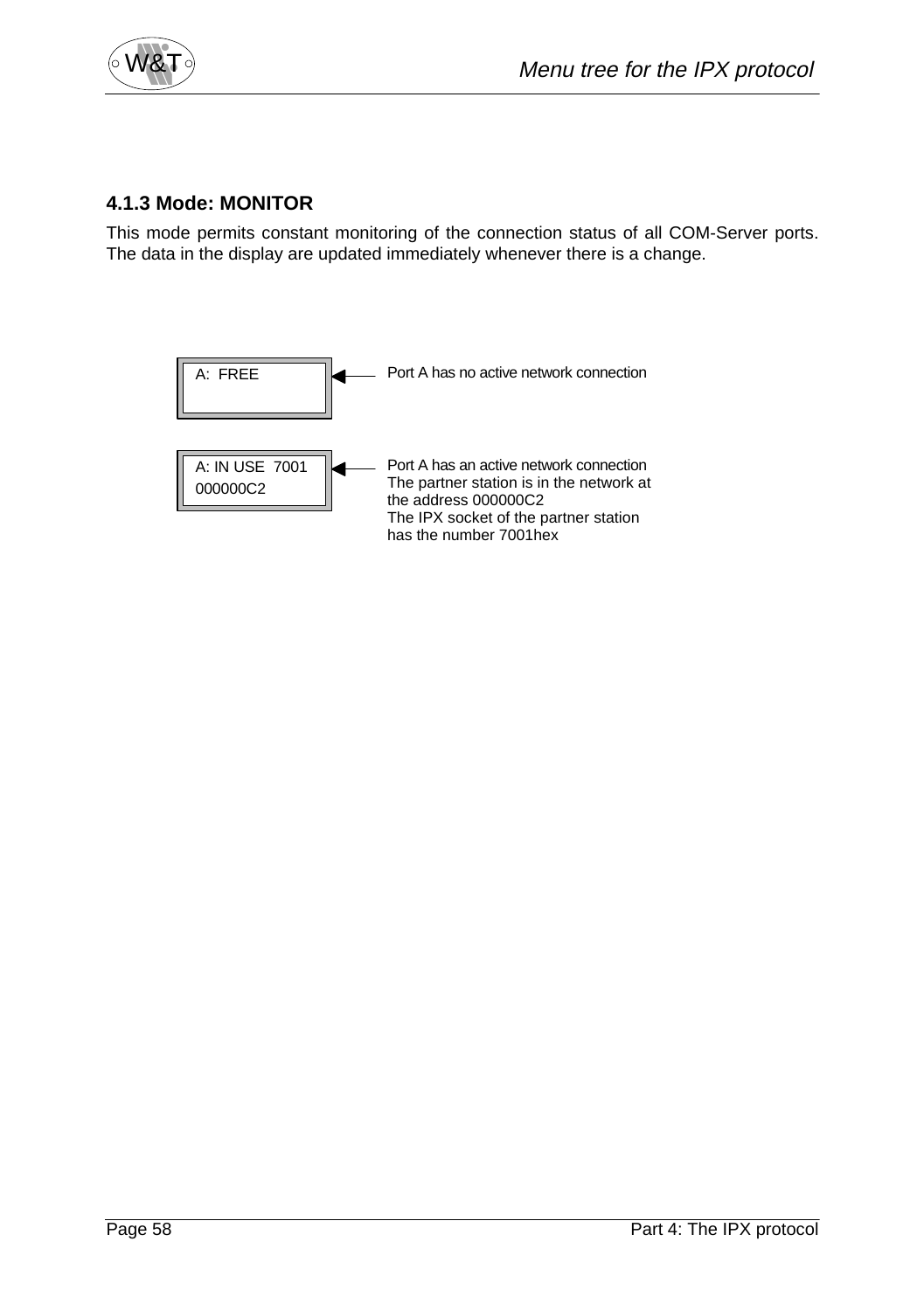### 4.1.3 Mode: MONITOR

This mode permits constant monitoring of the connection status of all COM-Server ports. The data in the display are updated immediately whenever there is a change.

| Display | Meaning |
| --- | --- |
| A: FREE | Port A has no active network connection |
| A: IN USE 7001<br>000000C2 | Port A has an active network connection<br>The partner station is in the network at the address 000000C2<br>The IPX socket of the partner station has the number 7001hex |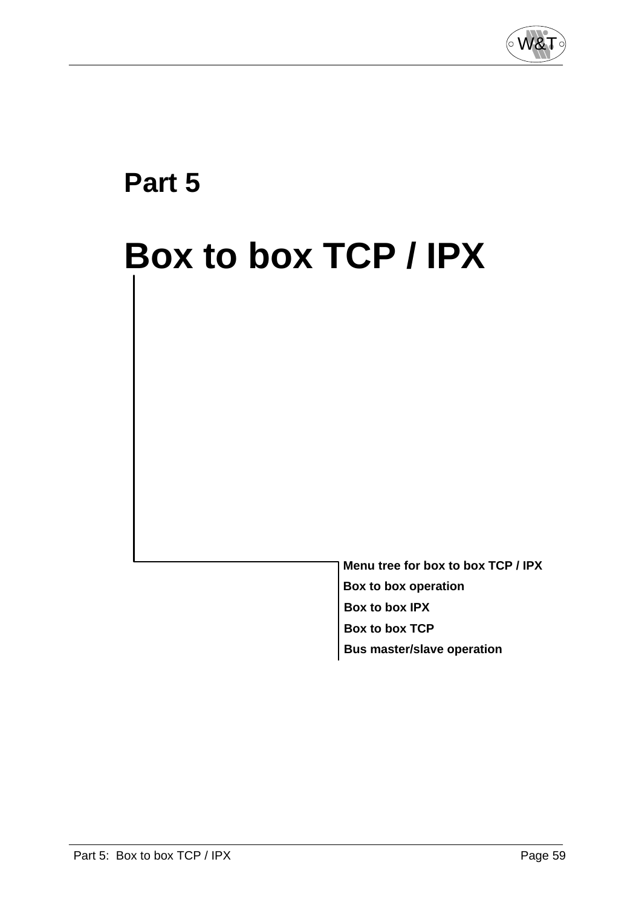# Part 5

# Box to box TCP / IPX

- Menu tree for box to box TCP / IPX
- Box to box operation
- Box to box IPX
- Box to box TCP
- Bus master/slave operation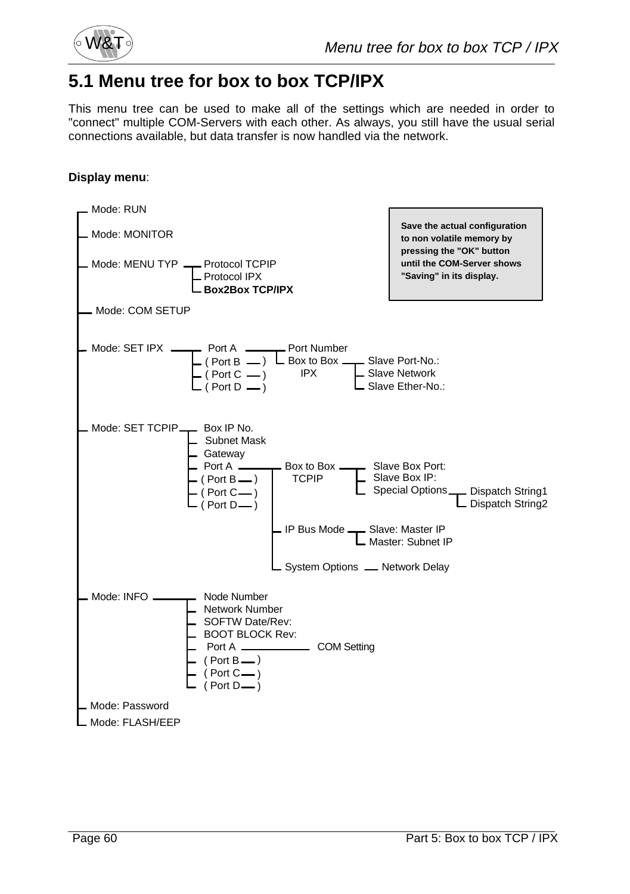# 5.1 Menu tree for box to box TCP/IPX

This menu tree can be used to make all of the settings which are needed in order to "connect" multiple COM-Servers with each other. As always, you still have the usual serial connections available, but data transfer is now handled via the network.

**Display menu**:

```
Mode: RUN
Mode: MONITOR
Mode: MENU TYP ── Protocol TCPIP
                  Protocol IPX
                  Box2Box TCP/IPX
Mode: COM SETUP
Mode: SET IPX ── Port A ──── Port Number
                 ( Port B ─ )  Box to Box ── Slave Port-No.:
                 ( Port C ─ )  IPX           Slave Network
                 ( Port D ─ )                Slave Ether-No.:
Mode: SET TCPIP ── Box IP No.
                   Subnet Mask
                   Gateway
                   Port A ──── Box to Box ── Slave Box Port:
                   ( Port B ─ )  TCPIP       Slave Box IP:
                   ( Port C ─ )              Special Options ── Dispatch String1
                   ( Port D ─ )                                 Dispatch String2
                               IP Bus Mode ── Slave: Master IP
                                              Master: Subnet IP
                               System Options ── Network Delay
Mode: INFO ── Node Number
              Network Number
              SOFTW Date/Rev:
              BOOT BLOCK Rev:
              Port A ──── COM Setting
              ( Port B ─ )
              ( Port C ─ )
              ( Port D ─ )
Mode: Password
Mode: FLASH/EEP
```

**Save the actual configuration to non volatile memory by pressing the "OK" button until the COM-Server shows "Saving" in its display.**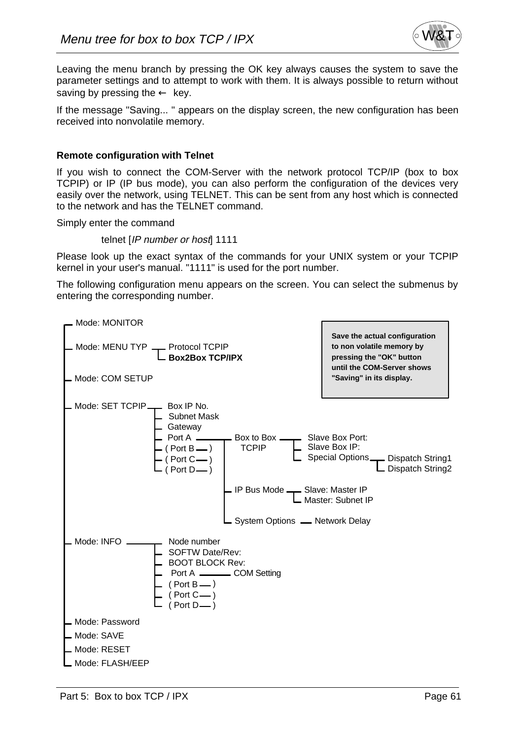Leaving the menu branch by pressing the OK key always causes the system to save the parameter settings and to attempt to work with them. It is always possible to return without saving by pressing the ← key.

If the message "Saving... " appears on the display screen, the new configuration has been received into nonvolatile memory.

**Remote configuration with Telnet**

If you wish to connect the COM-Server with the network protocol TCP/IP (box to box TCPIP) or IP (IP bus mode), you can also perform the configuration of the devices very easily over the network, using TELNET. This can be sent from any host which is connected to the network and has the TELNET command.

Simply enter the command

telnet [*IP number or host*] 1111

Please look up the exact syntax of the commands for your UNIX system or your TCPIP kernel in your user's manual. "1111" is used for the port number.

The following configuration menu appears on the screen. You can select the submenus by entering the corresponding number.

```
Mode: MONITOR
Mode: MENU TYP ── Protocol TCPIP
               └─ Box2Box TCP/IPX
Mode: COM SETUP
Mode: SET TCPIP ── Box IP No.
                ├─ Subnet Mask
                ├─ Gateway
                ├─ Port A ──────┬─ Box to Box TCPIP ──┬─ Slave Box Port:
                ├─ ( Port B ── ) │                     ├─ Slave Box IP:
                ├─ ( Port C ── ) │                     └─ Special Options ──┬─ Dispatch String1
                └─ ( Port D ── ) │                                          └─ Dispatch String2
                                 ├─ IP Bus Mode ──┬─ Slave: Master IP
                                 │                └─ Master: Subnet IP
                                 └─ System Options ── Network Delay
Mode: INFO ──── Node number
            ├─ SOFTW Date/Rev:
            ├─ BOOT BLOCK Rev:
            ├─ Port A ──── COM Setting
            ├─ ( Port B ── )
            ├─ ( Port C ── )
            └─ ( Port D ── )
Mode: Password
Mode: SAVE
Mode: RESET
Mode: FLASH/EEP
```

**Save the actual configuration to non volatile memory by pressing the "OK" button until the COM-Server shows "Saving" in its display.**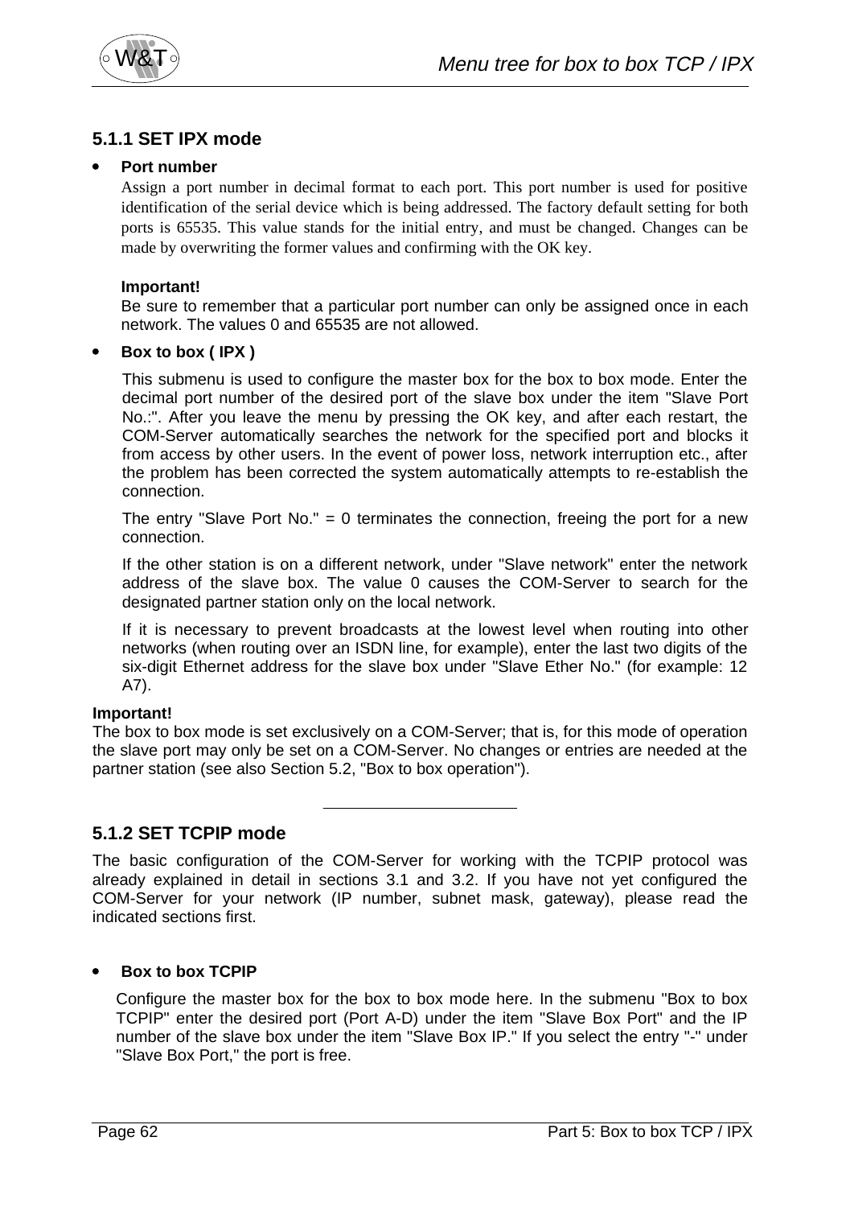### 5.1.1 SET IPX mode

- **Port number**

  Assign a port number in decimal format to each port. This port number is used for positive identification of the serial device which is being addressed. The factory default setting for both ports is 65535. This value stands for the initial entry, and must be changed. Changes can be made by overwriting the former values and confirming with the OK key.

  **Important!**
  Be sure to remember that a particular port number can only be assigned once in each network. The values 0 and 65535 are not allowed.

- **Box to box ( IPX )**

  This submenu is used to configure the master box for the box to box mode. Enter the decimal port number of the desired port of the slave box under the item "Slave Port No.:". After you leave the menu by pressing the OK key, and after each restart, the COM-Server automatically searches the network for the specified port and blocks it from access by other users. In the event of power loss, network interruption etc., after the problem has been corrected the system automatically attempts to re-establish the connection.

  The entry "Slave Port No." = 0 terminates the connection, freeing the port for a new connection.

  If the other station is on a different network, under "Slave network" enter the network address of the slave box. The value 0 causes the COM-Server to search for the designated partner station only on the local network.

  If it is necessary to prevent broadcasts at the lowest level when routing into other networks (when routing over an ISDN line, for example), enter the last two digits of the six-digit Ethernet address for the slave box under "Slave Ether No." (for example: 12 A7).

**Important!**
The box to box mode is set exclusively on a COM-Server; that is, for this mode of operation the slave port may only be set on a COM-Server. No changes or entries are needed at the partner station (see also Section 5.2, "Box to box operation").

---

### 5.1.2 SET TCPIP mode

The basic configuration of the COM-Server for working with the TCPIP protocol was already explained in detail in sections 3.1 and 3.2. If you have not yet configured the COM-Server for your network (IP number, subnet mask, gateway), please read the indicated sections first.

- **Box to box TCPIP**

  Configure the master box for the box to box mode here. In the submenu "Box to box TCPIP" enter the desired port (Port A-D) under the item "Slave Box Port" and the IP number of the slave box under the item "Slave Box IP." If you select the entry "-" under "Slave Box Port," the port is free.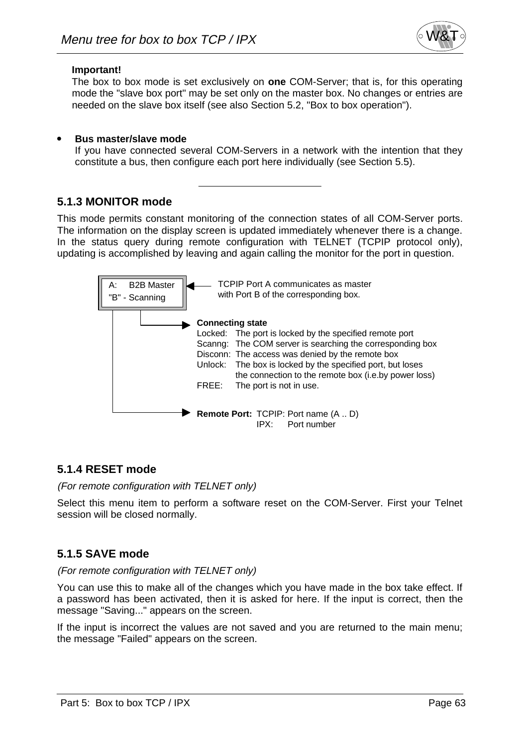**Important!**
The box to box mode is set exclusively on **one** COM-Server; that is, for this operating mode the "slave box port" may be set only on the master box. No changes or entries are needed on the slave box itself (see also Section 5.2, "Box to box operation").

- **Bus master/slave mode**
  If you have connected several COM-Servers in a network with the intention that they constitute a bus, then configure each port here individually (see Section 5.5).

---

### 5.1.3 MONITOR mode

This mode permits constant monitoring of the connection states of all COM-Server ports. The information on the display screen is updated immediately whenever there is a change. In the status query during remote configuration with TELNET (TCPIP protocol only), updating is accomplished by leaving and again calling the monitor for the port in question.

```
A:    B2B Master
"B" - Scanning
```

TCPIP Port A communicates as master with Port B of the corresponding box.

**Connecting state**

| | |
|---|---|
| Locked: | The port is locked by the specified remote port |
| Scanng: | The COM server is searching the corresponding box |
| Disconn: | The access was denied by the remote box |
| Unlock: | The box is locked by the specified port, but loses the connection to the remote box (i.e.by power loss) |
| FREE: | The port is not in use. |

**Remote Port:** TCPIP: Port name (A .. D)
IPX: Port number

### 5.1.4 RESET mode

*(For remote configuration with TELNET only)*

Select this menu item to perform a software reset on the COM-Server. First your Telnet session will be closed normally.

### 5.1.5 SAVE mode

*(For remote configuration with TELNET only)*

You can use this to make all of the changes which you have made in the box take effect. If a password has been activated, then it is asked for here. If the input is correct, then the message "Saving..." appears on the screen.

If the input is incorrect the values are not saved and you are returned to the main menu; the message "Failed" appears on the screen.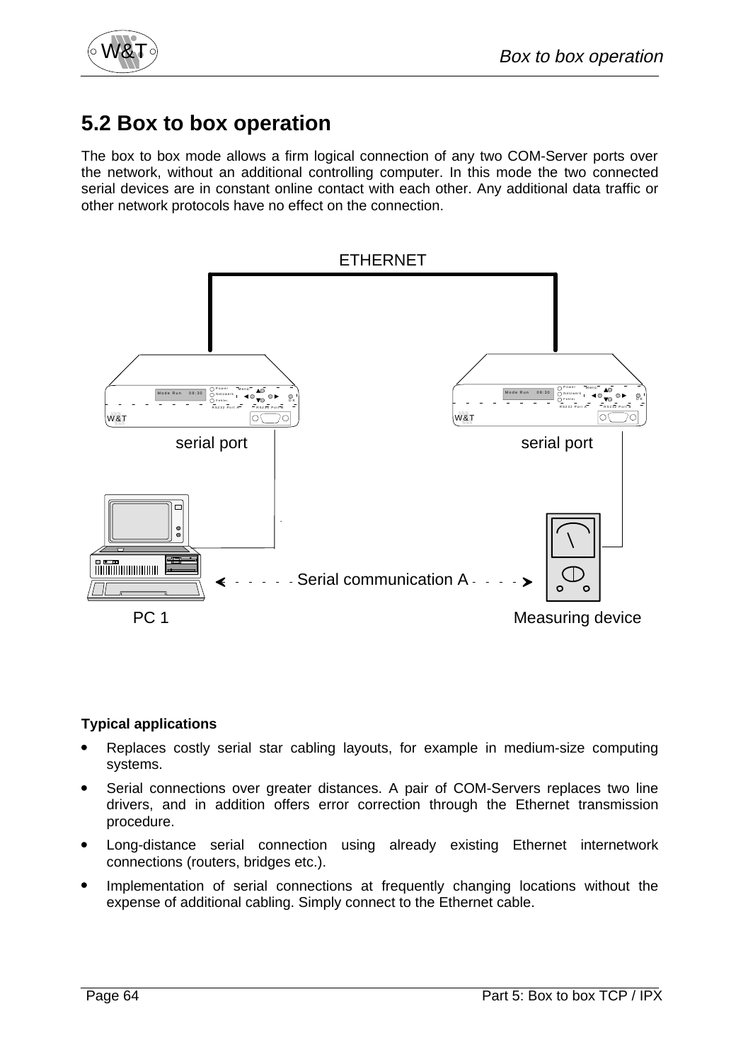## 5.2 Box to box operation

The box to box mode allows a firm logical connection of any two COM-Server ports over the network, without an additional controlling computer. In this mode the two connected serial devices are in constant online contact with each other. Any additional data traffic or other network protocols have no effect on the connection.

ETHERNET

serial port

serial port

Serial communication A

PC 1

Measuring device

**Typical applications**

- Replaces costly serial star cabling layouts, for example in medium-size computing systems.
- Serial connections over greater distances. A pair of COM-Servers replaces two line drivers, and in addition offers error correction through the Ethernet transmission procedure.
- Long-distance serial connection using already existing Ethernet internetwork connections (routers, bridges etc.).
- Implementation of serial connections at frequently changing locations without the expense of additional cabling. Simply connect to the Ethernet cable.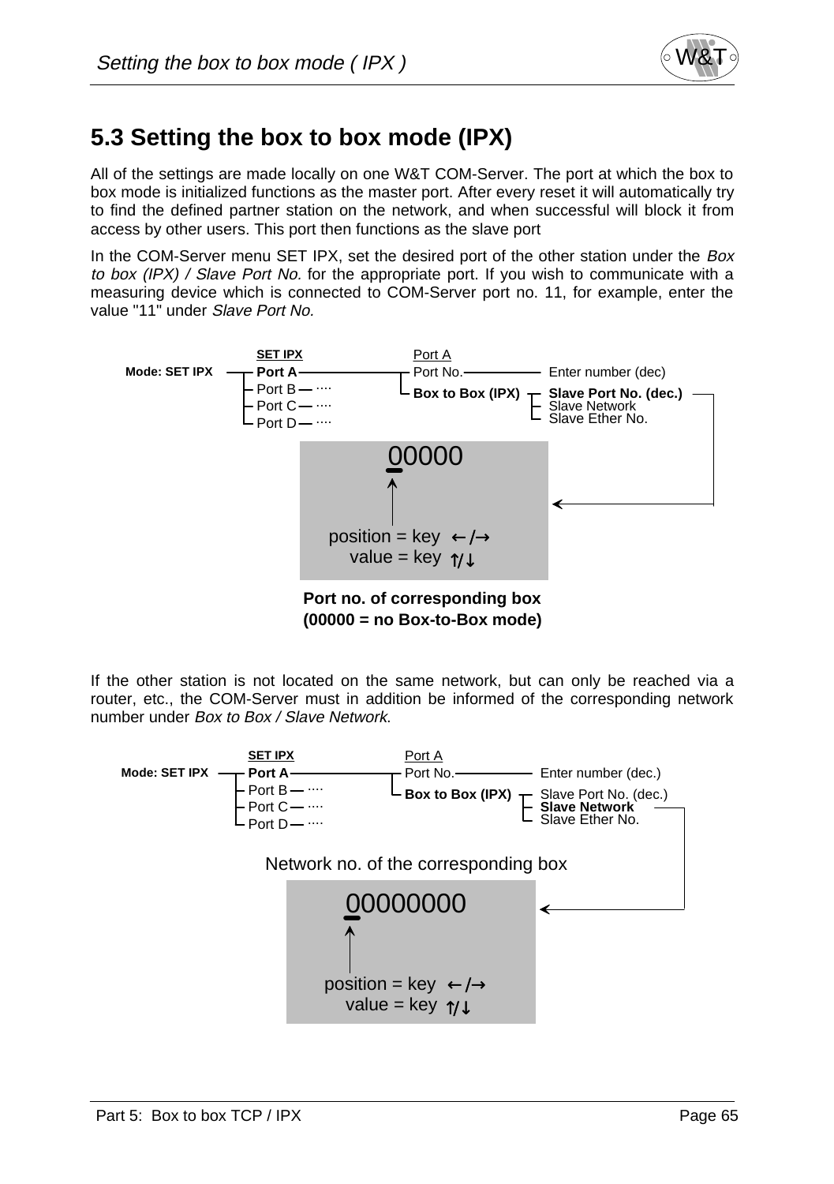## 5.3 Setting the box to box mode (IPX)

All of the settings are made locally on one W&T COM-Server. The port at which the box to box mode is initialized functions as the master port. After every reset it will automatically try to find the defined partner station on the network, and when successful will block it from access by other users. This port then functions as the slave port

In the COM-Server menu SET IPX, set the desired port of the other station under the *Box to box (IPX) / Slave Port No.* for the appropriate port. If you wish to communicate with a measuring device which is connected to COM-Server port no. 11, for example, enter the value "11" under *Slave Port No.*

```
                SET IPX            Port A
Mode: SET IPX ── Port A ────────── Port No. ──────── Enter number (dec)
                 Port B — ....     Box to Box (IPX) ─ Slave Port No. (dec.)
                 Port C — ....                        Slave Network
                 Port D — ....                        Slave Ether No.

                         00000

                  position = key ←/→
                     value = key ↑/↓
```

**Port no. of corresponding box**
**(00000 = no Box-to-Box mode)**

If the other station is not located on the same network, but can only be reached via a router, etc., the COM-Server must in addition be informed of the corresponding network number under *Box to Box / Slave Network*.

```
                SET IPX            Port A
Mode: SET IPX ── Port A ────────── Port No. ──────── Enter number (dec.)
                 Port B — ....     Box to Box (IPX) ─ Slave Port No. (dec.)
                 Port C — ....                        Slave Network
                 Port D — ....                        Slave Ether No.

            Network no. of the corresponding box

                      00000000

                  position = key ←/→
                     value = key ↑/↓
```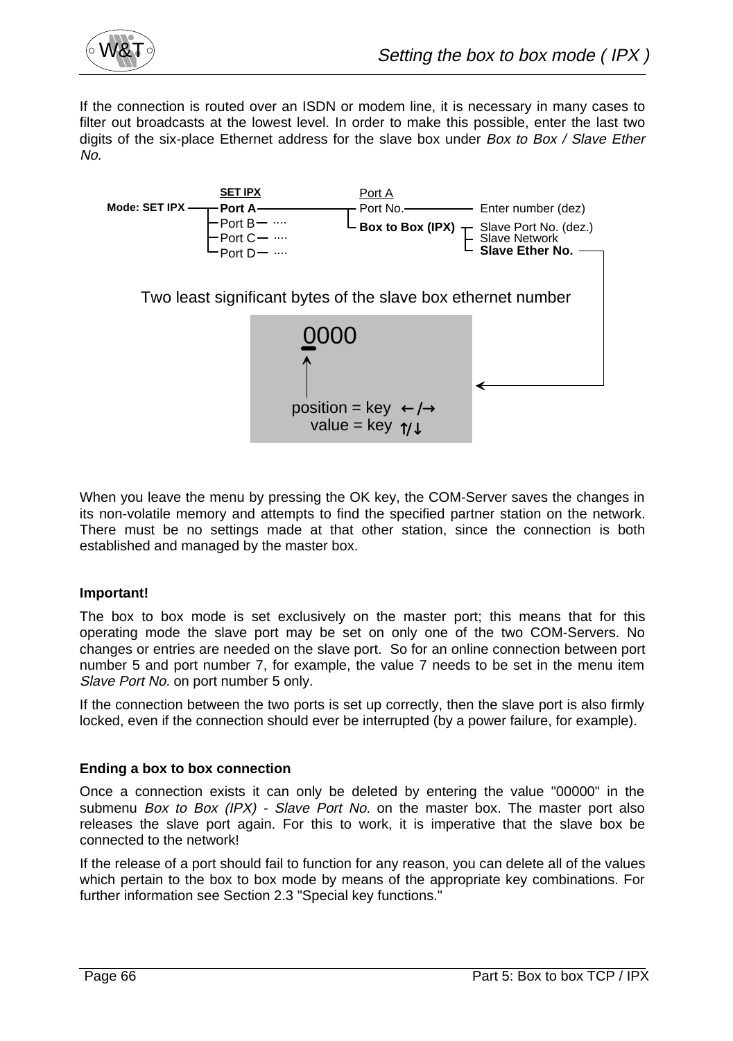If the connection is routed over an ISDN or modem line, it is necessary in many cases to filter out broadcasts at the lowest level. In order to make this possible, enter the last two digits of the six-place Ethernet address for the slave box under *Box to Box / Slave Ether No.*

**Mode: SET IPX** → **SET IPX**
- **Port A** → Port A
  - Port No. → Enter number (dez)
  - **Box to Box (IPX)**
    - Slave Port No. (dez.)
    - Slave Network
    - **Slave Ether No.**
- Port B ....
- Port C ....
- Port D ....

Two least significant bytes of the slave box ethernet number

```
0000

position = key ←/→
value = key ↑/↓
```

When you leave the menu by pressing the OK key, the COM-Server saves the changes in its non-volatile memory and attempts to find the specified partner station on the network. There must be no settings made at that other station, since the connection is both established and managed by the master box.

**Important!**

The box to box mode is set exclusively on the master port; this means that for this operating mode the slave port may be set on only one of the two COM-Servers. No changes or entries are needed on the slave port. So for an online connection between port number 5 and port number 7, for example, the value 7 needs to be set in the menu item *Slave Port No.* on port number 5 only.

If the connection between the two ports is set up correctly, then the slave port is also firmly locked, even if the connection should ever be interrupted (by a power failure, for example).

**Ending a box to box connection**

Once a connection exists it can only be deleted by entering the value "00000" in the submenu *Box to Box (IPX) - Slave Port No.* on the master box. The master port also releases the slave port again. For this to work, it is imperative that the slave box be connected to the network!

If the release of a port should fail to function for any reason, you can delete all of the values which pertain to the box to box mode by means of the appropriate key combinations. For further information see Section 2.3 "Special key functions."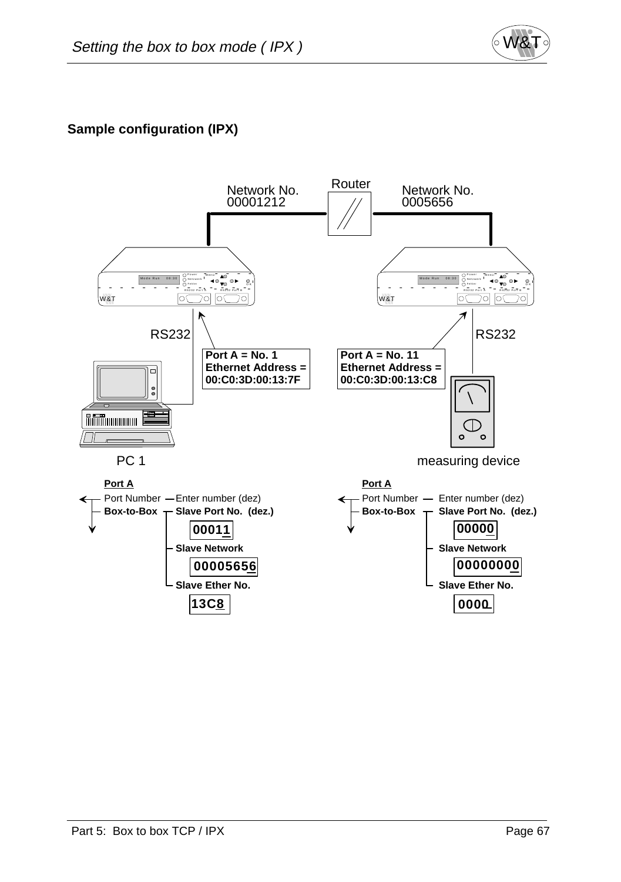## Sample configuration (IPX)

Router

Network No. 00001212

Network No. 0005656

RS232

Port A = No. 1
Ethernet Address =
00:C0:3D:00:13:7F

Port A = No. 11
Ethernet Address =
00:C0:3D:00:13:C8

RS232

PC 1

measuring device

**Port A**

Port Number — Enter number (dez)

**Box-to-Box** — **Slave Port No. (dez.)**

**00011**

**Slave Network**

**00005656**

**Slave Ether No.**

**13C8**

**Port A**

Port Number — Enter number (dez)

**Box-to-Box** — **Slave Port No. (dez.)**

**00000**

**Slave Network**

**00000000**

**Slave Ether No.**

**0000**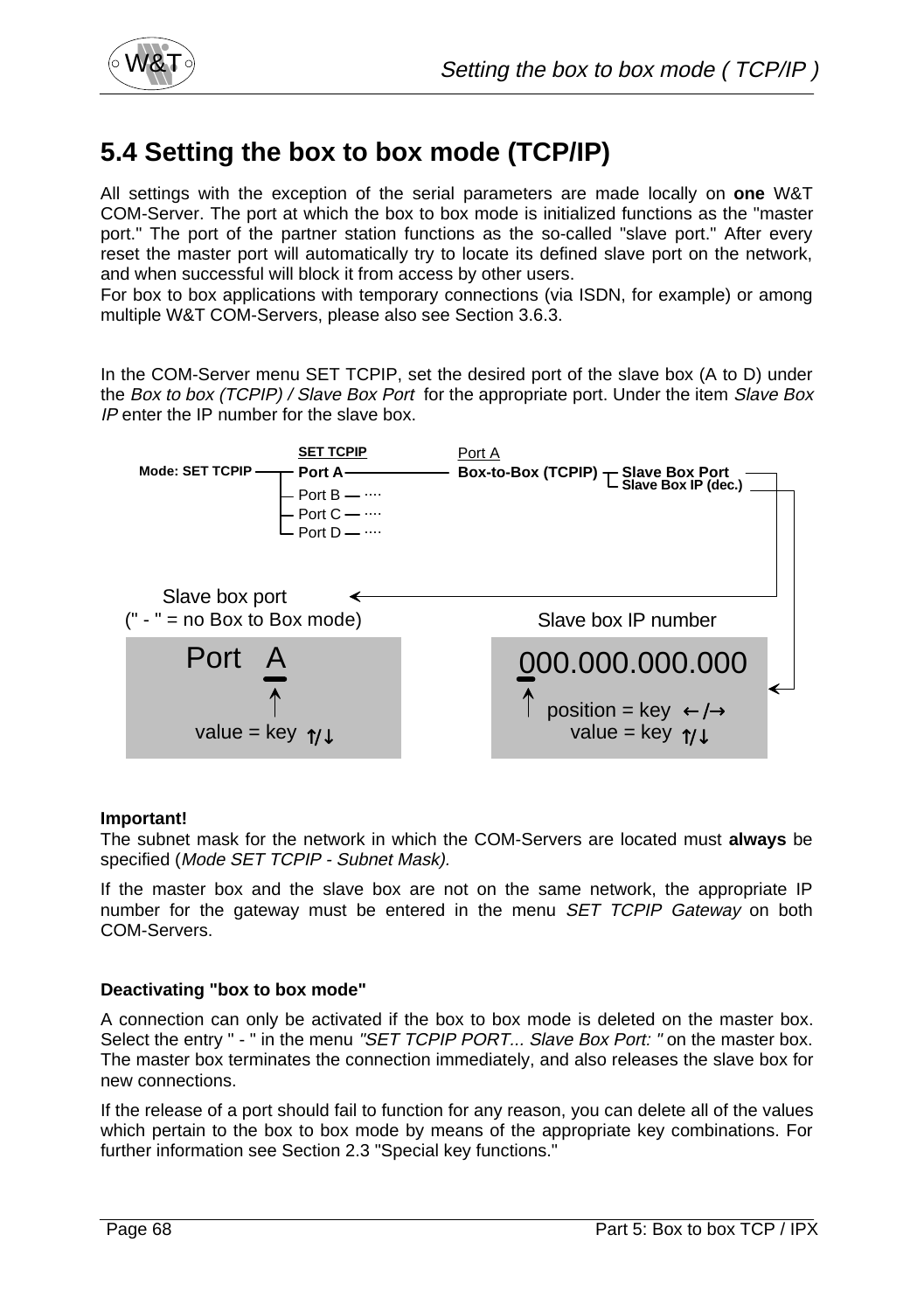## 5.4 Setting the box to box mode (TCP/IP)

All settings with the exception of the serial parameters are made locally on **one** W&T COM-Server. The port at which the box to box mode is initialized functions as the "master port." The port of the partner station functions as the so-called "slave port." After every reset the master port will automatically try to locate its defined slave port on the network, and when successful will block it from access by other users.
For box to box applications with temporary connections (via ISDN, for example) or among multiple W&T COM-Servers, please also see Section 3.6.3.

In the COM-Server menu SET TCPIP, set the desired port of the slave box (A to D) under the *Box to box (TCPIP) / Slave Box Port* for the appropriate port. Under the item *Slave Box IP* enter the IP number for the slave box.

Mode: SET TCPIP — **SET TCPIP** — **Port A** — Port A **Box-to-Box (TCPIP)** — **Slave Box Port** / **Slave Box IP (dec.)**
Port B — ....
Port C — ....
Port D — ....

Slave box port
(" - " = no Box to Box mode)

Port A
value = key ↑/↓

Slave box IP number

000.000.000.000
position = key ←/→
value = key ↑/↓

**Important!**
The subnet mask for the network in which the COM-Servers are located must **always** be specified (*Mode SET TCPIP - Subnet Mask).*

If the master box and the slave box are not on the same network, the appropriate IP number for the gateway must be entered in the menu *SET TCPIP Gateway* on both COM-Servers.

**Deactivating "box to box mode"**

A connection can only be activated if the box to box mode is deleted on the master box. Select the entry " - " in the menu *"SET TCPIP PORT... Slave Box Port: "* on the master box. The master box terminates the connection immediately, and also releases the slave box for new connections.

If the release of a port should fail to function for any reason, you can delete all of the values which pertain to the box to box mode by means of the appropriate key combinations. For further information see Section 2.3 "Special key functions."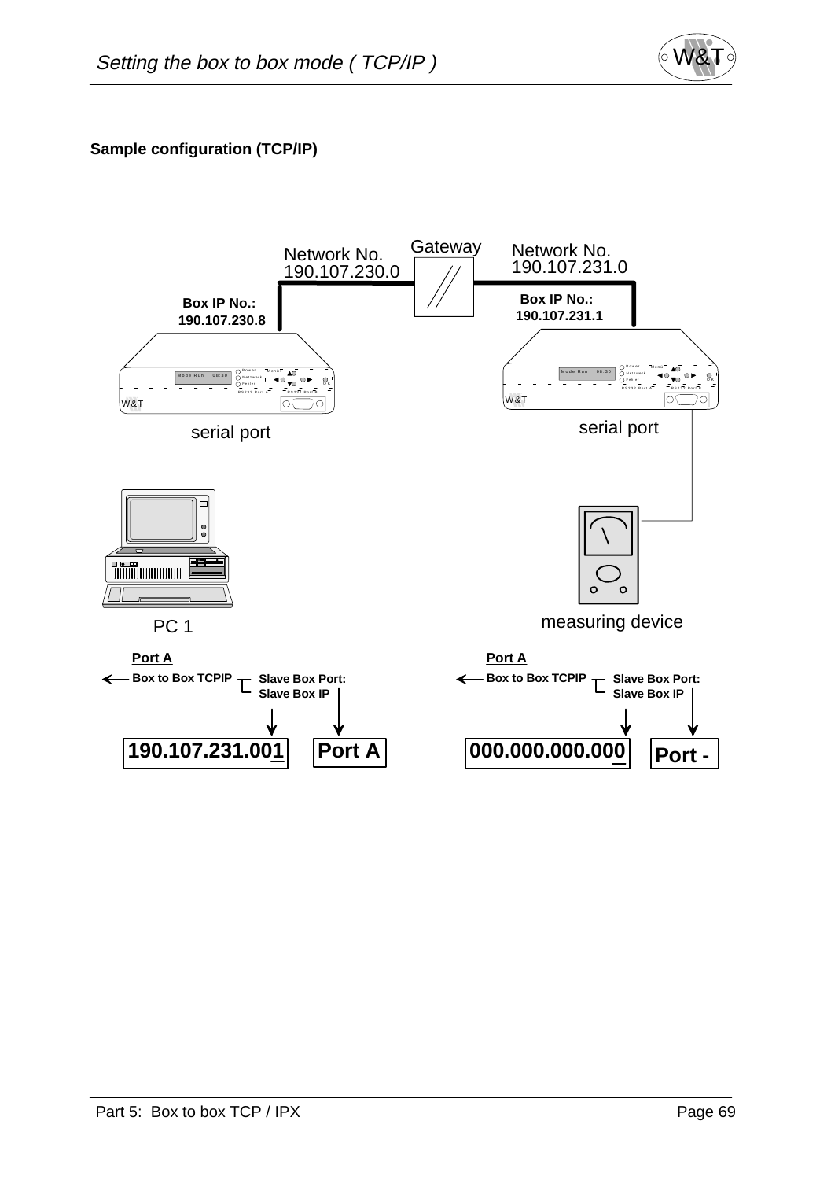**Sample configuration (TCP/IP)**

Network No.
190.107.230.0

Gateway

Network No.
190.107.231.0

**Box IP No.:**
**190.107.230.8**

**Box IP No.:**
**190.107.231.1**

serial port

serial port

PC 1

measuring device

**Port A**

**Box to Box TCPIP** — **Slave Box Port:** **Slave Box IP**

**190.107.231.001** **Port A**

**Port A**

**Box to Box TCPIP** — **Slave Box Port:** **Slave Box IP**

**000.000.000.000** **Port -**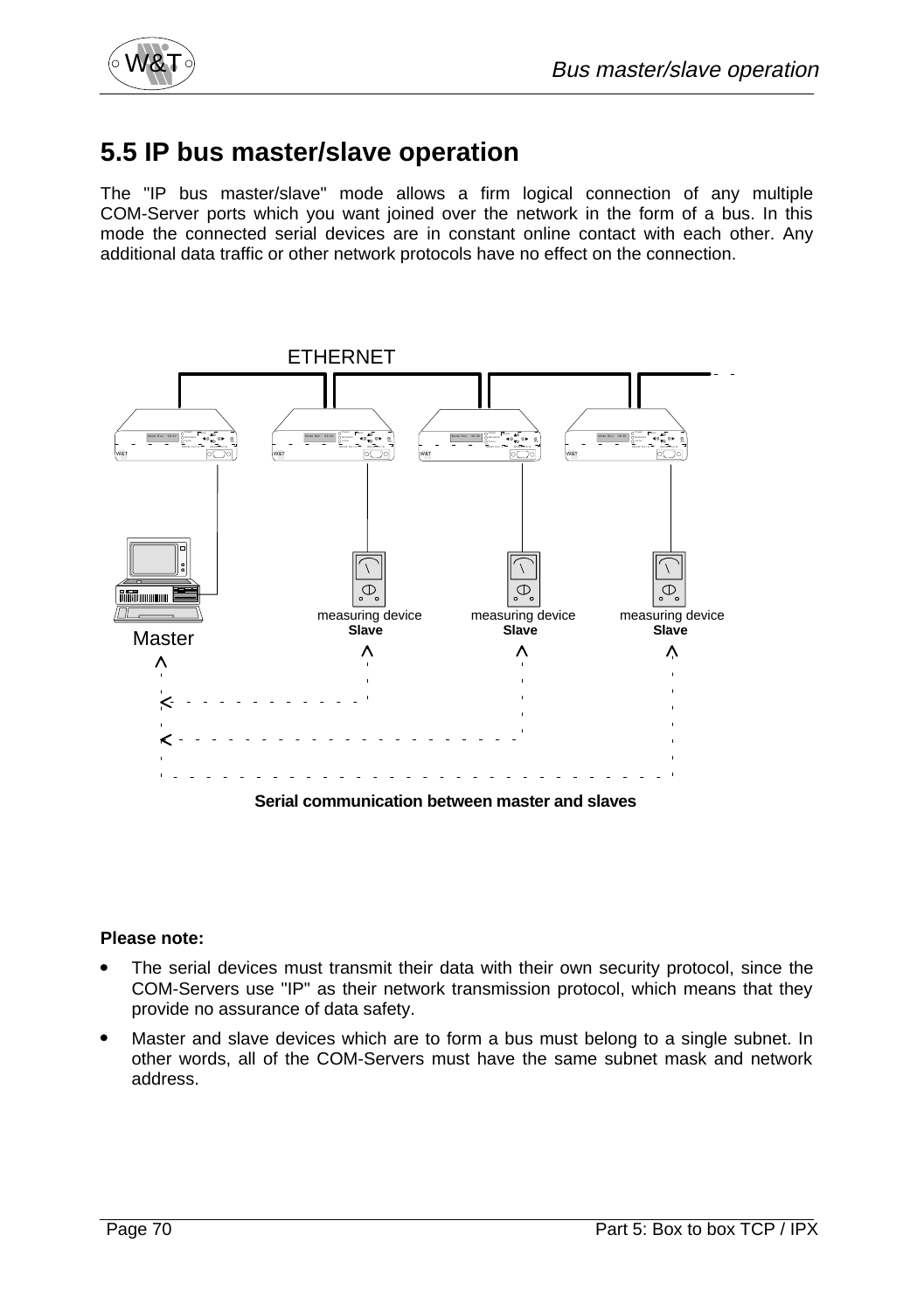# 5.5 IP bus master/slave operation

The "IP bus master/slave" mode allows a firm logical connection of any multiple COM-Server ports which you want joined over the network in the form of a bus. In this mode the connected serial devices are in constant online contact with each other. Any additional data traffic or other network protocols have no effect on the connection.

ETHERNET

Master

measuring device **Slave**

measuring device **Slave**

measuring device **Slave**

**Serial communication between master and slaves**

**Please note:**

- The serial devices must transmit their data with their own security protocol, since the COM-Servers use "IP" as their network transmission protocol, which means that they provide no assurance of data safety.
- Master and slave devices which are to form a bus must belong to a single subnet. In other words, all of the COM-Servers must have the same subnet mask and network address.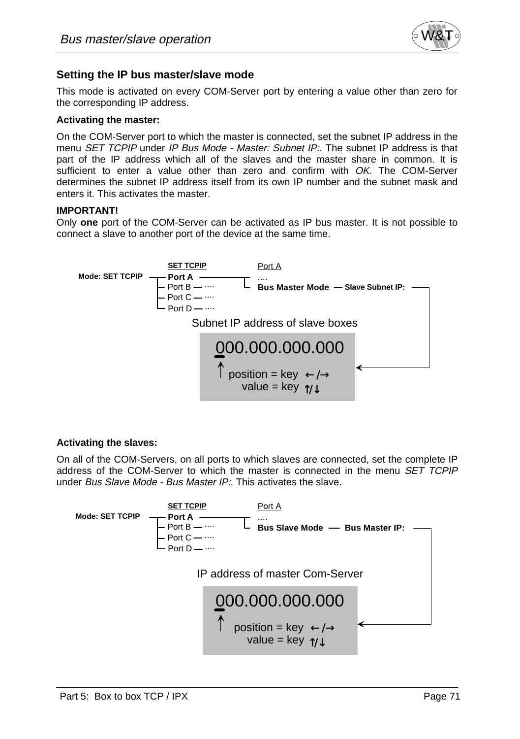## Setting the IP bus master/slave mode

This mode is activated on every COM-Server port by entering a value other than zero for the corresponding IP address.

**Activating the master:**

On the COM-Server port to which the master is connected, set the subnet IP address in the menu *SET TCPIP* under *IP Bus Mode - Master: Subnet IP:*. The subnet IP address is that part of the IP address which all of the slaves and the master share in common. It is sufficient to enter a value other than zero and confirm with *OK*. The COM-Server determines the subnet IP address itself from its own IP number and the subnet mask and enters it. This activates the master.

**IMPORTANT!**
Only **one** port of the COM-Server can be activated as IP bus master. It is not possible to connect a slave to another port of the device at the same time.

```
                      SET TCPIP           Port A
Mode: SET TCPIP  ──── Port A ──────────── ....
                  ├── Port B ── ....      └ Bus Master Mode ── Slave Subnet IP: ──┐
                  ├── Port C ── ....                                               │
                  └── Port D ── ....                                               │
                                                                                   │
                      Subnet IP address of slave boxes                             │
                        000.000.000.000                                            │
                        ↑ position = key ←/→  <────────────────────────────────────┘
                            value = key ↑/↓
```

**Activating the slaves:**

On all of the COM-Servers, on all ports to which slaves are connected, set the complete IP address of the COM-Server to which the master is connected in the menu *SET TCPIP* under *Bus Slave Mode - Bus Master IP:*. This activates the slave.

```
                      SET TCPIP           Port A
Mode: SET TCPIP  ──── Port A ──────────── ....
                  ├── Port B ── ....      └ Bus Slave Mode ── Bus Master IP: ──┐
                  ├── Port C ── ....                                            │
                  └── Port D ── ....                                            │
                                                                                │
                      IP address of master Com-Server                           │
                        000.000.000.000                                         │
                        ↑ position = key ←/→  <─────────────────────────────────┘
                            value = key ↑/↓
```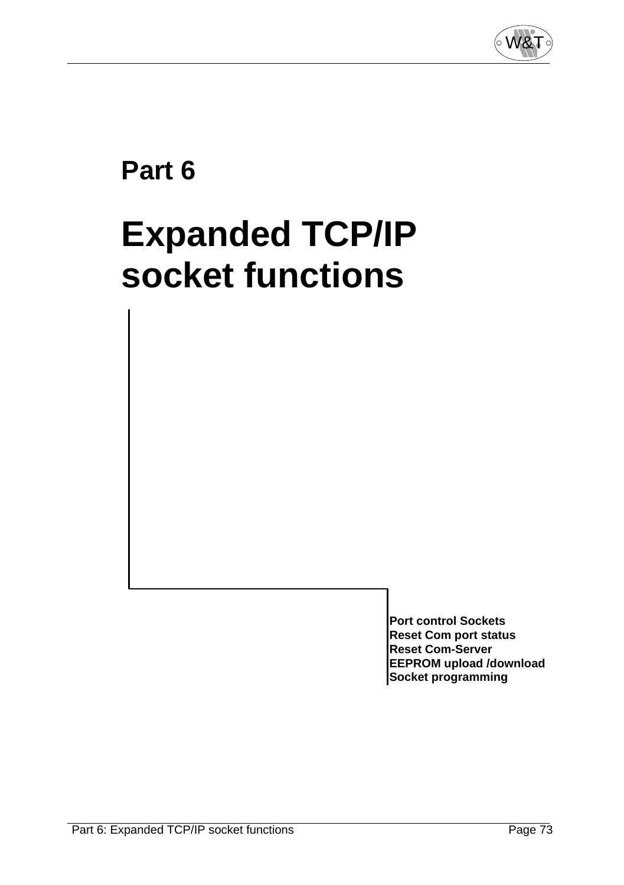# Part 6

# Expanded TCP/IP socket functions

**Port control Sockets**
**Reset Com port status**
**Reset Com-Server**
**EEPROM upload /download**
**Socket programming**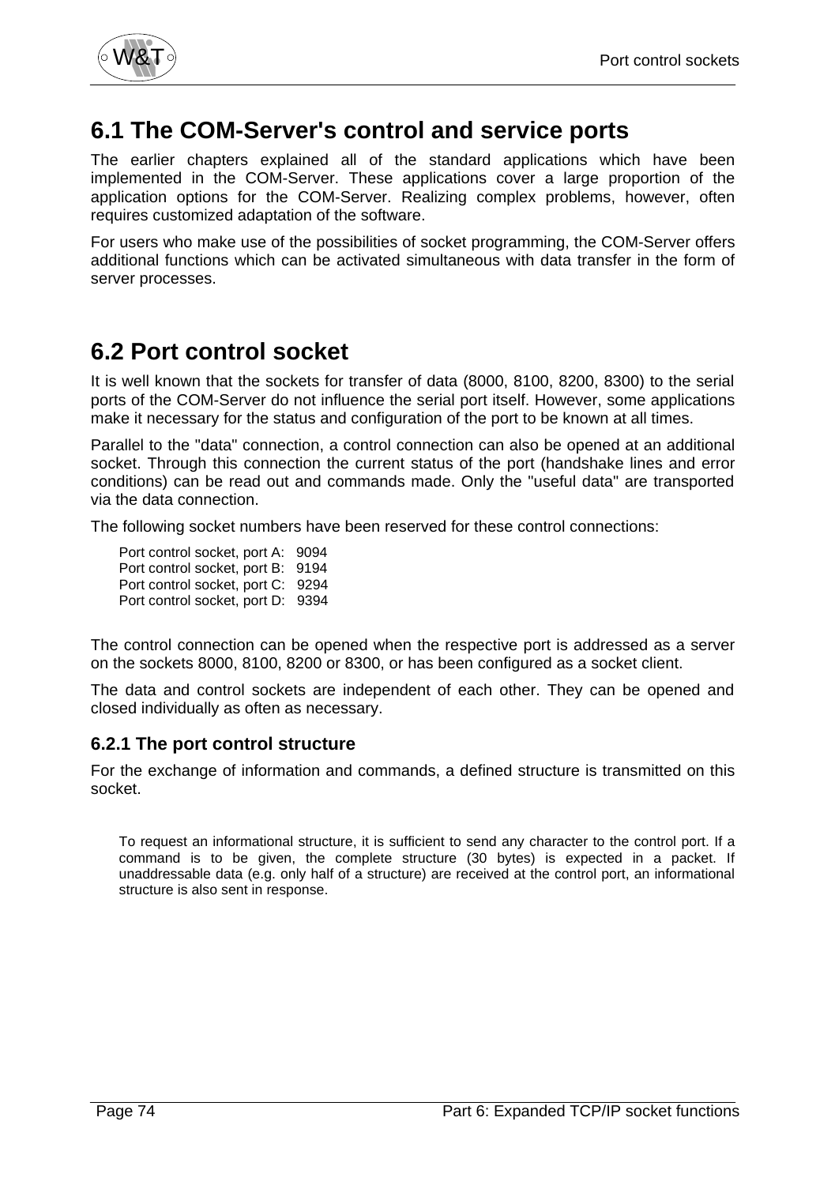## 6.1 The COM-Server's control and service ports

The earlier chapters explained all of the standard applications which have been implemented in the COM-Server. These applications cover a large proportion of the application options for the COM-Server. Realizing complex problems, however, often requires customized adaptation of the software.

For users who make use of the possibilities of socket programming, the COM-Server offers additional functions which can be activated simultaneous with data transfer in the form of server processes.

## 6.2 Port control socket

It is well known that the sockets for transfer of data (8000, 8100, 8200, 8300) to the serial ports of the COM-Server do not influence the serial port itself. However, some applications make it necessary for the status and configuration of the port to be known at all times.

Parallel to the "data" connection, a control connection can also be opened at an additional socket. Through this connection the current status of the port (handshake lines and error conditions) can be read out and commands made. Only the "useful data" are transported via the data connection.

The following socket numbers have been reserved for these control connections:

Port control socket, port A: 9094
Port control socket, port B: 9194
Port control socket, port C: 9294
Port control socket, port D: 9394

The control connection can be opened when the respective port is addressed as a server on the sockets 8000, 8100, 8200 or 8300, or has been configured as a socket client.

The data and control sockets are independent of each other. They can be opened and closed individually as often as necessary.

### 6.2.1 The port control structure

For the exchange of information and commands, a defined structure is transmitted on this socket.

To request an informational structure, it is sufficient to send any character to the control port. If a command is to be given, the complete structure (30 bytes) is expected in a packet. If unaddressable data (e.g. only half of a structure) are received at the control port, an informational structure is also sent in response.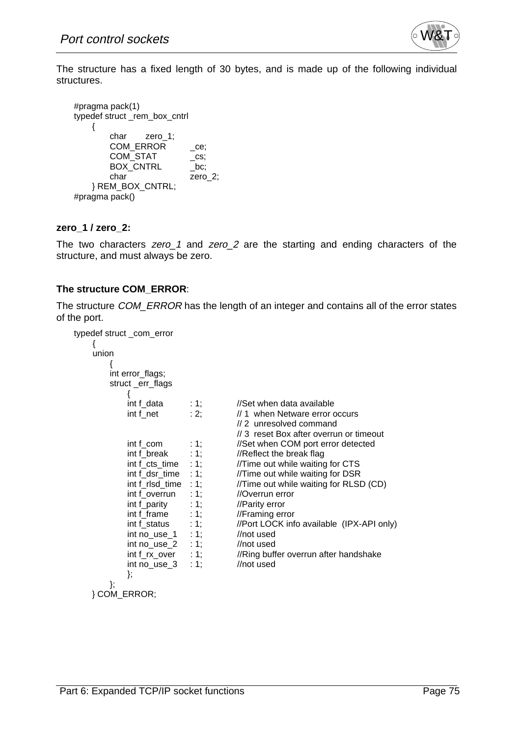The structure has a fixed length of 30 bytes, and is made up of the following individual structures.

```
#pragma pack(1)
typedef struct _rem_box_cntrl
    {
        char        zero_1;
        COM_ERROR       _ce;
        COM_STAT        _cs;
        BOX_CNTRL       _bc;
        char            zero_2;
    } REM_BOX_CNTRL;
#pragma pack()
```

**zero_1 / zero_2:**

The two characters *zero_1* and *zero_2* are the starting and ending characters of the structure, and must always be zero.

**The structure COM_ERROR**:

The structure *COM_ERROR* has the length of an integer and contains all of the error states of the port.

```
typedef struct _com_error
    {
    union
        {
        int error_flags;
        struct _err_flags
            {
            int f_data       : 1;    //Set when data available
            int f_net        : 2;    // 1  when Netware error occurs
                                     // 2  unresolved command
                                     // 3  reset Box after overrun or timeout
            int f_com        : 1;    //Set when COM port error detected
            int f_break      : 1;    //Reflect the break flag
            int f_cts_time   : 1;    //Time out while waiting for CTS
            int f_dsr_time   : 1;    //Time out while waiting for DSR
            int f_rlsd_time  : 1;    //Time out while waiting for RLSD (CD)
            int f_overrun    : 1;    //Overrun error
            int f_parity     : 1;    //Parity error
            int f_frame      : 1;    //Framing error
            int f_status     : 1;    //Port LOCK info available  (IPX-API only)
            int no_use_1     : 1;    //not used
            int no_use_2     : 1;    //not used
            int f_rx_over    : 1;    //Ring buffer overrun after handshake
            int no_use_3     : 1;    //not used
            };
        };
    } COM_ERROR;
```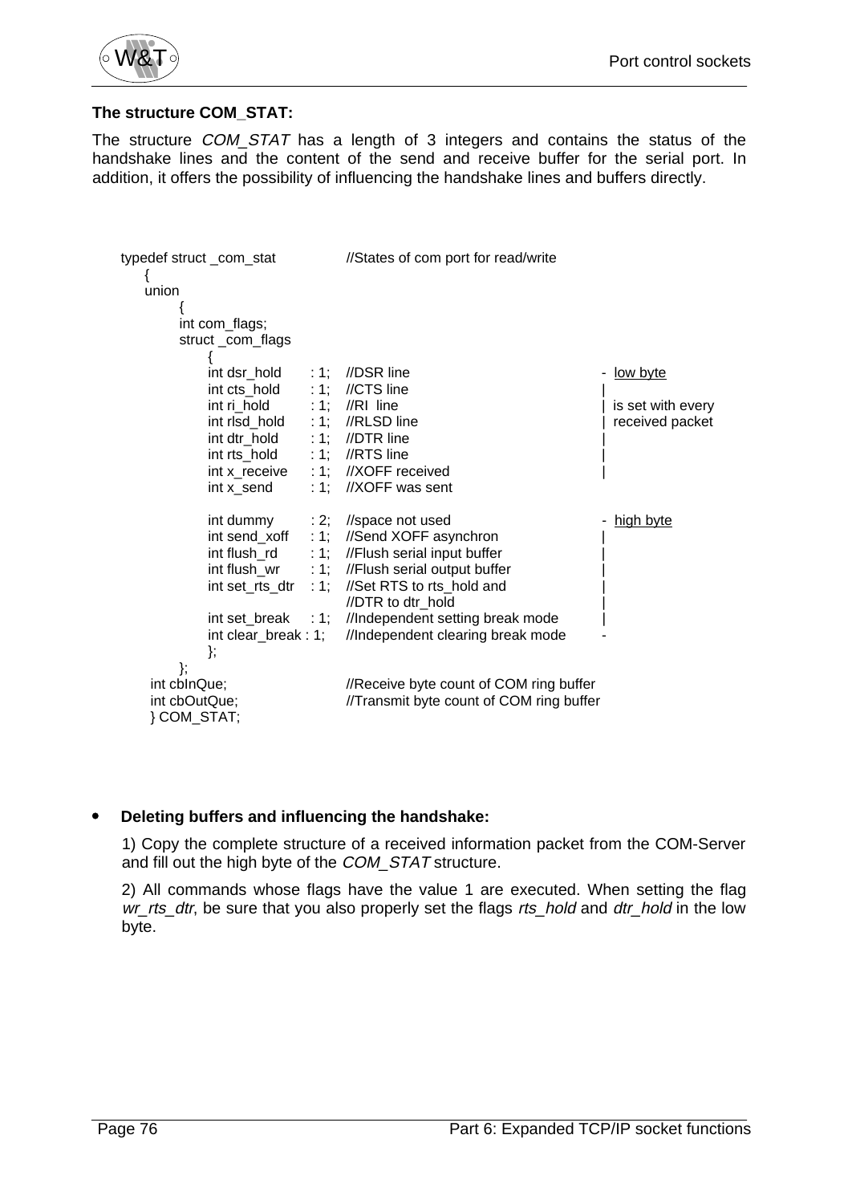**The structure COM_STAT:**

The structure *COM_STAT* has a length of 3 integers and contains the status of the handshake lines and the content of the send and receive buffer for the serial port. In addition, it offers the possibility of influencing the handshake lines and buffers directly.

```
typedef struct _com_stat              //States of com port for read/write
    {
    union
        {
        int com_flags;
        struct _com_flags
            {
            int dsr_hold      : 1;   //DSR line                          -  low byte
            int cts_hold      : 1;   //CTS line                          |
            int ri_hold       : 1;   //RI  line                          |  is set with every
            int rlsd_hold     : 1;   //RLSD line                         |  received packet
            int dtr_hold      : 1;   //DTR line                          |
            int rts_hold      : 1;   //RTS line                          |
            int x_receive     : 1;   //XOFF received                     |
            int x_send        : 1;   //XOFF was sent

            int dummy         : 2;   //space not used                    -  high byte
            int send_xoff     : 1;   //Send XOFF asynchron               |
            int flush_rd      : 1;   //Flush serial input buffer         |
            int flush_wr      : 1;   //Flush serial output buffer        |
            int set_rts_dtr   : 1;   //Set RTS to rts_hold and           |
                                     //DTR to dtr_hold                   |
            int set_break     : 1;   //Independent setting break mode    |
            int clear_break : 1;     //Independent clearing break mode   -
            };
        };
     int cbInQue;                    //Receive byte count of COM ring buffer
     int cbOutQue;                   //Transmit byte count of COM ring buffer
     } COM_STAT;
```

- **Deleting buffers and influencing the handshake:**

  1) Copy the complete structure of a received information packet from the COM-Server and fill out the high byte of the *COM_STAT* structure.

  2) All commands whose flags have the value 1 are executed. When setting the flag *wr_rts_dtr*, be sure that you also properly set the flags *rts_hold* and *dtr_hold* in the low byte.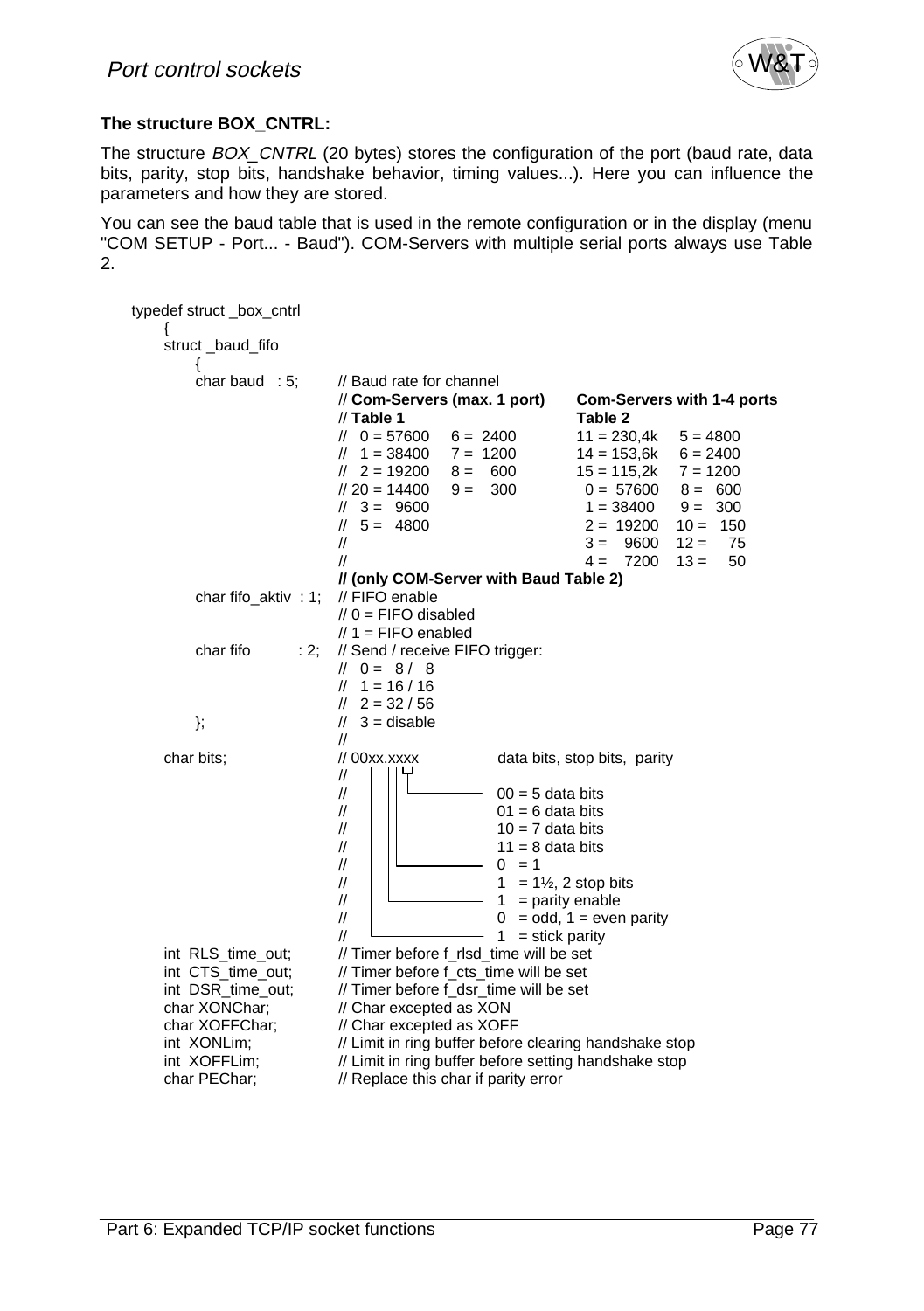**The structure BOX_CNTRL:**

The structure *BOX_CNTRL* (20 bytes) stores the configuration of the port (baud rate, data bits, parity, stop bits, handshake behavior, timing values...). Here you can influence the parameters and how they are stored.

You can see the baud table that is used in the remote configuration or in the display (menu "COM SETUP - Port... - Baud"). COM-Servers with multiple serial ports always use Table 2.

```
typedef struct _box_cntrl
    {
    struct _baud_fifo
        {
        char baud   : 5;      // Baud rate for channel
                              // Com-Servers (max. 1 port)      Com-Servers with 1-4 ports
                              // Table 1                        Table 2
                              //  0 = 57600    6 = 2400         11 = 230,4k    5 = 4800
                              //  1 = 38400    7 = 1200         14 = 153,6k    6 = 2400
                              //  2 = 19200    8 =  600         15 = 115,2k    7 = 1200
                              // 20 = 14400    9 =  300          0 = 57600     8 =  600
                              //  3 =  9600                      1 = 38400     9 =  300
                              //  5 =  4800                      2 = 19200    10 =  150
                              //                                 3 =  9600    12 =   75
                              //                                 4 =  7200    13 =   50
                              // (only COM-Server with Baud Table 2)
        char fifo_aktiv : 1;  // FIFO enable
                              // 0 = FIFO disabled
                              // 1 = FIFO enabled
        char fifo       : 2;  // Send / receive FIFO trigger:
                              //  0 =  8 /  8
                              //  1 = 16 / 16
                              //  2 = 32 / 56
        };                    //  3 = disable
                              //
    char bits;                // 00xx.xxxx           data bits, stop bits, parity
                              //
                              //                     00 = 5 data bits
                              //                     01 = 6 data bits
                              //                     10 = 7 data bits
                              //                     11 = 8 data bits
                              //                     0  = 1
                              //                     1  = 1½, 2 stop bits
                              //                     1  = parity enable
                              //                     0  = odd, 1 = even parity
                              //                     1  = stick parity
    int  RLS_time_out;        // Timer before f_rlsd_time will be set
    int  CTS_time_out;        // Timer before f_cts_time will be set
    int  DSR_time_out;        // Timer before f_dsr_time will be set
    char XONChar;             // Char excepted as XON
    char XOFFChar;            // Char excepted as XOFF
    int  XONLim;              // Limit in ring buffer before clearing handshake stop
    int  XOFFLim;             // Limit in ring buffer before setting handshake stop
    char PEChar;              // Replace this char if parity error
```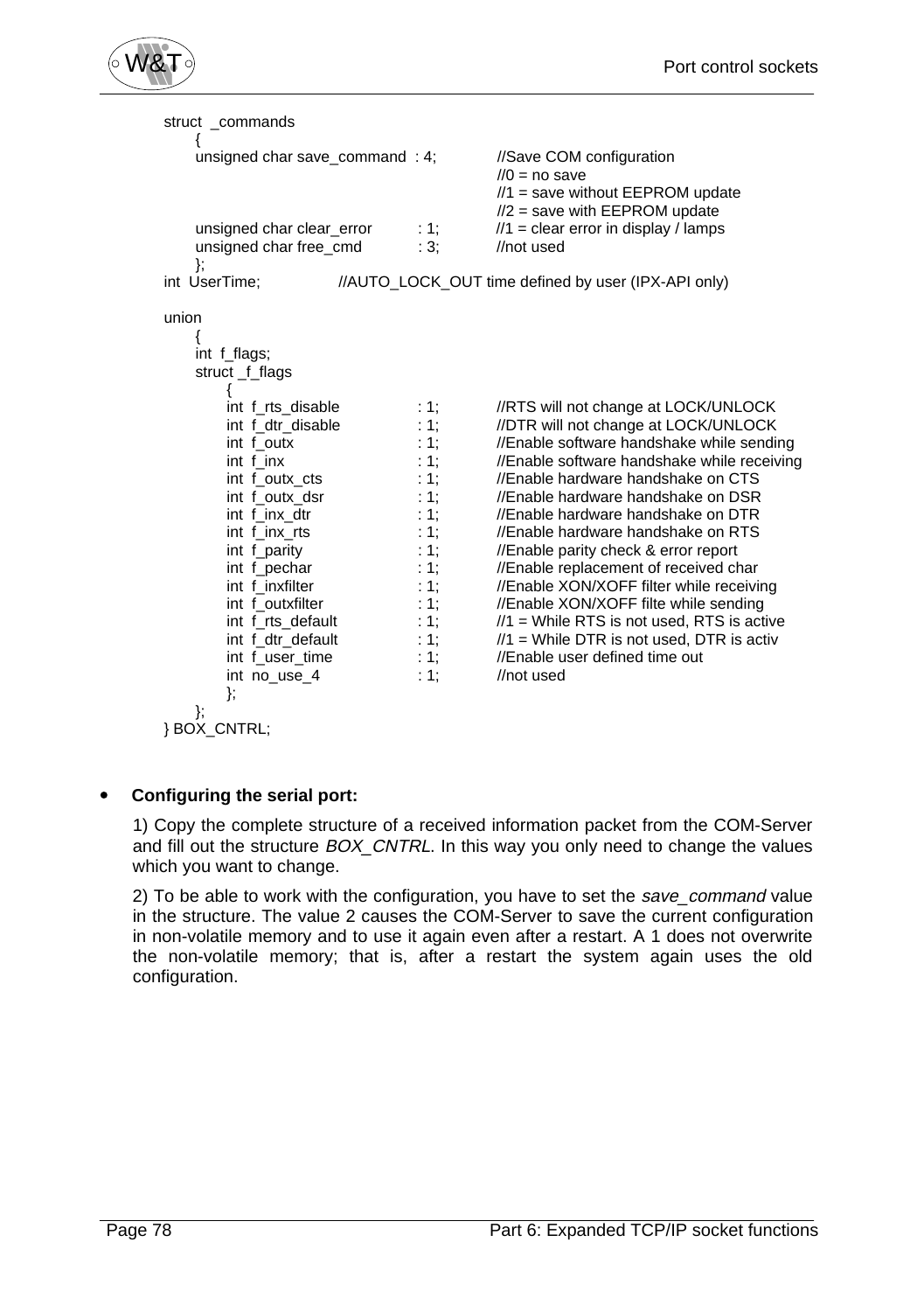```
struct  _commands
      {
      unsigned char save_command  : 4;          //Save COM configuration
                                                //0 = no save
                                                //1 = save without EEPROM update
                                                //2 = save with EEPROM update
      unsigned char clear_error        : 1;     //1 = clear error in display / lamps
      unsigned char free_cmd           : 3;     //not used
      };
int  UserTime;              //AUTO_LOCK_OUT time defined by user (IPX-API only)

union
      {
      int  f_flags;
      struct _f_flags
            {
            int  f_rts_disable         : 1;     //RTS will not change at LOCK/UNLOCK
            int  f_dtr_disable         : 1;     //DTR will not change at LOCK/UNLOCK
            int  f_outx                : 1;     //Enable software handshake while sending
            int  f_inx                 : 1;     //Enable software handshake while receiving
            int  f_outx_cts            : 1;     //Enable hardware handshake on CTS
            int  f_outx_dsr            : 1;     //Enable hardware handshake on DSR
            int  f_inx_dtr             : 1;     //Enable hardware handshake on DTR
            int  f_inx_rts             : 1;     //Enable hardware handshake on RTS
            int  f_parity              : 1;     //Enable parity check & error report
            int  f_pechar              : 1;     //Enable replacement of received char
            int  f_inxfilter           : 1;     //Enable XON/XOFF filter while receiving
            int  f_outxfilter          : 1;     //Enable XON/XOFF filte while sending
            int  f_rts_default         : 1;     //1 = While RTS is not used, RTS is active
            int  f_dtr_default         : 1;     //1 = While DTR is not used, DTR is activ
            int  f_user_time           : 1;     //Enable user defined time out
            int  no_use_4              : 1;     //not used
            };
      };
} BOX_CNTRL;
```

- **Configuring the serial port:**

  1) Copy the complete structure of a received information packet from the COM-Server and fill out the structure *BOX_CNTRL*. In this way you only need to change the values which you want to change.

  2) To be able to work with the configuration, you have to set the *save_command* value in the structure. The value 2 causes the COM-Server to save the current configuration in non-volatile memory and to use it again even after a restart. A 1 does not overwrite the non-volatile memory; that is, after a restart the system again uses the old configuration.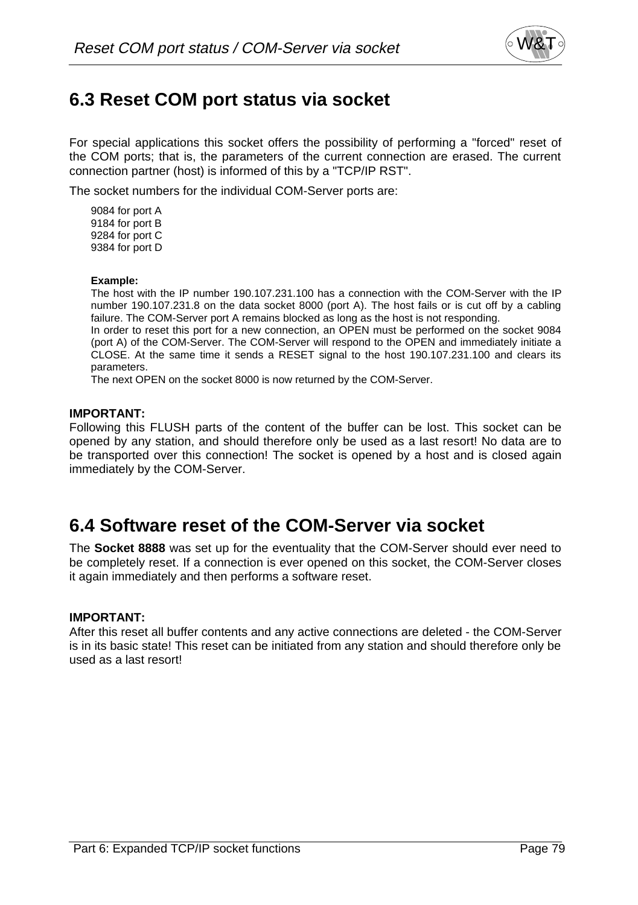## 6.3 Reset COM port status via socket

For special applications this socket offers the possibility of performing a "forced" reset of the COM ports; that is, the parameters of the current connection are erased. The current connection partner (host) is informed of this by a "TCP/IP RST".

The socket numbers for the individual COM-Server ports are:

9084 for port A
9184 for port B
9284 for port C
9384 for port D

**Example:**
The host with the IP number 190.107.231.100 has a connection with the COM-Server with the IP number 190.107.231.8 on the data socket 8000 (port A). The host fails or is cut off by a cabling failure. The COM-Server port A remains blocked as long as the host is not responding.
In order to reset this port for a new connection, an OPEN must be performed on the socket 9084 (port A) of the COM-Server. The COM-Server will respond to the OPEN and immediately initiate a CLOSE. At the same time it sends a RESET signal to the host 190.107.231.100 and clears its parameters.
The next OPEN on the socket 8000 is now returned by the COM-Server.

**IMPORTANT:**
Following this FLUSH parts of the content of the buffer can be lost. This socket can be opened by any station, and should therefore only be used as a last resort! No data are to be transported over this connection! The socket is opened by a host and is closed again immediately by the COM-Server.

## 6.4 Software reset of the COM-Server via socket

The **Socket 8888** was set up for the eventuality that the COM-Server should ever need to be completely reset. If a connection is ever opened on this socket, the COM-Server closes it again immediately and then performs a software reset.

**IMPORTANT:**
After this reset all buffer contents and any active connections are deleted - the COM-Server is in its basic state! This reset can be initiated from any station and should therefore only be used as a last resort!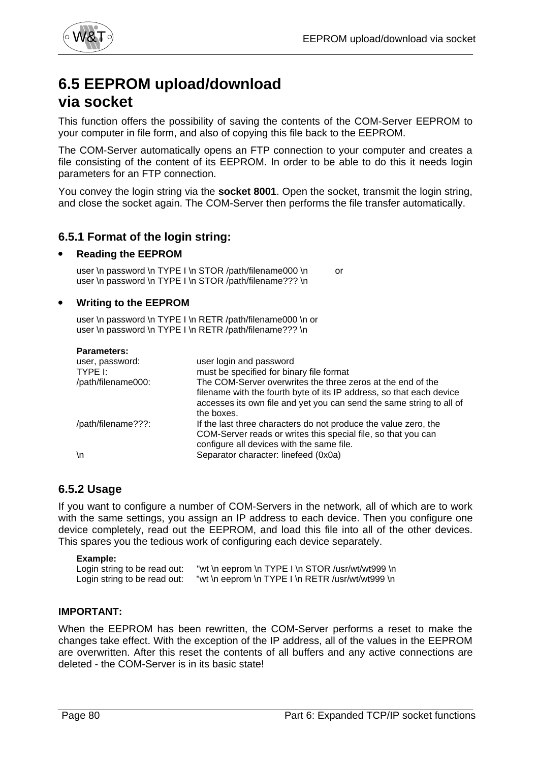# 6.5 EEPROM upload/download via socket

This function offers the possibility of saving the contents of the COM-Server EEPROM to your computer in file form, and also of copying this file back to the EEPROM.

The COM-Server automatically opens an FTP connection to your computer and creates a file consisting of the content of its EEPROM. In order to be able to do this it needs login parameters for an FTP connection.

You convey the login string via the **socket 8001**. Open the socket, transmit the login string, and close the socket again. The COM-Server then performs the file transfer automatically.

## 6.5.1 Format of the login string:

- **Reading the EEPROM**

  user \n password \n TYPE I \n STOR /path/filename000 \n or
  user \n password \n TYPE I \n STOR /path/filename??? \n

- **Writing to the EEPROM**

  user \n password \n TYPE I \n RETR /path/filename000 \n or
  user \n password \n TYPE I \n RETR /path/filename??? \n

**Parameters:**

| | |
|---|---|
| user, password: | user login and password |
| TYPE I: | must be specified for binary file format |
| /path/filename000: | The COM-Server overwrites the three zeros at the end of the filename with the fourth byte of its IP address, so that each device accesses its own file and yet you can send the same string to all of the boxes. |
| /path/filename???: | If the last three characters do not produce the value zero, the COM-Server reads or writes this special file, so that you can configure all devices with the same file. |
| \n | Separator character: linefeed (0x0a) |

## 6.5.2 Usage

If you want to configure a number of COM-Servers in the network, all of which are to work with the same settings, you assign an IP address to each device. Then you configure one device completely, read out the EEPROM, and load this file into all of the other devices. This spares you the tedious work of configuring each device separately.

**Example:**

Login string to be read out: "wt \n eeprom \n TYPE I \n STOR /usr/wt/wt999 \n
Login string to be read out: "wt \n eeprom \n TYPE I \n RETR /usr/wt/wt999 \n

**IMPORTANT:**

When the EEPROM has been rewritten, the COM-Server performs a reset to make the changes take effect. With the exception of the IP address, all of the values in the EEPROM are overwritten. After this reset the contents of all buffers and any active connections are deleted - the COM-Server is in its basic state!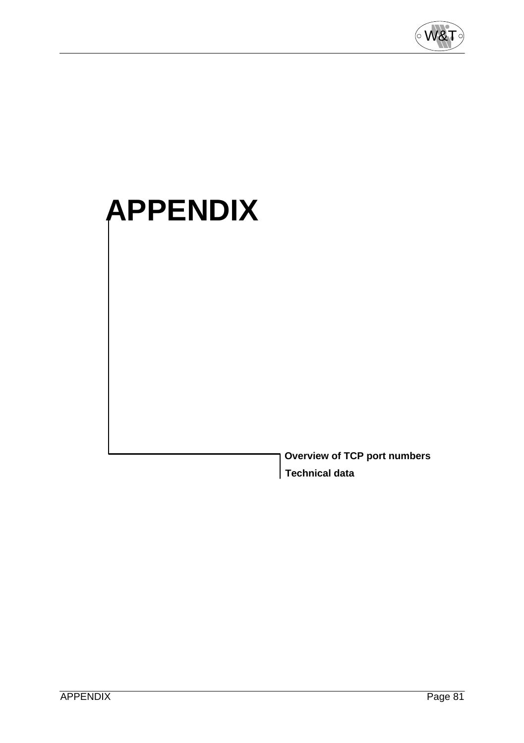# APPENDIX

**Overview of TCP port numbers**

**Technical data**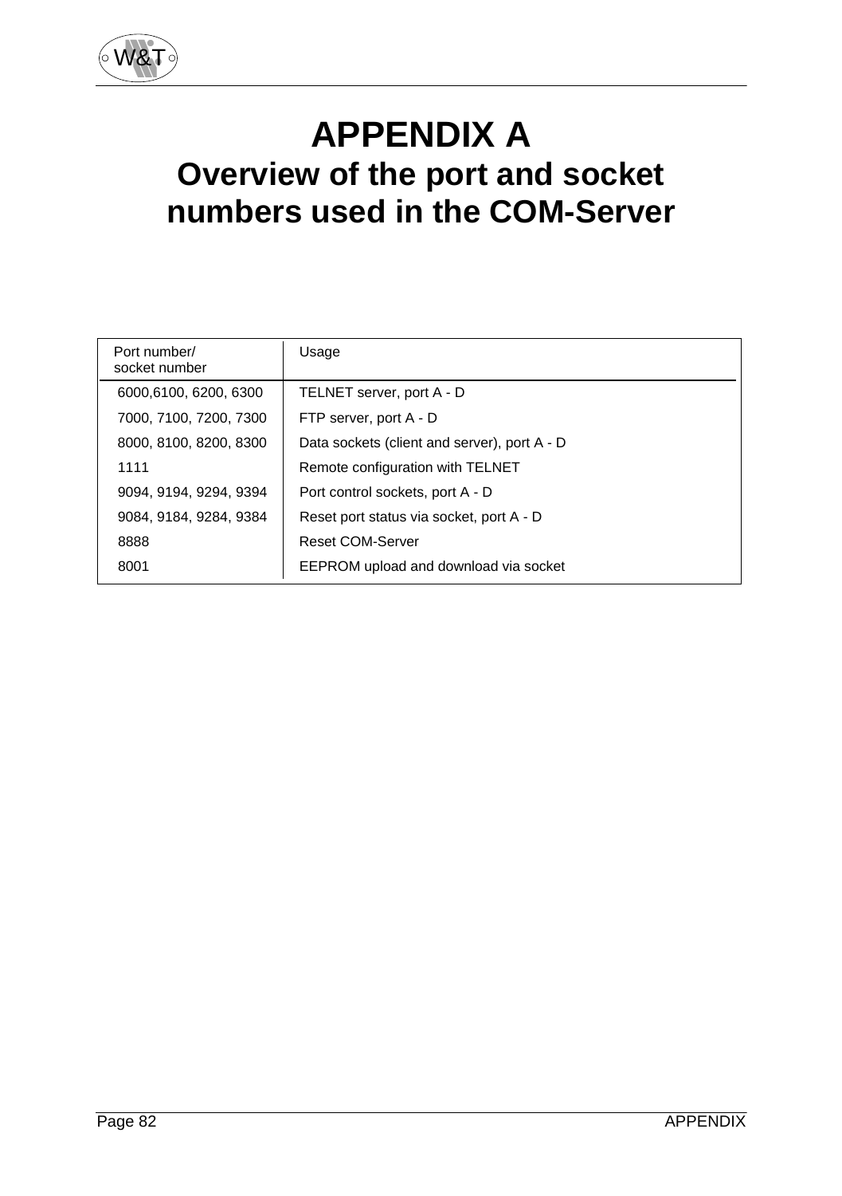# APPENDIX A
## Overview of the port and socket numbers used in the COM-Server

| Port number/ socket number | Usage |
|---|---|
| 6000,6100, 6200, 6300 | TELNET server, port A - D |
| 7000, 7100, 7200, 7300 | FTP server, port A - D |
| 8000, 8100, 8200, 8300 | Data sockets (client and server), port A - D |
| 1111 | Remote configuration with TELNET |
| 9094, 9194, 9294, 9394 | Port control sockets, port A - D |
| 9084, 9184, 9284, 9384 | Reset port status via socket, port A - D |
| 8888 | Reset COM-Server |
| 8001 | EEPROM upload and download via socket |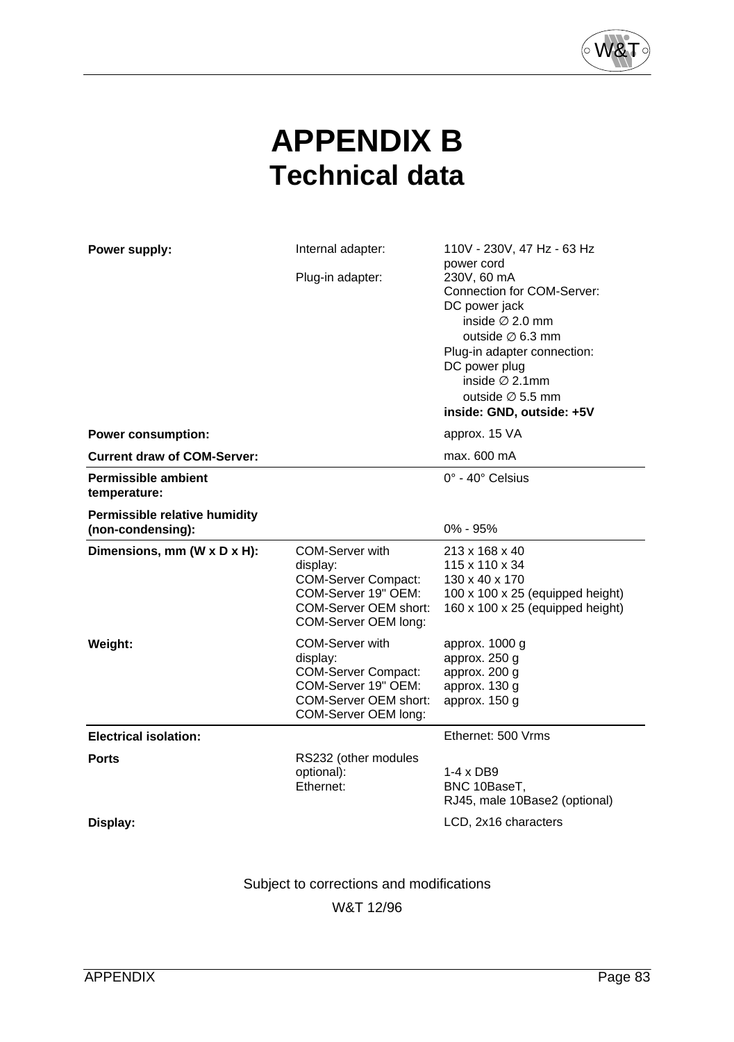# APPENDIX B
## Technical data

| | | |
|---|---|---|
| **Power supply:** | Internal adapter: | 110V - 230V, 47 Hz - 63 Hz power cord |
| | Plug-in adapter: | 230V, 60 mA<br>Connection for COM-Server:<br>DC power jack<br>inside ∅ 2.0 mm<br>outside ∅ 6.3 mm<br>Plug-in adapter connection:<br>DC power plug<br>inside ∅ 2.1mm<br>outside ∅ 5.5 mm<br>**inside: GND, outside: +5V** |
| **Power consumption:** | | approx. 15 VA |
| **Current draw of COM-Server:** | | max. 600 mA |
| **Permissible ambient temperature:** | | 0° - 40° Celsius |
| **Permissible relative humidity (non-condensing):** | | 0% - 95% |
| **Dimensions, mm (W x D x H):** | COM-Server with display:<br>COM-Server Compact:<br>COM-Server 19" OEM:<br>COM-Server OEM short:<br>COM-Server OEM long: | 213 x 168 x 40<br>115 x 110 x 34<br>130 x 40 x 170<br>100 x 100 x 25 (equipped height)<br>160 x 100 x 25 (equipped height) |
| **Weight:** | COM-Server with display:<br>COM-Server Compact:<br>COM-Server 19" OEM:<br>COM-Server OEM short:<br>COM-Server OEM long: | approx. 1000 g<br>approx. 250 g<br>approx. 200 g<br>approx. 130 g<br>approx. 150 g |
| **Electrical isolation:** | | Ethernet: 500 Vrms |
| **Ports** | RS232 (other modules optional):<br>Ethernet: | 1-4 x DB9<br>BNC 10BaseT,<br>RJ45, male 10Base2 (optional) |
| **Display:** | | LCD, 2x16 characters |

Subject to corrections and modifications

W&T 12/96